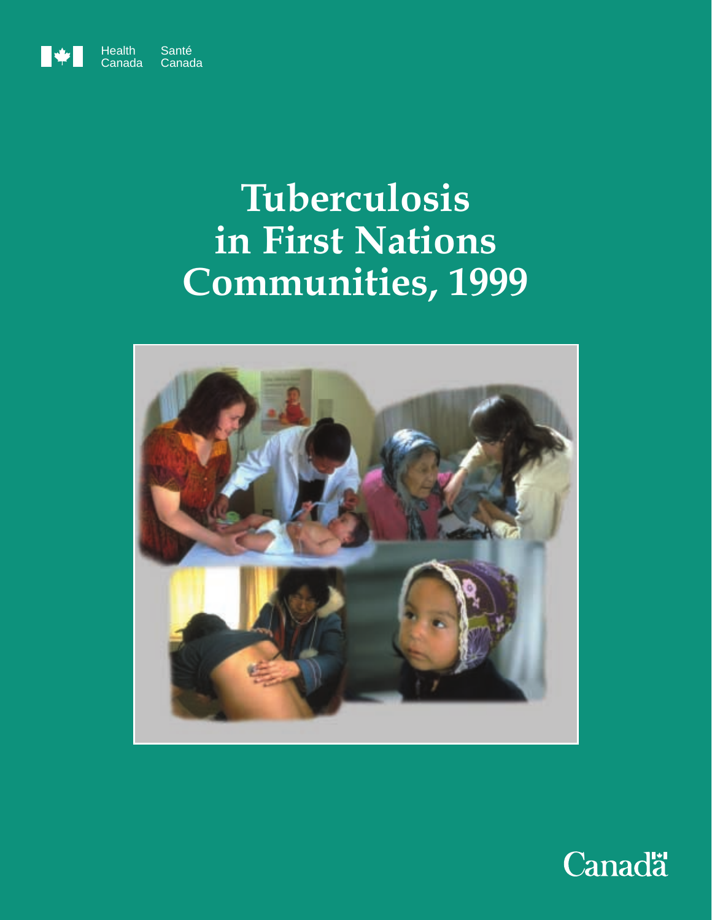Health Canada Santé Canada

# Tuberculosis in First Nations Communities, 1999

Canada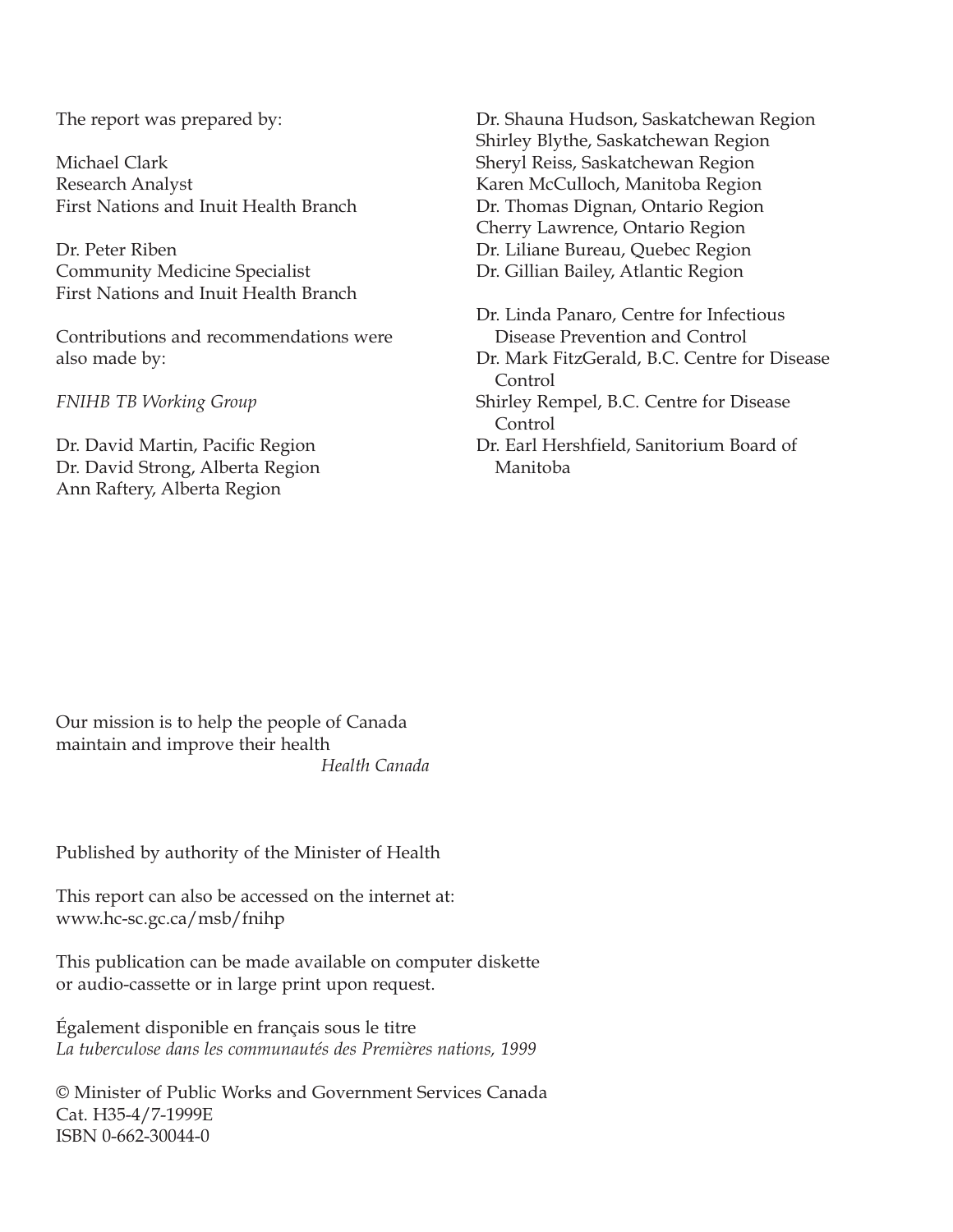The report was prepared by:

Michael Clark
Research Analyst
First Nations and Inuit Health Branch

Dr. Peter Riben
Community Medicine Specialist
First Nations and Inuit Health Branch

Contributions and recommendations were also made by:

*FNIHB TB Working Group*

Dr. David Martin, Pacific Region
Dr. David Strong, Alberta Region
Ann Raftery, Alberta Region
Dr. Shauna Hudson, Saskatchewan Region
Shirley Blythe, Saskatchewan Region
Sheryl Reiss, Saskatchewan Region
Karen McCulloch, Manitoba Region
Dr. Thomas Dignan, Ontario Region
Cherry Lawrence, Ontario Region
Dr. Liliane Bureau, Quebec Region
Dr. Gillian Bailey, Atlantic Region

Dr. Linda Panaro, Centre for Infectious Disease Prevention and Control
Dr. Mark FitzGerald, B.C. Centre for Disease Control
Shirley Rempel, B.C. Centre for Disease Control
Dr. Earl Hershfield, Sanitorium Board of Manitoba

Our mission is to help the people of Canada maintain and improve their health

*Health Canada*

Published by authority of the Minister of Health

This report can also be accessed on the internet at:
www.hc-sc.gc.ca/msb/fnihp

This publication can be made available on computer diskette or audio-cassette or in large print upon request.

Également disponible en français sous le titre
*La tuberculose dans les communautés des Premières nations, 1999*

© Minister of Public Works and Government Services Canada
Cat. H35-4/7-1999E
ISBN 0-662-30044-0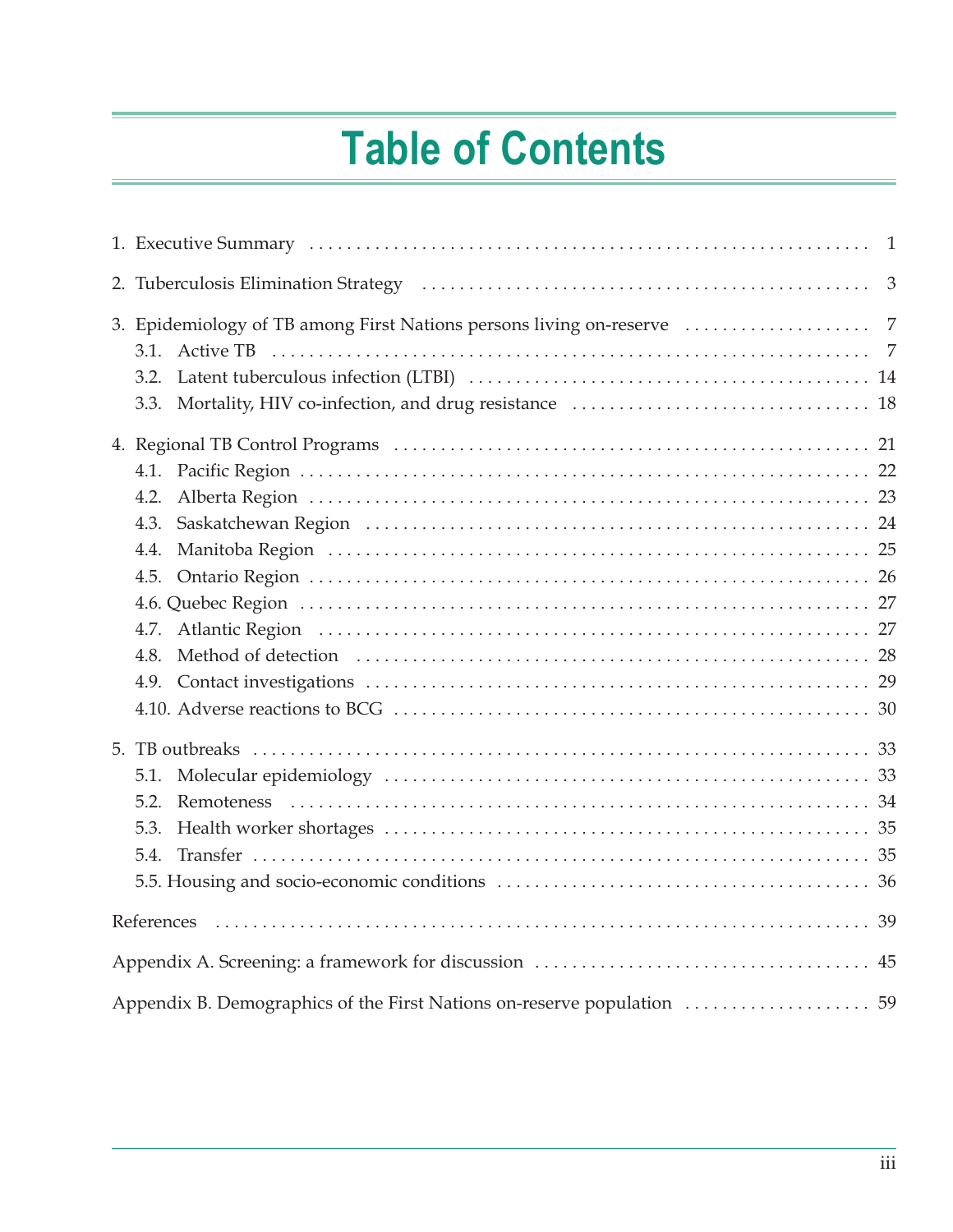# Table of Contents

1. Executive Summary ............ 1

2. Tuberculosis Elimination Strategy ............ 3

3. Epidemiology of TB among First Nations persons living on-reserve ............ 7
   - 3.1. Active TB ............ 7
   - 3.2. Latent tuberculous infection (LTBI) ............ 14
   - 3.3. Mortality, HIV co-infection, and drug resistance ............ 18

4. Regional TB Control Programs ............ 21
   - 4.1. Pacific Region ............ 22
   - 4.2. Alberta Region ............ 23
   - 4.3. Saskatchewan Region ............ 24
   - 4.4. Manitoba Region ............ 25
   - 4.5. Ontario Region ............ 26
   - 4.6. Quebec Region ............ 27
   - 4.7. Atlantic Region ............ 27
   - 4.8. Method of detection ............ 28
   - 4.9. Contact investigations ............ 29
   - 4.10. Adverse reactions to BCG ............ 30

5. TB outbreaks ............ 33
   - 5.1. Molecular epidemiology ............ 33
   - 5.2. Remoteness ............ 34
   - 5.3. Health worker shortages ............ 35
   - 5.4. Transfer ............ 35
   - 5.5. Housing and socio-economic conditions ............ 36

References ............ 39

Appendix A. Screening: a framework for discussion ............ 45

Appendix B. Demographics of the First Nations on-reserve population ............ 59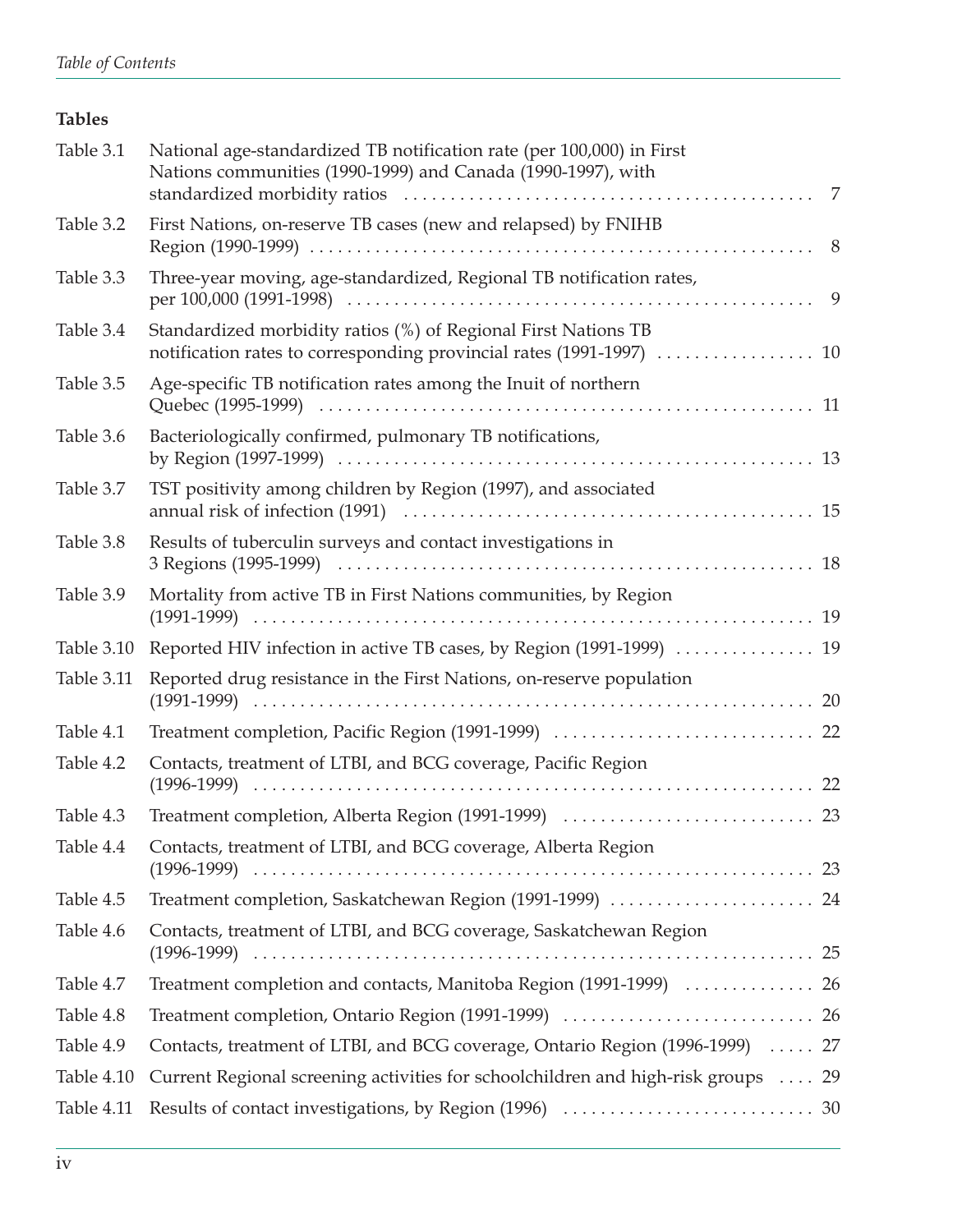**Tables**

| | | |
|---|---|---|
| Table 3.1 | National age-standardized TB notification rate (per 100,000) in First Nations communities (1990-1999) and Canada (1990-1997), with standardized morbidity ratios | 7 |
| Table 3.2 | First Nations, on-reserve TB cases (new and relapsed) by FNIHB Region (1990-1999) | 8 |
| Table 3.3 | Three-year moving, age-standardized, Regional TB notification rates, per 100,000 (1991-1998) | 9 |
| Table 3.4 | Standardized morbidity ratios (%) of Regional First Nations TB notification rates to corresponding provincial rates (1991-1997) | 10 |
| Table 3.5 | Age-specific TB notification rates among the Inuit of northern Quebec (1995-1999) | 11 |
| Table 3.6 | Bacteriologically confirmed, pulmonary TB notifications, by Region (1997-1999) | 13 |
| Table 3.7 | TST positivity among children by Region (1997), and associated annual risk of infection (1991) | 15 |
| Table 3.8 | Results of tuberculin surveys and contact investigations in 3 Regions (1995-1999) | 18 |
| Table 3.9 | Mortality from active TB in First Nations communities, by Region (1991-1999) | 19 |
| Table 3.10 | Reported HIV infection in active TB cases, by Region (1991-1999) | 19 |
| Table 3.11 | Reported drug resistance in the First Nations, on-reserve population (1991-1999) | 20 |
| Table 4.1 | Treatment completion, Pacific Region (1991-1999) | 22 |
| Table 4.2 | Contacts, treatment of LTBI, and BCG coverage, Pacific Region (1996-1999) | 22 |
| Table 4.3 | Treatment completion, Alberta Region (1991-1999) | 23 |
| Table 4.4 | Contacts, treatment of LTBI, and BCG coverage, Alberta Region (1996-1999) | 23 |
| Table 4.5 | Treatment completion, Saskatchewan Region (1991-1999) | 24 |
| Table 4.6 | Contacts, treatment of LTBI, and BCG coverage, Saskatchewan Region (1996-1999) | 25 |
| Table 4.7 | Treatment completion and contacts, Manitoba Region (1991-1999) | 26 |
| Table 4.8 | Treatment completion, Ontario Region (1991-1999) | 26 |
| Table 4.9 | Contacts, treatment of LTBI, and BCG coverage, Ontario Region (1996-1999) | 27 |
| Table 4.10 | Current Regional screening activities for schoolchildren and high-risk groups | 29 |
| Table 4.11 | Results of contact investigations, by Region (1996) | 30 |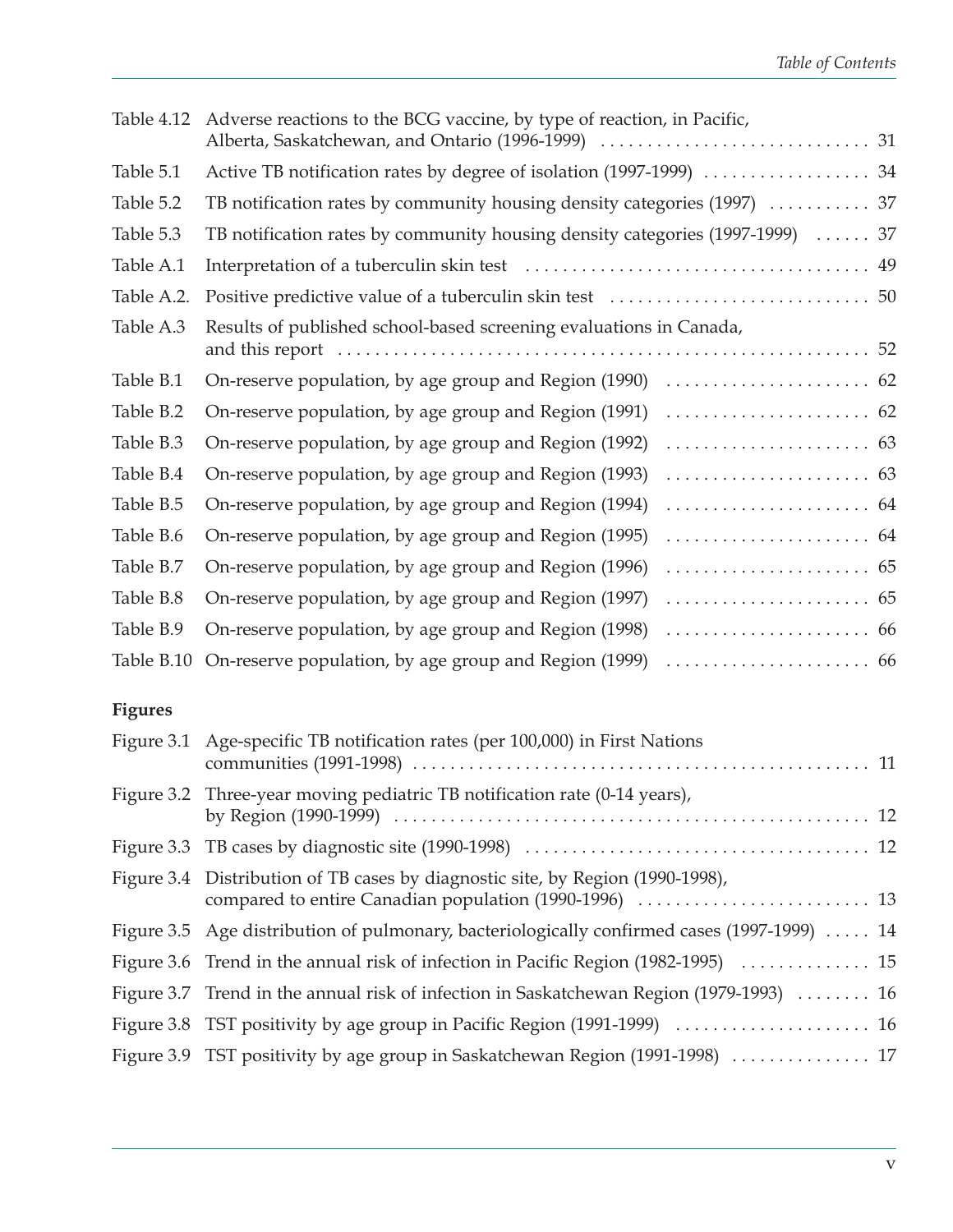| | | |
|---|---|---|
| Table 4.12 | Adverse reactions to the BCG vaccine, by type of reaction, in Pacific, Alberta, Saskatchewan, and Ontario (1996-1999) | 31 |
| Table 5.1 | Active TB notification rates by degree of isolation (1997-1999) | 34 |
| Table 5.2 | TB notification rates by community housing density categories (1997) | 37 |
| Table 5.3 | TB notification rates by community housing density categories (1997-1999) | 37 |
| Table A.1 | Interpretation of a tuberculin skin test | 49 |
| Table A.2. | Positive predictive value of a tuberculin skin test | 50 |
| Table A.3 | Results of published school-based screening evaluations in Canada, and this report | 52 |
| Table B.1 | On-reserve population, by age group and Region (1990) | 62 |
| Table B.2 | On-reserve population, by age group and Region (1991) | 62 |
| Table B.3 | On-reserve population, by age group and Region (1992) | 63 |
| Table B.4 | On-reserve population, by age group and Region (1993) | 63 |
| Table B.5 | On-reserve population, by age group and Region (1994) | 64 |
| Table B.6 | On-reserve population, by age group and Region (1995) | 64 |
| Table B.7 | On-reserve population, by age group and Region (1996) | 65 |
| Table B.8 | On-reserve population, by age group and Region (1997) | 65 |
| Table B.9 | On-reserve population, by age group and Region (1998) | 66 |
| Table B.10 | On-reserve population, by age group and Region (1999) | 66 |

**Figures**

| | | |
|---|---|---|
| Figure 3.1 | Age-specific TB notification rates (per 100,000) in First Nations communities (1991-1998) | 11 |
| Figure 3.2 | Three-year moving pediatric TB notification rate (0-14 years), by Region (1990-1999) | 12 |
| Figure 3.3 | TB cases by diagnostic site (1990-1998) | 12 |
| Figure 3.4 | Distribution of TB cases by diagnostic site, by Region (1990-1998), compared to entire Canadian population (1990-1996) | 13 |
| Figure 3.5 | Age distribution of pulmonary, bacteriologically confirmed cases (1997-1999) | 14 |
| Figure 3.6 | Trend in the annual risk of infection in Pacific Region (1982-1995) | 15 |
| Figure 3.7 | Trend in the annual risk of infection in Saskatchewan Region (1979-1993) | 16 |
| Figure 3.8 | TST positivity by age group in Pacific Region (1991-1999) | 16 |
| Figure 3.9 | TST positivity by age group in Saskatchewan Region (1991-1998) | 17 |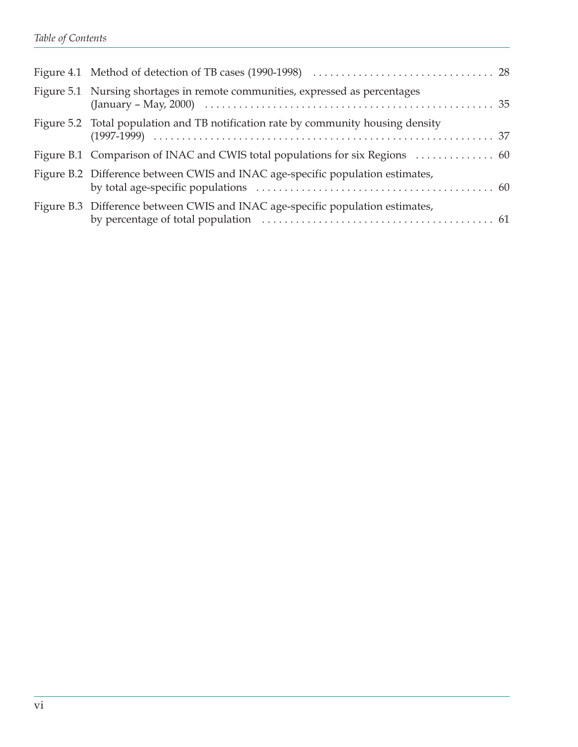Figure 4.1 Method of detection of TB cases (1990-1998) . . . . . . . . . . . . . . . . . . . . . . . . . . . . . . . . 28

Figure 5.1 Nursing shortages in remote communities, expressed as percentages (January – May, 2000) . . . . . . . . . . . . . . . . . . . . . . . . . . . . . . . . . . . . . . . . . . . . . . . . . . . . 35

Figure 5.2 Total population and TB notification rate by community housing density (1997-1999) . . . . . . . . . . . . . . . . . . . . . . . . . . . . . . . . . . . . . . . . . . . . . . . . . . . . . . . . . . . . . . . 37

Figure B.1 Comparison of INAC and CWIS total populations for six Regions . . . . . . . . . . . . . . 60

Figure B.2 Difference between CWIS and INAC age-specific population estimates, by total age-specific populations . . . . . . . . . . . . . . . . . . . . . . . . . . . . . . . . . . . . . . . . . . 60

Figure B.3 Difference between CWIS and INAC age-specific population estimates, by percentage of total population . . . . . . . . . . . . . . . . . . . . . . . . . . . . . . . . . . . . . . . . . 61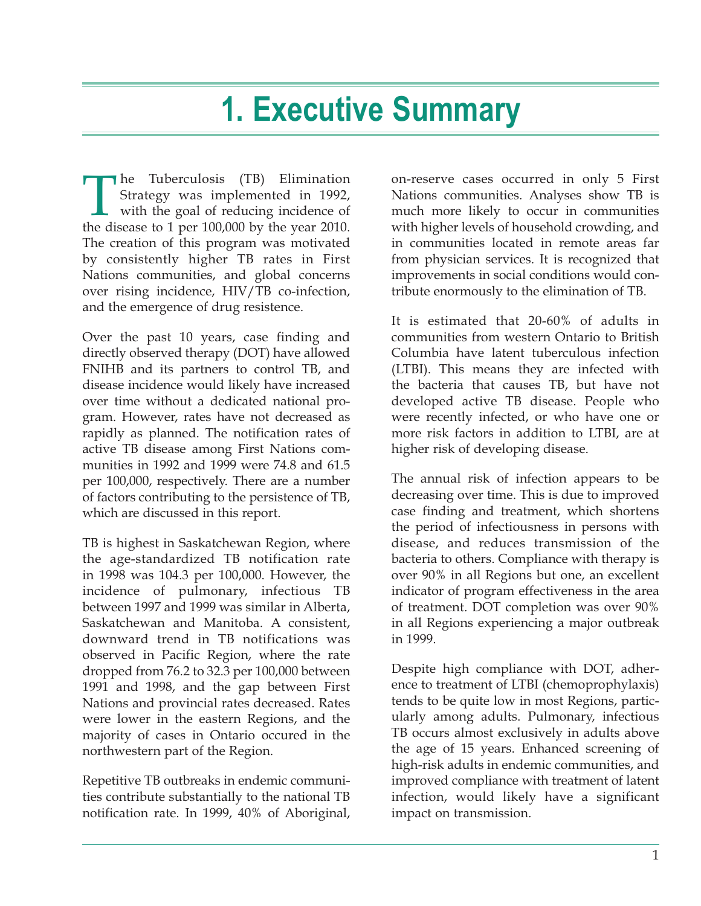# 1. Executive Summary

The Tuberculosis (TB) Elimination Strategy was implemented in 1992, with the goal of reducing incidence of the disease to 1 per 100,000 by the year 2010. The creation of this program was motivated by consistently higher TB rates in First Nations communities, and global concerns over rising incidence, HIV/TB co-infection, and the emergence of drug resistence.

Over the past 10 years, case finding and directly observed therapy (DOT) have allowed FNIHB and its partners to control TB, and disease incidence would likely have increased over time without a dedicated national program. However, rates have not decreased as rapidly as planned. The notification rates of active TB disease among First Nations communities in 1992 and 1999 were 74.8 and 61.5 per 100,000, respectively. There are a number of factors contributing to the persistence of TB, which are discussed in this report.

TB is highest in Saskatchewan Region, where the age-standardized TB notification rate in 1998 was 104.3 per 100,000. However, the incidence of pulmonary, infectious TB between 1997 and 1999 was similar in Alberta, Saskatchewan and Manitoba. A consistent, downward trend in TB notifications was observed in Pacific Region, where the rate dropped from 76.2 to 32.3 per 100,000 between 1991 and 1998, and the gap between First Nations and provincial rates decreased. Rates were lower in the eastern Regions, and the majority of cases in Ontario occured in the northwestern part of the Region.

Repetitive TB outbreaks in endemic communities contribute substantially to the national TB notification rate. In 1999, 40% of Aboriginal, on-reserve cases occurred in only 5 First Nations communities. Analyses show TB is much more likely to occur in communities with higher levels of household crowding, and in communities located in remote areas far from physician services. It is recognized that improvements in social conditions would contribute enormously to the elimination of TB.

It is estimated that 20-60% of adults in communities from western Ontario to British Columbia have latent tuberculous infection (LTBI). This means they are infected with the bacteria that causes TB, but have not developed active TB disease. People who were recently infected, or who have one or more risk factors in addition to LTBI, are at higher risk of developing disease.

The annual risk of infection appears to be decreasing over time. This is due to improved case finding and treatment, which shortens the period of infectiousness in persons with disease, and reduces transmission of the bacteria to others. Compliance with therapy is over 90% in all Regions but one, an excellent indicator of program effectiveness in the area of treatment. DOT completion was over 90% in all Regions experiencing a major outbreak in 1999.

Despite high compliance with DOT, adherence to treatment of LTBI (chemoprophylaxis) tends to be quite low in most Regions, particularly among adults. Pulmonary, infectious TB occurs almost exclusively in adults above the age of 15 years. Enhanced screening of high-risk adults in endemic communities, and improved compliance with treatment of latent infection, would likely have a significant impact on transmission.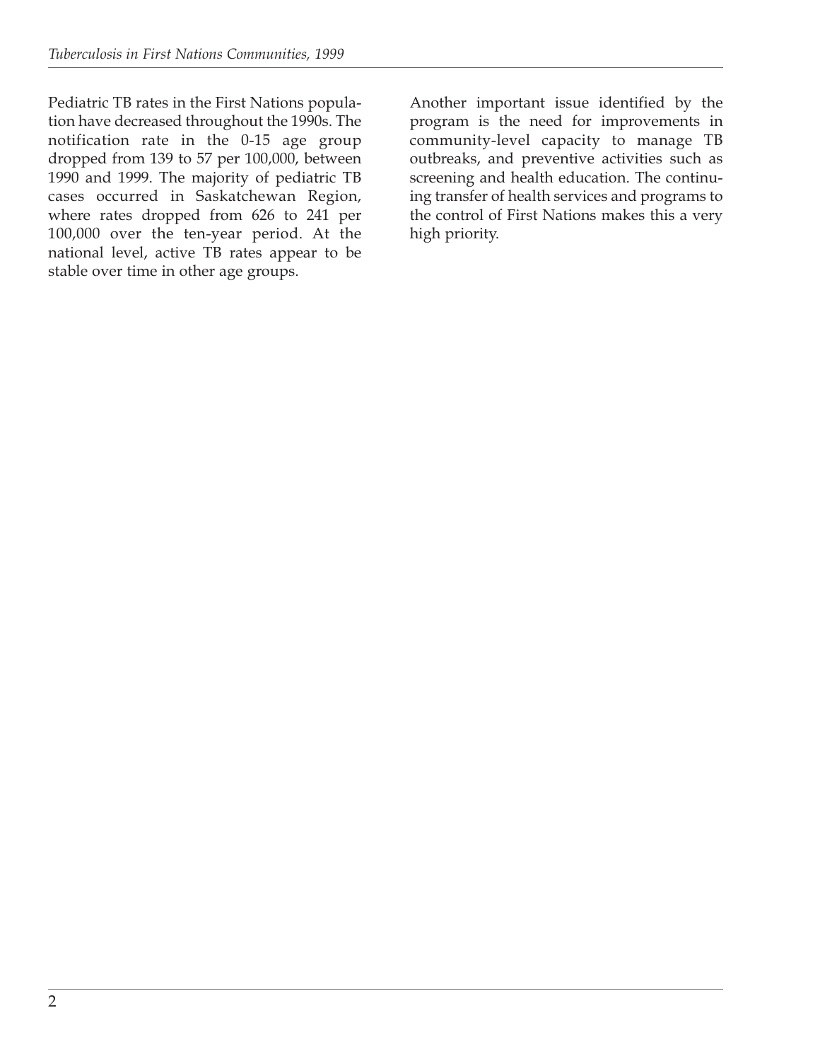Pediatric TB rates in the First Nations population have decreased throughout the 1990s. The notification rate in the 0-15 age group dropped from 139 to 57 per 100,000, between 1990 and 1999. The majority of pediatric TB cases occurred in Saskatchewan Region, where rates dropped from 626 to 241 per 100,000 over the ten-year period. At the national level, active TB rates appear to be stable over time in other age groups.

Another important issue identified by the program is the need for improvements in community-level capacity to manage TB outbreaks, and preventive activities such as screening and health education. The continuing transfer of health services and programs to the control of First Nations makes this a very high priority.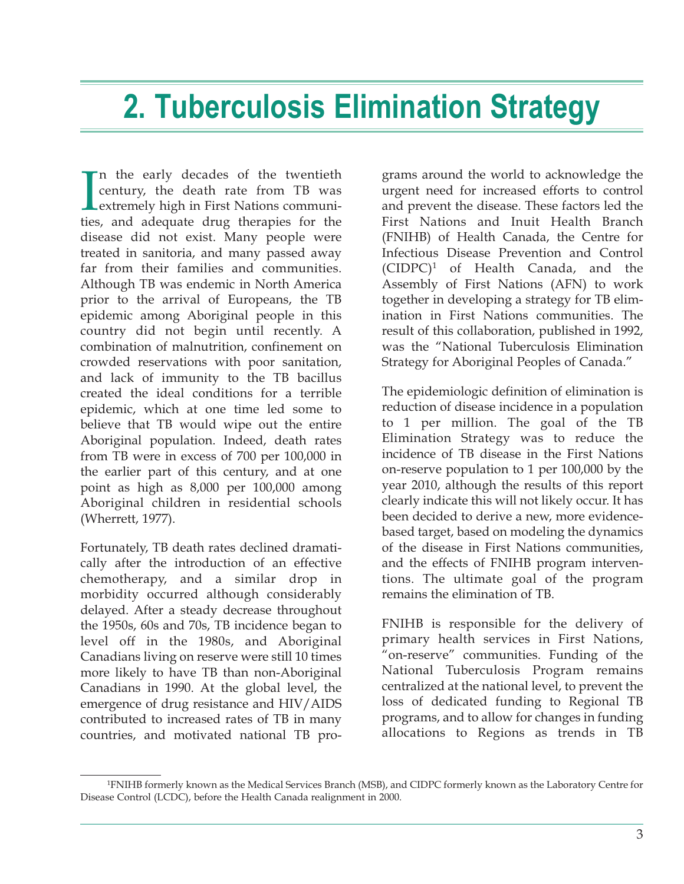# 2. Tuberculosis Elimination Strategy

In the early decades of the twentieth century, the death rate from TB was extremely high in First Nations communities, and adequate drug therapies for the disease did not exist. Many people were treated in sanitoria, and many passed away far from their families and communities. Although TB was endemic in North America prior to the arrival of Europeans, the TB epidemic among Aboriginal people in this country did not begin until recently. A combination of malnutrition, confinement on crowded reservations with poor sanitation, and lack of immunity to the TB bacillus created the ideal conditions for a terrible epidemic, which at one time led some to believe that TB would wipe out the entire Aboriginal population. Indeed, death rates from TB were in excess of 700 per 100,000 in the earlier part of this century, and at one point as high as 8,000 per 100,000 among Aboriginal children in residential schools (Wherrett, 1977).

Fortunately, TB death rates declined dramatically after the introduction of an effective chemotherapy, and a similar drop in morbidity occurred although considerably delayed. After a steady decrease throughout the 1950s, 60s and 70s, TB incidence began to level off in the 1980s, and Aboriginal Canadians living on reserve were still 10 times more likely to have TB than non-Aboriginal Canadians in 1990. At the global level, the emergence of drug resistance and HIV/AIDS contributed to increased rates of TB in many countries, and motivated national TB programs around the world to acknowledge the urgent need for increased efforts to control and prevent the disease. These factors led the First Nations and Inuit Health Branch (FNIHB) of Health Canada, the Centre for Infectious Disease Prevention and Control (CIDPC)[1] of Health Canada, and the Assembly of First Nations (AFN) to work together in developing a strategy for TB elimination in First Nations communities. The result of this collaboration, published in 1992, was the "National Tuberculosis Elimination Strategy for Aboriginal Peoples of Canada."

The epidemiologic definition of elimination is reduction of disease incidence in a population to 1 per million. The goal of the TB Elimination Strategy was to reduce the incidence of TB disease in the First Nations on-reserve population to 1 per 100,000 by the year 2010, although the results of this report clearly indicate this will not likely occur. It has been decided to derive a new, more evidence-based target, based on modeling the dynamics of the disease in First Nations communities, and the effects of FNIHB program interventions. The ultimate goal of the program remains the elimination of TB.

FNIHB is responsible for the delivery of primary health services in First Nations, "on-reserve" communities. Funding of the National Tuberculosis Program remains centralized at the national level, to prevent the loss of dedicated funding to Regional TB programs, and to allow for changes in funding allocations to Regions as trends in TB

---

[1] FNIHB formerly known as the Medical Services Branch (MSB), and CIDPC formerly known as the Laboratory Centre for Disease Control (LCDC), before the Health Canada realignment in 2000.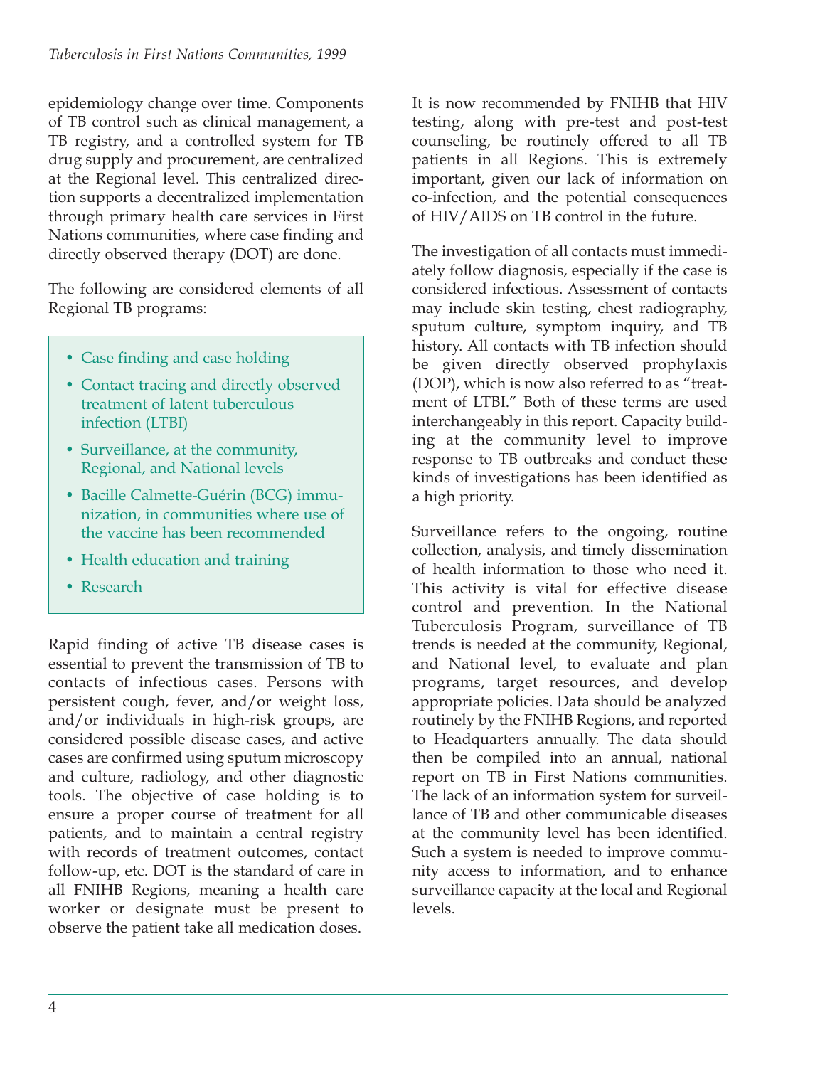epidemiology change over time. Components of TB control such as clinical management, a TB registry, and a controlled system for TB drug supply and procurement, are centralized at the Regional level. This centralized direction supports a decentralized implementation through primary health care services in First Nations communities, where case finding and directly observed therapy (DOT) are done.

The following are considered elements of all Regional TB programs:

- Case finding and case holding
- Contact tracing and directly observed treatment of latent tuberculous infection (LTBI)
- Surveillance, at the community, Regional, and National levels
- Bacille Calmette-Guérin (BCG) immunization, in communities where use of the vaccine has been recommended
- Health education and training
- Research

Rapid finding of active TB disease cases is essential to prevent the transmission of TB to contacts of infectious cases. Persons with persistent cough, fever, and/or weight loss, and/or individuals in high-risk groups, are considered possible disease cases, and active cases are confirmed using sputum microscopy and culture, radiology, and other diagnostic tools. The objective of case holding is to ensure a proper course of treatment for all patients, and to maintain a central registry with records of treatment outcomes, contact follow-up, etc. DOT is the standard of care in all FNIHB Regions, meaning a health care worker or designate must be present to observe the patient take all medication doses.

It is now recommended by FNIHB that HIV testing, along with pre-test and post-test counseling, be routinely offered to all TB patients in all Regions. This is extremely important, given our lack of information on co-infection, and the potential consequences of HIV/AIDS on TB control in the future.

The investigation of all contacts must immediately follow diagnosis, especially if the case is considered infectious. Assessment of contacts may include skin testing, chest radiography, sputum culture, symptom inquiry, and TB history. All contacts with TB infection should be given directly observed prophylaxis (DOP), which is now also referred to as "treatment of LTBI." Both of these terms are used interchangeably in this report. Capacity building at the community level to improve response to TB outbreaks and conduct these kinds of investigations has been identified as a high priority.

Surveillance refers to the ongoing, routine collection, analysis, and timely dissemination of health information to those who need it. This activity is vital for effective disease control and prevention. In the National Tuberculosis Program, surveillance of TB trends is needed at the community, Regional, and National level, to evaluate and plan programs, target resources, and develop appropriate policies. Data should be analyzed routinely by the FNIHB Regions, and reported to Headquarters annually. The data should then be compiled into an annual, national report on TB in First Nations communities. The lack of an information system for surveillance of TB and other communicable diseases at the community level has been identified. Such a system is needed to improve community access to information, and to enhance surveillance capacity at the local and Regional levels.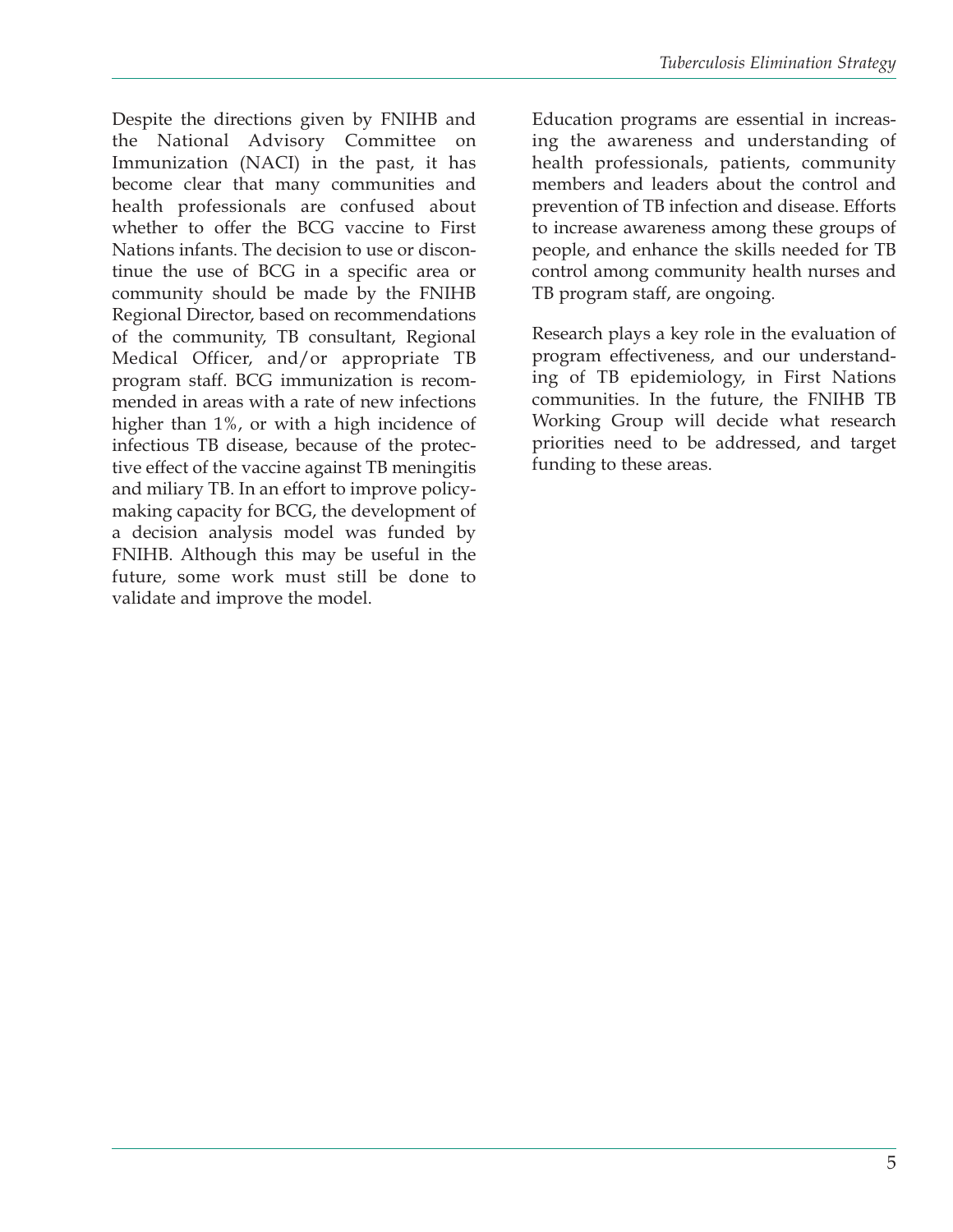Despite the directions given by FNIHB and the National Advisory Committee on Immunization (NACI) in the past, it has become clear that many communities and health professionals are confused about whether to offer the BCG vaccine to First Nations infants. The decision to use or discontinue the use of BCG in a specific area or community should be made by the FNIHB Regional Director, based on recommendations of the community, TB consultant, Regional Medical Officer, and/or appropriate TB program staff. BCG immunization is recommended in areas with a rate of new infections higher than 1%, or with a high incidence of infectious TB disease, because of the protective effect of the vaccine against TB meningitis and miliary TB. In an effort to improve policy-making capacity for BCG, the development of a decision analysis model was funded by FNIHB. Although this may be useful in the future, some work must still be done to validate and improve the model.

Education programs are essential in increasing the awareness and understanding of health professionals, patients, community members and leaders about the control and prevention of TB infection and disease. Efforts to increase awareness among these groups of people, and enhance the skills needed for TB control among community health nurses and TB program staff, are ongoing.

Research plays a key role in the evaluation of program effectiveness, and our understanding of TB epidemiology, in First Nations communities. In the future, the FNIHB TB Working Group will decide what research priorities need to be addressed, and target funding to these areas.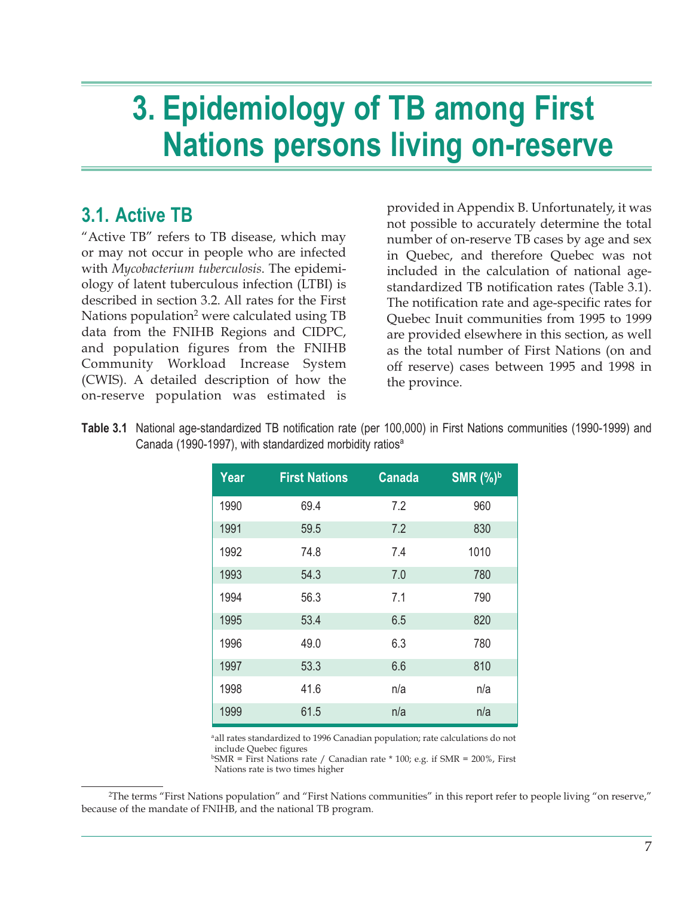# 3. Epidemiology of TB among First Nations persons living on-reserve

## 3.1. Active TB

"Active TB" refers to TB disease, which may or may not occur in people who are infected with *Mycobacterium tuberculosis*. The epidemiology of latent tuberculous infection (LTBI) is described in section 3.2. All rates for the First Nations population[2] were calculated using TB data from the FNIHB Regions and CIDPC, and population figures from the FNIHB Community Workload Increase System (CWIS). A detailed description of how the on-reserve population was estimated is provided in Appendix B. Unfortunately, it was not possible to accurately determine the total number of on-reserve TB cases by age and sex in Quebec, and therefore Quebec was not included in the calculation of national age-standardized TB notification rates (Table 3.1). The notification rate and age-specific rates for Quebec Inuit communities from 1995 to 1999 are provided elsewhere in this section, as well as the total number of First Nations (on and off reserve) cases between 1995 and 1998 in the province.

**Table 3.1** National age-standardized TB notification rate (per 100,000) in First Nations communities (1990-1999) and Canada (1990-1997), with standardized morbidity ratios[a]

| Year | First Nations | Canada | SMR (%)[b] |
|---|---|---|---|
| 1990 | 69.4 | 7.2 | 960 |
| 1991 | 59.5 | 7.2 | 830 |
| 1992 | 74.8 | 7.4 | 1010 |
| 1993 | 54.3 | 7.0 | 780 |
| 1994 | 56.3 | 7.1 | 790 |
| 1995 | 53.4 | 6.5 | 820 |
| 1996 | 49.0 | 6.3 | 780 |
| 1997 | 53.3 | 6.6 | 810 |
| 1998 | 41.6 | n/a | n/a |
| 1999 | 61.5 | n/a | n/a |

[a]all rates standardized to 1996 Canadian population; rate calculations do not include Quebec figures

[b]SMR = First Nations rate / Canadian rate * 100; e.g. if SMR = 200%, First Nations rate is two times higher

[2]The terms "First Nations population" and "First Nations communities" in this report refer to people living "on reserve," because of the mandate of FNIHB, and the national TB program.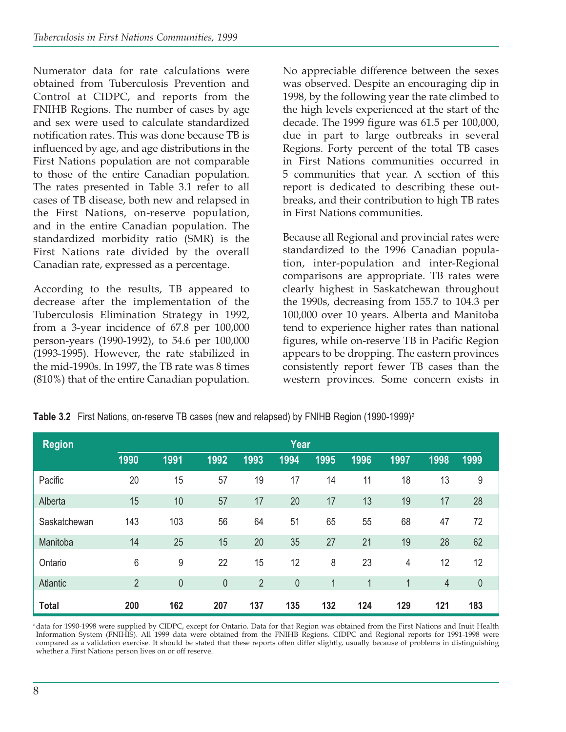Numerator data for rate calculations were obtained from Tuberculosis Prevention and Control at CIDPC, and reports from the FNIHB Regions. The number of cases by age and sex were used to calculate standardized notification rates. This was done because TB is influenced by age, and age distributions in the First Nations population are not comparable to those of the entire Canadian population. The rates presented in Table 3.1 refer to all cases of TB disease, both new and relapsed in the First Nations, on-reserve population, and in the entire Canadian population. The standardized morbidity ratio (SMR) is the First Nations rate divided by the overall Canadian rate, expressed as a percentage.

According to the results, TB appeared to decrease after the implementation of the Tuberculosis Elimination Strategy in 1992, from a 3-year incidence of 67.8 per 100,000 person-years (1990-1992), to 54.6 per 100,000 (1993-1995). However, the rate stabilized in the mid-1990s. In 1997, the TB rate was 8 times (810%) that of the entire Canadian population. No appreciable difference between the sexes was observed. Despite an encouraging dip in 1998, by the following year the rate climbed to the high levels experienced at the start of the decade. The 1999 figure was 61.5 per 100,000, due in part to large outbreaks in several Regions. Forty percent of the total TB cases in First Nations communities occurred in 5 communities that year. A section of this report is dedicated to describing these outbreaks, and their contribution to high TB rates in First Nations communities.

Because all Regional and provincial rates were standardized to the 1996 Canadian population, inter-population and inter-Regional comparisons are appropriate. TB rates were clearly highest in Saskatchewan throughout the 1990s, decreasing from 155.7 to 104.3 per 100,000 over 10 years. Alberta and Manitoba tend to experience higher rates than national figures, while on-reserve TB in Pacific Region appears to be dropping. The eastern provinces consistently report fewer TB cases than the western provinces. Some concern exists in

**Table 3.2** First Nations, on-reserve TB cases (new and relapsed) by FNIHB Region (1990-1999)[a]

| Region | Year | | | | | | | | | |
|---|---|---|---|---|---|---|---|---|---|---|
| | 1990 | 1991 | 1992 | 1993 | 1994 | 1995 | 1996 | 1997 | 1998 | 1999 |
| Pacific | 20 | 15 | 57 | 19 | 17 | 14 | 11 | 18 | 13 | 9 |
| Alberta | 15 | 10 | 57 | 17 | 20 | 17 | 13 | 19 | 17 | 28 |
| Saskatchewan | 143 | 103 | 56 | 64 | 51 | 65 | 55 | 68 | 47 | 72 |
| Manitoba | 14 | 25 | 15 | 20 | 35 | 27 | 21 | 19 | 28 | 62 |
| Ontario | 6 | 9 | 22 | 15 | 12 | 8 | 23 | 4 | 12 | 12 |
| Atlantic | 2 | 0 | 0 | 2 | 0 | 1 | 1 | 1 | 4 | 0 |
| **Total** | **200** | **162** | **207** | **137** | **135** | **132** | **124** | **129** | **121** | **183** |

[a]data for 1990-1998 were supplied by CIDPC, except for Ontario. Data for that Region was obtained from the First Nations and Inuit Health Information System (FNIHIS). All 1999 data were obtained from the FNIHB Regions. CIDPC and Regional reports for 1991-1998 were compared as a validation exercise. It should be stated that these reports often differ slightly, usually because of problems in distinguishing whether a First Nations person lives on or off reserve.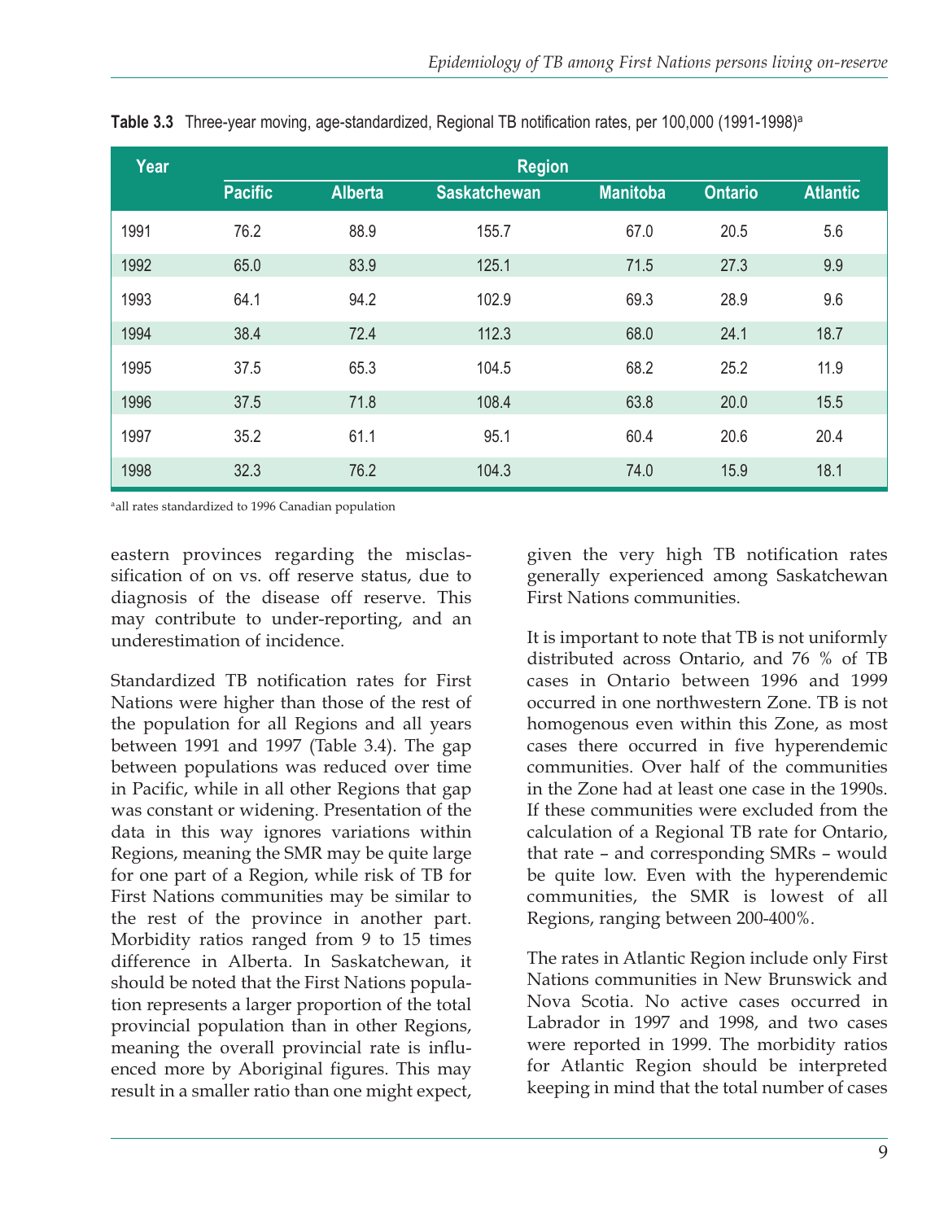**Table 3.3** Three-year moving, age-standardized, Regional TB notification rates, per 100,000 (1991-1998)[a]

| Year | Region | | | | | |
|---|---|---|---|---|---|---|
| | Pacific | Alberta | Saskatchewan | Manitoba | Ontario | Atlantic |
| 1991 | 76.2 | 88.9 | 155.7 | 67.0 | 20.5 | 5.6 |
| 1992 | 65.0 | 83.9 | 125.1 | 71.5 | 27.3 | 9.9 |
| 1993 | 64.1 | 94.2 | 102.9 | 69.3 | 28.9 | 9.6 |
| 1994 | 38.4 | 72.4 | 112.3 | 68.0 | 24.1 | 18.7 |
| 1995 | 37.5 | 65.3 | 104.5 | 68.2 | 25.2 | 11.9 |
| 1996 | 37.5 | 71.8 | 108.4 | 63.8 | 20.0 | 15.5 |
| 1997 | 35.2 | 61.1 | 95.1 | 60.4 | 20.6 | 20.4 |
| 1998 | 32.3 | 76.2 | 104.3 | 74.0 | 15.9 | 18.1 |

[a]all rates standardized to 1996 Canadian population

eastern provinces regarding the misclassification of on vs. off reserve status, due to diagnosis of the disease off reserve. This may contribute to under-reporting, and an underestimation of incidence.

Standardized TB notification rates for First Nations were higher than those of the rest of the population for all Regions and all years between 1991 and 1997 (Table 3.4). The gap between populations was reduced over time in Pacific, while in all other Regions that gap was constant or widening. Presentation of the data in this way ignores variations within Regions, meaning the SMR may be quite large for one part of a Region, while risk of TB for First Nations communities may be similar to the rest of the province in another part. Morbidity ratios ranged from 9 to 15 times difference in Alberta. In Saskatchewan, it should be noted that the First Nations population represents a larger proportion of the total provincial population than in other Regions, meaning the overall provincial rate is influenced more by Aboriginal figures. This may result in a smaller ratio than one might expect, given the very high TB notification rates generally experienced among Saskatchewan First Nations communities.

It is important to note that TB is not uniformly distributed across Ontario, and 76 % of TB cases in Ontario between 1996 and 1999 occurred in one northwestern Zone. TB is not homogenous even within this Zone, as most cases there occurred in five hyperendemic communities. Over half of the communities in the Zone had at least one case in the 1990s. If these communities were excluded from the calculation of a Regional TB rate for Ontario, that rate – and corresponding SMRs – would be quite low. Even with the hyperendemic communities, the SMR is lowest of all Regions, ranging between 200-400%.

The rates in Atlantic Region include only First Nations communities in New Brunswick and Nova Scotia. No active cases occurred in Labrador in 1997 and 1998, and two cases were reported in 1999. The morbidity ratios for Atlantic Region should be interpreted keeping in mind that the total number of cases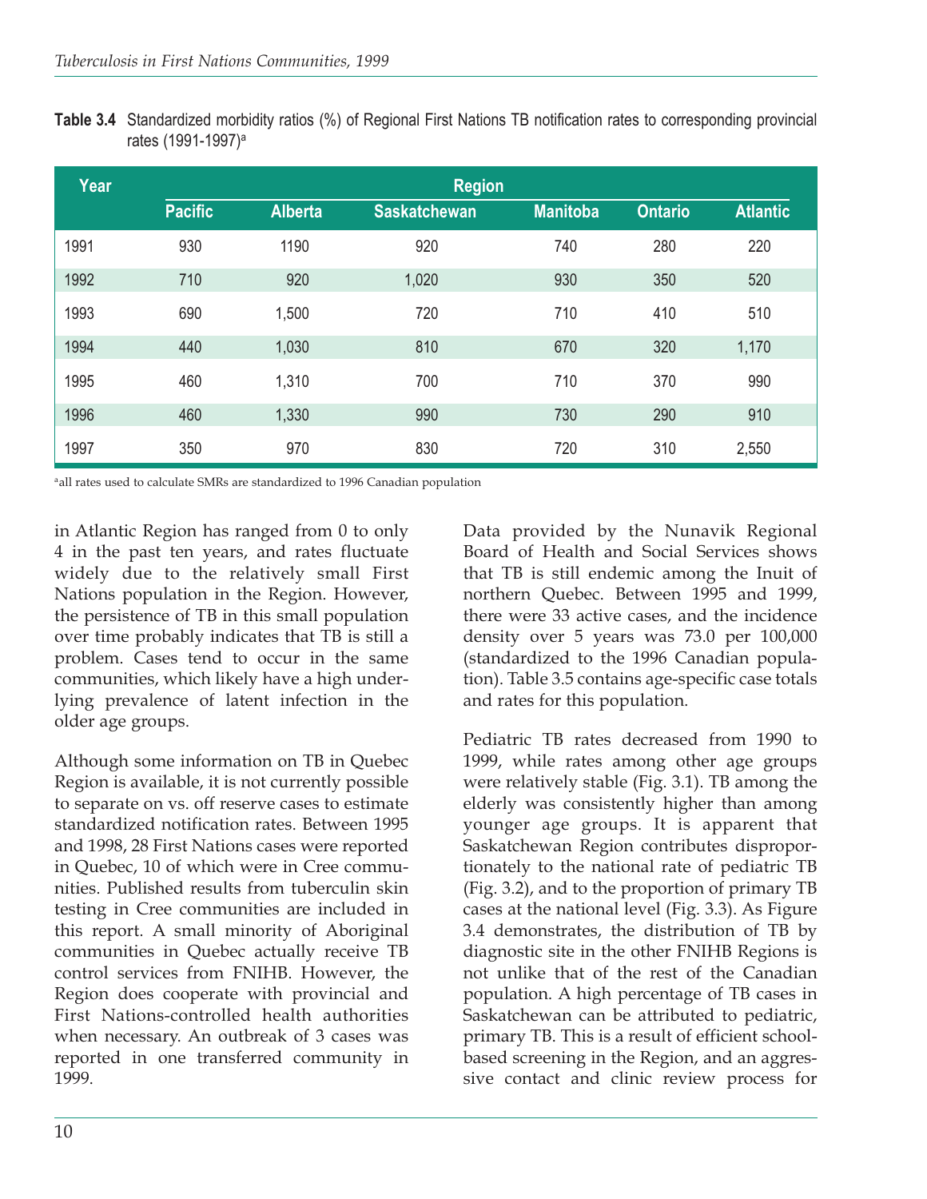**Table 3.4** Standardized morbidity ratios (%) of Regional First Nations TB notification rates to corresponding provincial rates (1991-1997)[a]

| Year | Region | | | | | |
|---|---|---|---|---|---|---|
| | Pacific | Alberta | Saskatchewan | Manitoba | Ontario | Atlantic |
| 1991 | 930 | 1190 | 920 | 740 | 280 | 220 |
| 1992 | 710 | 920 | 1,020 | 930 | 350 | 520 |
| 1993 | 690 | 1,500 | 720 | 710 | 410 | 510 |
| 1994 | 440 | 1,030 | 810 | 670 | 320 | 1,170 |
| 1995 | 460 | 1,310 | 700 | 710 | 370 | 990 |
| 1996 | 460 | 1,330 | 990 | 730 | 290 | 910 |
| 1997 | 350 | 970 | 830 | 720 | 310 | 2,550 |

[a]all rates used to calculate SMRs are standardized to 1996 Canadian population

in Atlantic Region has ranged from 0 to only 4 in the past ten years, and rates fluctuate widely due to the relatively small First Nations population in the Region. However, the persistence of TB in this small population over time probably indicates that TB is still a problem. Cases tend to occur in the same communities, which likely have a high underlying prevalence of latent infection in the older age groups.

Although some information on TB in Quebec Region is available, it is not currently possible to separate on vs. off reserve cases to estimate standardized notification rates. Between 1995 and 1998, 28 First Nations cases were reported in Quebec, 10 of which were in Cree communities. Published results from tuberculin skin testing in Cree communities are included in this report. A small minority of Aboriginal communities in Quebec actually receive TB control services from FNIHB. However, the Region does cooperate with provincial and First Nations-controlled health authorities when necessary. An outbreak of 3 cases was reported in one transferred community in 1999.

Data provided by the Nunavik Regional Board of Health and Social Services shows that TB is still endemic among the Inuit of northern Quebec. Between 1995 and 1999, there were 33 active cases, and the incidence density over 5 years was 73.0 per 100,000 (standardized to the 1996 Canadian population). Table 3.5 contains age-specific case totals and rates for this population.

Pediatric TB rates decreased from 1990 to 1999, while rates among other age groups were relatively stable (Fig. 3.1). TB among the elderly was consistently higher than among younger age groups. It is apparent that Saskatchewan Region contributes disproportionately to the national rate of pediatric TB (Fig. 3.2), and to the proportion of primary TB cases at the national level (Fig. 3.3). As Figure 3.4 demonstrates, the distribution of TB by diagnostic site in the other FNIHB Regions is not unlike that of the rest of the Canadian population. A high percentage of TB cases in Saskatchewan can be attributed to pediatric, primary TB. This is a result of efficient school-based screening in the Region, and an aggressive contact and clinic review process for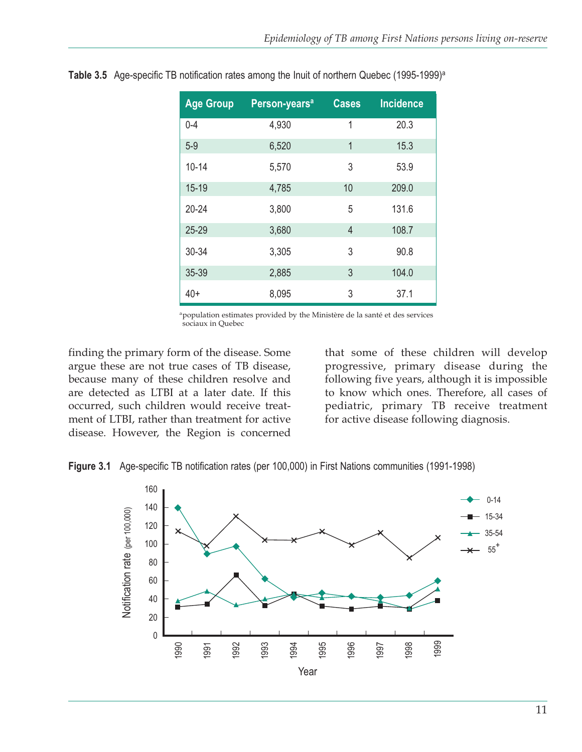**Table 3.5** Age-specific TB notification rates among the Inuit of northern Quebec (1995-1999)[a]

| Age Group | Person-years[a] | Cases | Incidence |
|---|---|---|---|
| 0-4 | 4,930 | 1 | 20.3 |
| 5-9 | 6,520 | 1 | 15.3 |
| 10-14 | 5,570 | 3 | 53.9 |
| 15-19 | 4,785 | 10 | 209.0 |
| 20-24 | 3,800 | 5 | 131.6 |
| 25-29 | 3,680 | 4 | 108.7 |
| 30-34 | 3,305 | 3 | 90.8 |
| 35-39 | 2,885 | 3 | 104.0 |
| 40+ | 8,095 | 3 | 37.1 |

[a]population estimates provided by the Ministère de la santé et des services sociaux in Quebec

finding the primary form of the disease. Some argue these are not true cases of TB disease, because many of these children resolve and are detected as LTBI at a later date. If this occurred, such children would receive treatment of LTBI, rather than treatment for active disease. However, the Region is concerned that some of these children will develop progressive, primary disease during the following five years, although it is impossible to know which ones. Therefore, all cases of pediatric, primary TB receive treatment for active disease following diagnosis.

**Figure 3.1** Age-specific TB notification rates (per 100,000) in First Nations communities (1991-1998)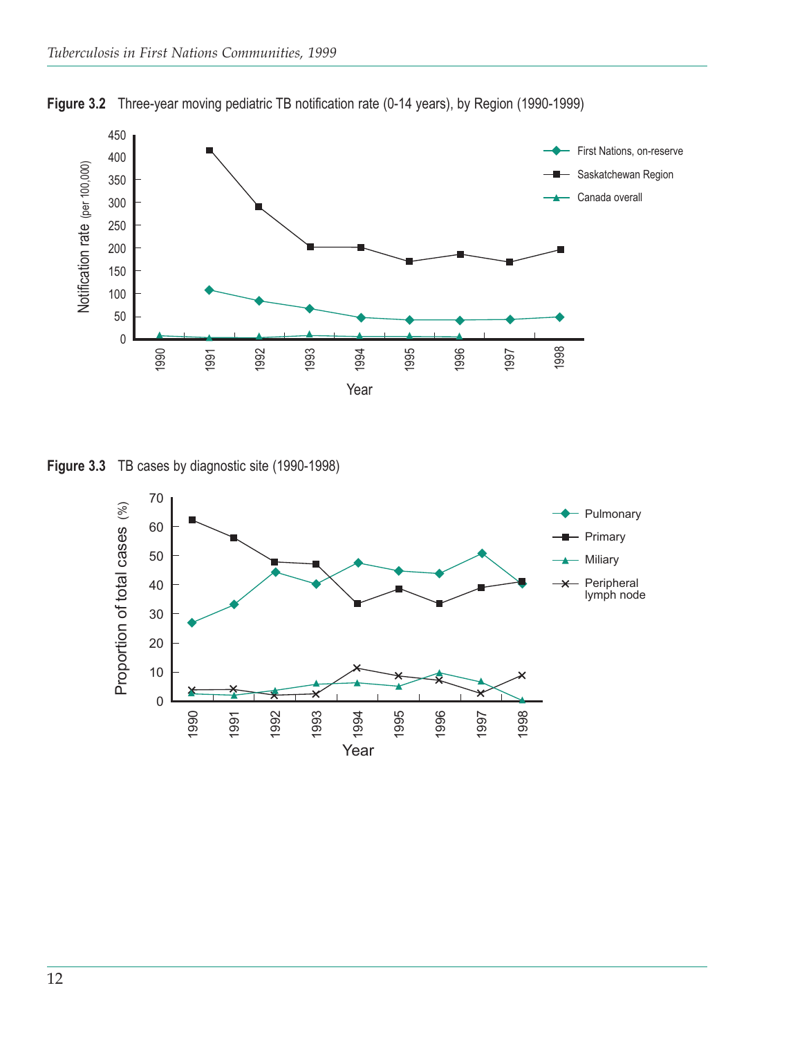**Figure 3.2** Three-year moving pediatric TB notification rate (0-14 years), by Region (1990-1999)

**Figure 3.3** TB cases by diagnostic site (1990-1998)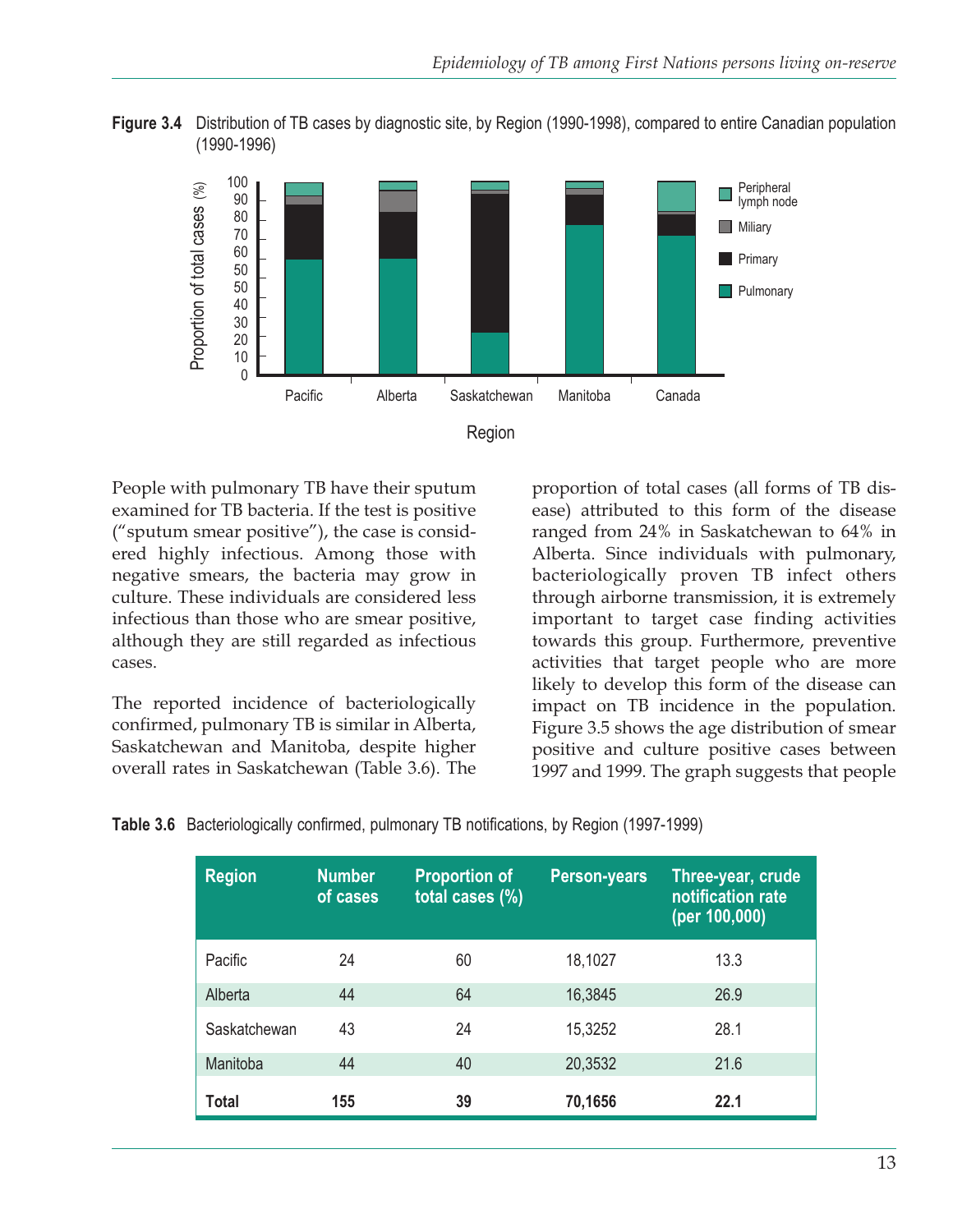**Figure 3.4** Distribution of TB cases by diagnostic site, by Region (1990-1998), compared to entire Canadian population (1990-1996)

People with pulmonary TB have their sputum examined for TB bacteria. If the test is positive ("sputum smear positive"), the case is considered highly infectious. Among those with negative smears, the bacteria may grow in culture. These individuals are considered less infectious than those who are smear positive, although they are still regarded as infectious cases.

The reported incidence of bacteriologically confirmed, pulmonary TB is similar in Alberta, Saskatchewan and Manitoba, despite higher overall rates in Saskatchewan (Table 3.6). The proportion of total cases (all forms of TB disease) attributed to this form of the disease ranged from 24% in Saskatchewan to 64% in Alberta. Since individuals with pulmonary, bacteriologically proven TB infect others through airborne transmission, it is extremely important to target case finding activities towards this group. Furthermore, preventive activities that target people who are more likely to develop this form of the disease can impact on TB incidence in the population. Figure 3.5 shows the age distribution of smear positive and culture positive cases between 1997 and 1999. The graph suggests that people

**Table 3.6** Bacteriologically confirmed, pulmonary TB notifications, by Region (1997-1999)

| Region | Number of cases | Proportion of total cases (%) | Person-years | Three-year, crude notification rate (per 100,000) |
|---|---|---|---|---|
| Pacific | 24 | 60 | 18,1027 | 13.3 |
| Alberta | 44 | 64 | 16,3845 | 26.9 |
| Saskatchewan | 43 | 24 | 15,3252 | 28.1 |
| Manitoba | 44 | 40 | 20,3532 | 21.6 |
| **Total** | **155** | **39** | **70,1656** | **22.1** |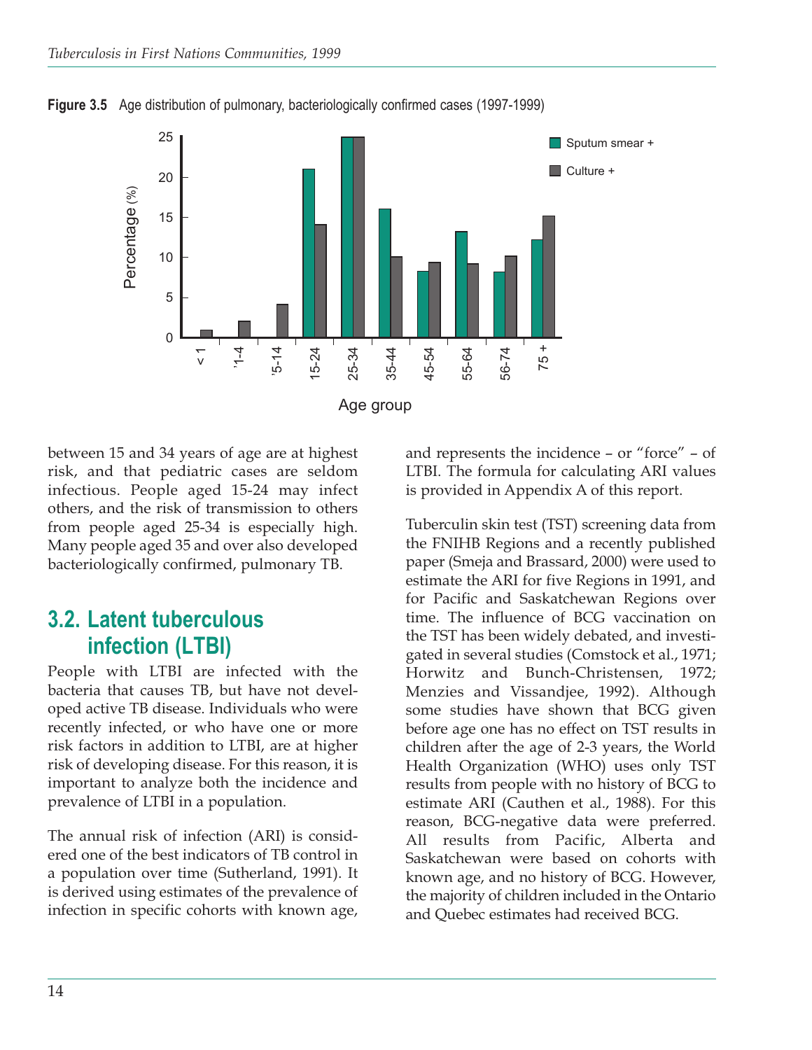**Figure 3.5** Age distribution of pulmonary, bacteriologically confirmed cases (1997-1999)

between 15 and 34 years of age are at highest risk, and that pediatric cases are seldom infectious. People aged 15-24 may infect others, and the risk of transmission to others from people aged 25-34 is especially high. Many people aged 35 and over also developed bacteriologically confirmed, pulmonary TB.

## 3.2. Latent tuberculous infection (LTBI)

People with LTBI are infected with the bacteria that causes TB, but have not developed active TB disease. Individuals who were recently infected, or who have one or more risk factors in addition to LTBI, are at higher risk of developing disease. For this reason, it is important to analyze both the incidence and prevalence of LTBI in a population.

The annual risk of infection (ARI) is considered one of the best indicators of TB control in a population over time (Sutherland, 1991). It is derived using estimates of the prevalence of infection in specific cohorts with known age, and represents the incidence – or "force" – of LTBI. The formula for calculating ARI values is provided in Appendix A of this report.

Tuberculin skin test (TST) screening data from the FNIHB Regions and a recently published paper (Smeja and Brassard, 2000) were used to estimate the ARI for five Regions in 1991, and for Pacific and Saskatchewan Regions over time. The influence of BCG vaccination on the TST has been widely debated, and investigated in several studies (Comstock et al., 1971; Horwitz and Bunch-Christensen, 1972; Menzies and Vissandjee, 1992). Although some studies have shown that BCG given before age one has no effect on TST results in children after the age of 2-3 years, the World Health Organization (WHO) uses only TST results from people with no history of BCG to estimate ARI (Cauthen et al., 1988). For this reason, BCG-negative data were preferred. All results from Pacific, Alberta and Saskatchewan were based on cohorts with known age, and no history of BCG. However, the majority of children included in the Ontario and Quebec estimates had received BCG.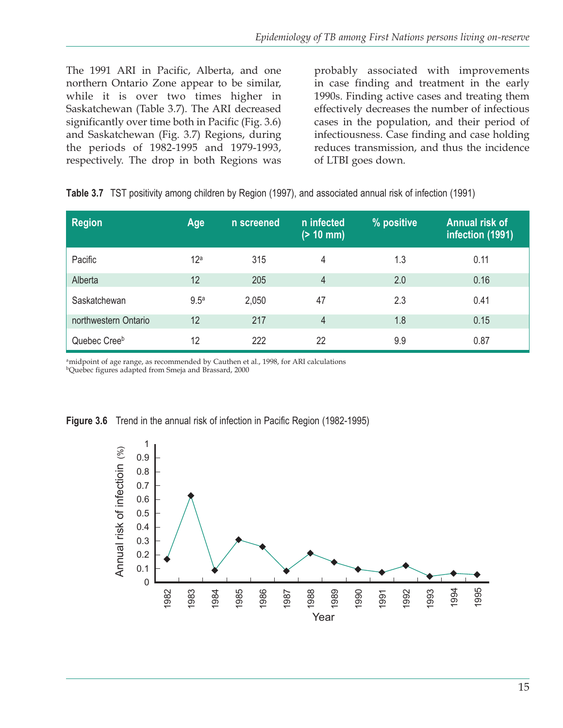The 1991 ARI in Pacific, Alberta, and one northern Ontario Zone appear to be similar, while it is over two times higher in Saskatchewan (Table 3.7). The ARI decreased significantly over time both in Pacific (Fig. 3.6) and Saskatchewan (Fig. 3.7) Regions, during the periods of 1982-1995 and 1979-1993, respectively. The drop in both Regions was probably associated with improvements in case finding and treatment in the early 1990s. Finding active cases and treating them effectively decreases the number of infectious cases in the population, and their period of infectiousness. Case finding and case holding reduces transmission, and thus the incidence of LTBI goes down.

**Table 3.7** TST positivity among children by Region (1997), and associated annual risk of infection (1991)

| Region | Age | n screened | n infected (> 10 mm) | % positive | Annual risk of infection (1991) |
|---|---|---|---|---|---|
| Pacific | 12[a] | 315 | 4 | 1.3 | 0.11 |
| Alberta | 12 | 205 | 4 | 2.0 | 0.16 |
| Saskatchewan | 9.5[a] | 2,050 | 47 | 2.3 | 0.41 |
| northwestern Ontario | 12 | 217 | 4 | 1.8 | 0.15 |
| Quebec Cree[b] | 12 | 222 | 22 | 9.9 | 0.87 |

[a]midpoint of age range, as recommended by Cauthen et al., 1998, for ARI calculations
[b]Quebec figures adapted from Smeja and Brassard, 2000

**Figure 3.6** Trend in the annual risk of infection in Pacific Region (1982-1995)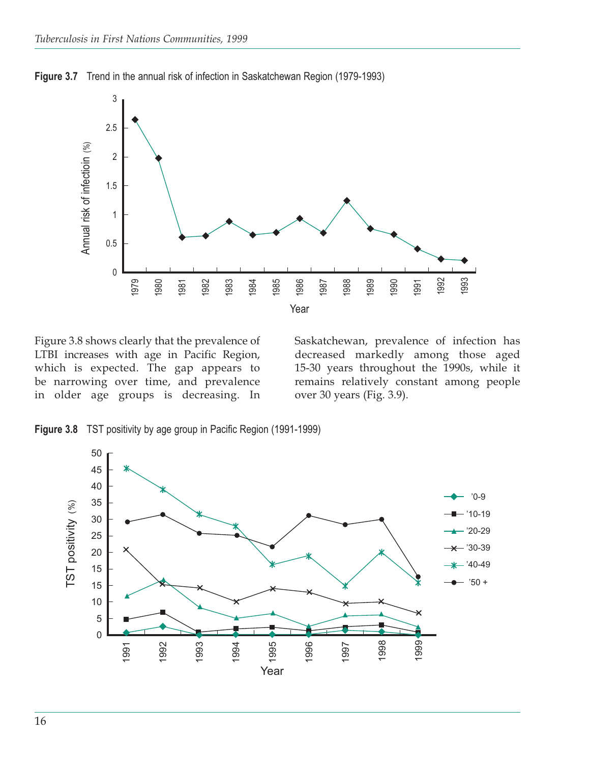**Figure 3.7** Trend in the annual risk of infection in Saskatchewan Region (1979-1993)

Figure 3.8 shows clearly that the prevalence of LTBI increases with age in Pacific Region, which is expected. The gap appears to be narrowing over time, and prevalence in older age groups is decreasing. In Saskatchewan, prevalence of infection has decreased markedly among those aged 15-30 years throughout the 1990s, while it remains relatively constant among people over 30 years (Fig. 3.9).

**Figure 3.8** TST positivity by age group in Pacific Region (1991-1999)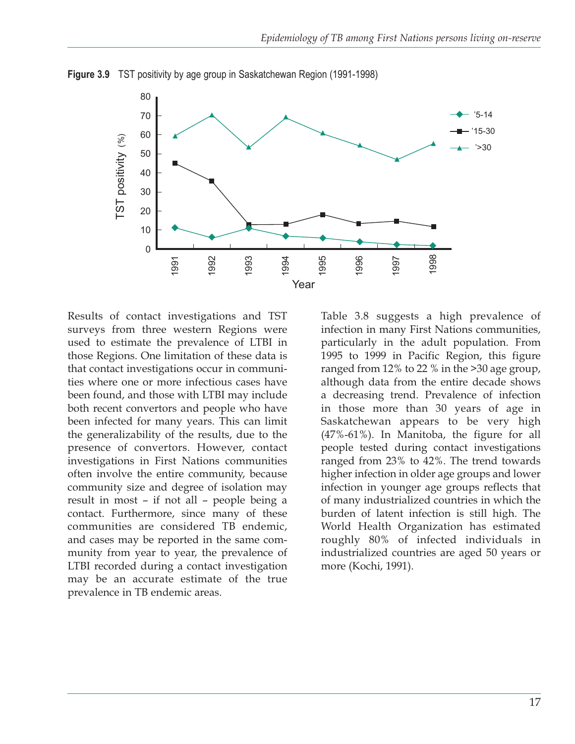**Figure 3.9** TST positivity by age group in Saskatchewan Region (1991-1998)

Results of contact investigations and TST surveys from three western Regions were used to estimate the prevalence of LTBI in those Regions. One limitation of these data is that contact investigations occur in communities where one or more infectious cases have been found, and those with LTBI may include both recent convertors and people who have been infected for many years. This can limit the generalizability of the results, due to the presence of convertors. However, contact investigations in First Nations communities often involve the entire community, because community size and degree of isolation may result in most – if not all – people being a contact. Furthermore, since many of these communities are considered TB endemic, and cases may be reported in the same community from year to year, the prevalence of LTBI recorded during a contact investigation may be an accurate estimate of the true prevalence in TB endemic areas.

Table 3.8 suggests a high prevalence of infection in many First Nations communities, particularly in the adult population. From 1995 to 1999 in Pacific Region, this figure ranged from 12% to 22 % in the >30 age group, although data from the entire decade shows a decreasing trend. Prevalence of infection in those more than 30 years of age in Saskatchewan appears to be very high (47%-61%). In Manitoba, the figure for all people tested during contact investigations ranged from 23% to 42%. The trend towards higher infection in older age groups and lower infection in younger age groups reflects that of many industrialized countries in which the burden of latent infection is still high. The World Health Organization has estimated roughly 80% of infected individuals in industrialized countries are aged 50 years or more (Kochi, 1991).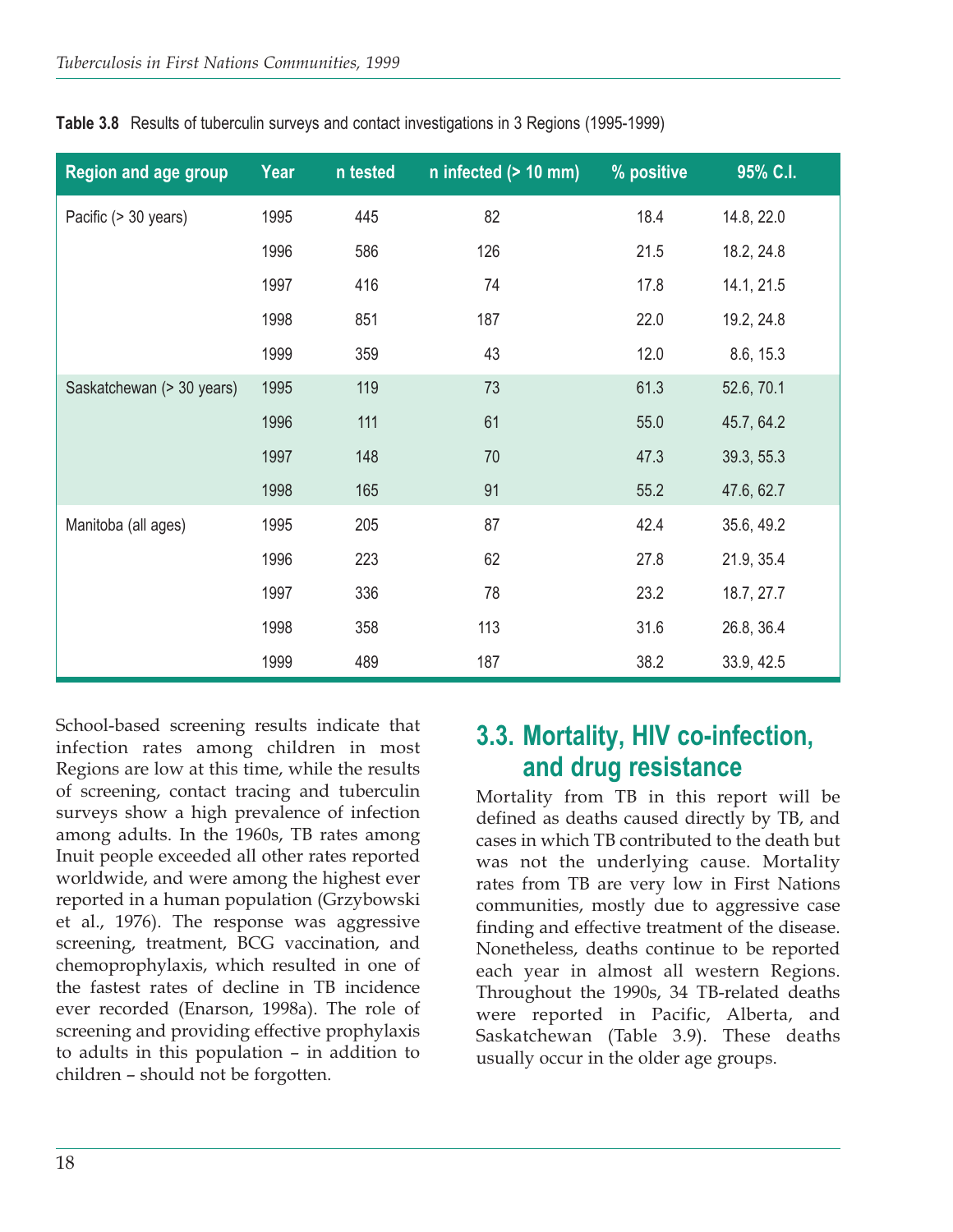**Table 3.8** Results of tuberculin surveys and contact investigations in 3 Regions (1995-1999)

| Region and age group | Year | n tested | n infected (> 10 mm) | % positive | 95% C.I. |
|---|---|---|---|---|---|
| Pacific (> 30 years) | 1995 | 445 | 82 | 18.4 | 14.8, 22.0 |
| | 1996 | 586 | 126 | 21.5 | 18.2, 24.8 |
| | 1997 | 416 | 74 | 17.8 | 14.1, 21.5 |
| | 1998 | 851 | 187 | 22.0 | 19.2, 24.8 |
| | 1999 | 359 | 43 | 12.0 | 8.6, 15.3 |
| Saskatchewan (> 30 years) | 1995 | 119 | 73 | 61.3 | 52.6, 70.1 |
| | 1996 | 111 | 61 | 55.0 | 45.7, 64.2 |
| | 1997 | 148 | 70 | 47.3 | 39.3, 55.3 |
| | 1998 | 165 | 91 | 55.2 | 47.6, 62.7 |
| Manitoba (all ages) | 1995 | 205 | 87 | 42.4 | 35.6, 49.2 |
| | 1996 | 223 | 62 | 27.8 | 21.9, 35.4 |
| | 1997 | 336 | 78 | 23.2 | 18.7, 27.7 |
| | 1998 | 358 | 113 | 31.6 | 26.8, 36.4 |
| | 1999 | 489 | 187 | 38.2 | 33.9, 42.5 |

School-based screening results indicate that infection rates among children in most Regions are low at this time, while the results of screening, contact tracing and tuberculin surveys show a high prevalence of infection among adults. In the 1960s, TB rates among Inuit people exceeded all other rates reported worldwide, and were among the highest ever reported in a human population (Grzybowski et al., 1976). The response was aggressive screening, treatment, BCG vaccination, and chemoprophylaxis, which resulted in one of the fastest rates of decline in TB incidence ever recorded (Enarson, 1998a). The role of screening and providing effective prophylaxis to adults in this population – in addition to children – should not be forgotten.

## 3.3. Mortality, HIV co-infection, and drug resistance

Mortality from TB in this report will be defined as deaths caused directly by TB, and cases in which TB contributed to the death but was not the underlying cause. Mortality rates from TB are very low in First Nations communities, mostly due to aggressive case finding and effective treatment of the disease. Nonetheless, deaths continue to be reported each year in almost all western Regions. Throughout the 1990s, 34 TB-related deaths were reported in Pacific, Alberta, and Saskatchewan (Table 3.9). These deaths usually occur in the older age groups.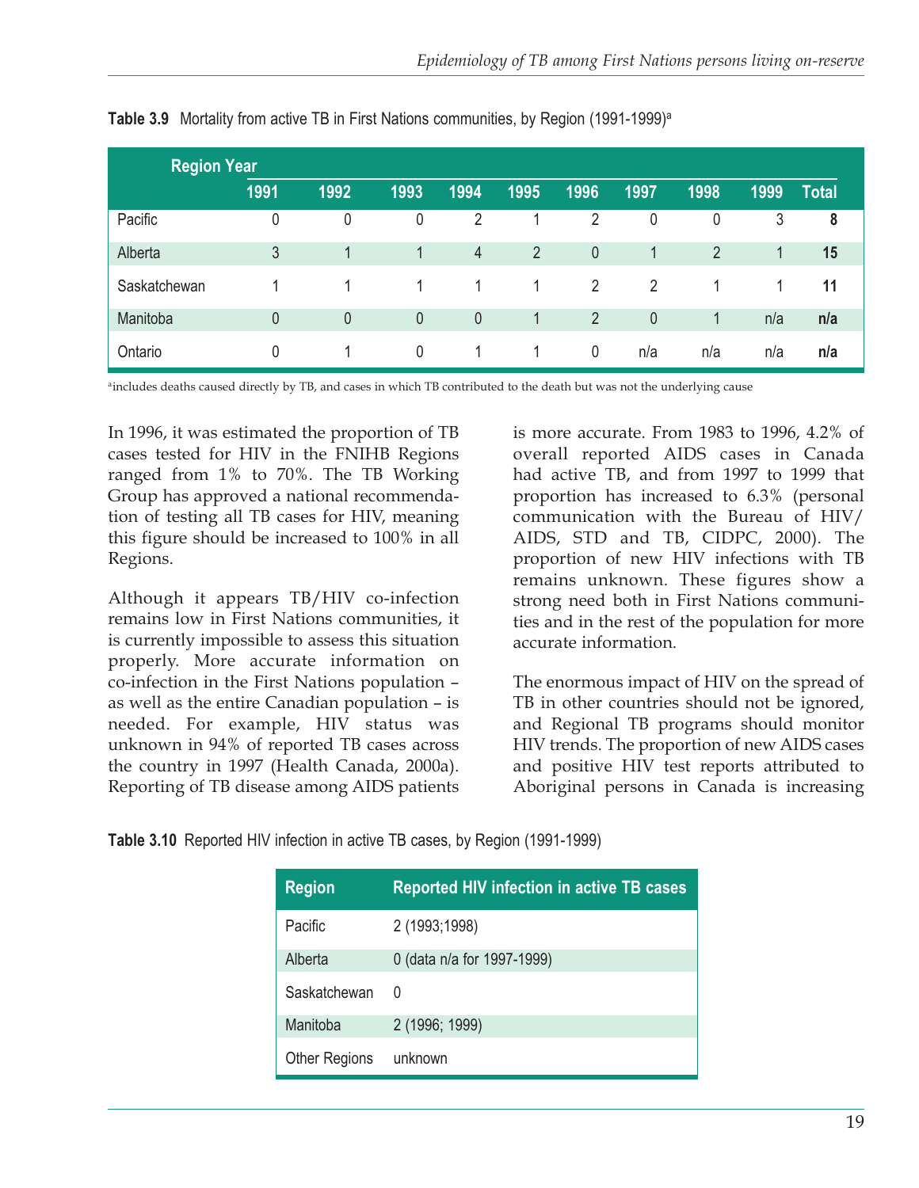**Table 3.9** Mortality from active TB in First Nations communities, by Region (1991-1999)[a]

| Region Year | 1991 | 1992 | 1993 | 1994 | 1995 | 1996 | 1997 | 1998 | 1999 | Total |
|---|---|---|---|---|---|---|---|---|---|---|
| Pacific | 0 | 0 | 0 | 2 | 1 | 2 | 0 | 0 | 3 | **8** |
| Alberta | 3 | 1 | 1 | 4 | 2 | 0 | 1 | 2 | 1 | **15** |
| Saskatchewan | 1 | 1 | 1 | 1 | 1 | 2 | 2 | 1 | 1 | **11** |
| Manitoba | 0 | 0 | 0 | 0 | 1 | 2 | 0 | 1 | n/a | **n/a** |
| Ontario | 0 | 1 | 0 | 1 | 1 | 0 | n/a | n/a | n/a | **n/a** |

[a]includes deaths caused directly by TB, and cases in which TB contributed to the death but was not the underlying cause

In 1996, it was estimated the proportion of TB cases tested for HIV in the FNIHB Regions ranged from 1% to 70%. The TB Working Group has approved a national recommendation of testing all TB cases for HIV, meaning this figure should be increased to 100% in all Regions.

Although it appears TB/HIV co-infection remains low in First Nations communities, it is currently impossible to assess this situation properly. More accurate information on co-infection in the First Nations population – as well as the entire Canadian population – is needed. For example, HIV status was unknown in 94% of reported TB cases across the country in 1997 (Health Canada, 2000a). Reporting of TB disease among AIDS patients is more accurate. From 1983 to 1996, 4.2% of overall reported AIDS cases in Canada had active TB, and from 1997 to 1999 that proportion has increased to 6.3% (personal communication with the Bureau of HIV/AIDS, STD and TB, CIDPC, 2000). The proportion of new HIV infections with TB remains unknown. These figures show a strong need both in First Nations communities and in the rest of the population for more accurate information.

The enormous impact of HIV on the spread of TB in other countries should not be ignored, and Regional TB programs should monitor HIV trends. The proportion of new AIDS cases and positive HIV test reports attributed to Aboriginal persons in Canada is increasing

**Table 3.10** Reported HIV infection in active TB cases, by Region (1991-1999)

| Region | Reported HIV infection in active TB cases |
|---|---|
| Pacific | 2 (1993;1998) |
| Alberta | 0 (data n/a for 1997-1999) |
| Saskatchewan | 0 |
| Manitoba | 2 (1996; 1999) |
| Other Regions | unknown |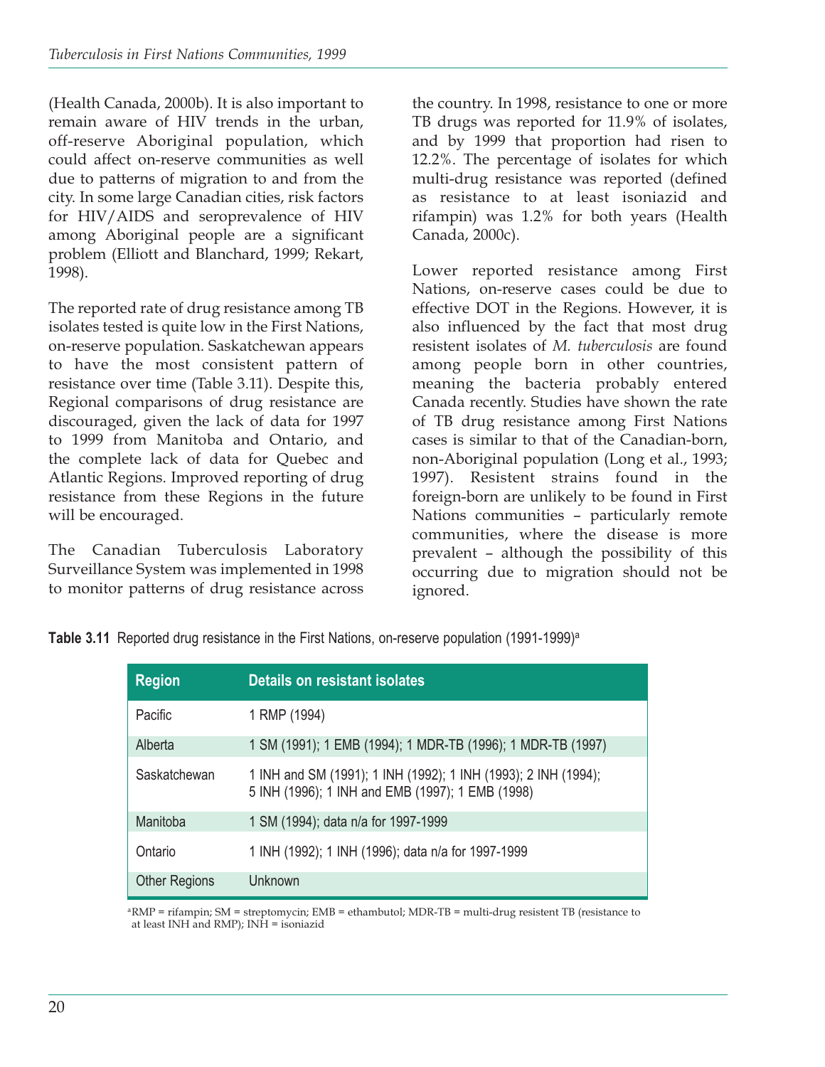(Health Canada, 2000b). It is also important to remain aware of HIV trends in the urban, off-reserve Aboriginal population, which could affect on-reserve communities as well due to patterns of migration to and from the city. In some large Canadian cities, risk factors for HIV/AIDS and seroprevalence of HIV among Aboriginal people are a significant problem (Elliott and Blanchard, 1999; Rekart, 1998).

The reported rate of drug resistance among TB isolates tested is quite low in the First Nations, on-reserve population. Saskatchewan appears to have the most consistent pattern of resistance over time (Table 3.11). Despite this, Regional comparisons of drug resistance are discouraged, given the lack of data for 1997 to 1999 from Manitoba and Ontario, and the complete lack of data for Quebec and Atlantic Regions. Improved reporting of drug resistance from these Regions in the future will be encouraged.

The Canadian Tuberculosis Laboratory Surveillance System was implemented in 1998 to monitor patterns of drug resistance across the country. In 1998, resistance to one or more TB drugs was reported for 11.9% of isolates, and by 1999 that proportion had risen to 12.2%. The percentage of isolates for which multi-drug resistance was reported (defined as resistance to at least isoniazid and rifampin) was 1.2% for both years (Health Canada, 2000c).

Lower reported resistance among First Nations, on-reserve cases could be due to effective DOT in the Regions. However, it is also influenced by the fact that most drug resistent isolates of *M. tuberculosis* are found among people born in other countries, meaning the bacteria probably entered Canada recently. Studies have shown the rate of TB drug resistance among First Nations cases is similar to that of the Canadian-born, non-Aboriginal population (Long et al., 1993; 1997). Resistent strains found in the foreign-born are unlikely to be found in First Nations communities – particularly remote communities, where the disease is more prevalent – although the possibility of this occurring due to migration should not be ignored.

**Table 3.11** Reported drug resistance in the First Nations, on-reserve population (1991-1999)[a]

| Region | Details on resistant isolates |
|---|---|
| Pacific | 1 RMP (1994) |
| Alberta | 1 SM (1991); 1 EMB (1994); 1 MDR-TB (1996); 1 MDR-TB (1997) |
| Saskatchewan | 1 INH and SM (1991); 1 INH (1992); 1 INH (1993); 2 INH (1994); 5 INH (1996); 1 INH and EMB (1997); 1 EMB (1998) |
| Manitoba | 1 SM (1994); data n/a for 1997-1999 |
| Ontario | 1 INH (1992); 1 INH (1996); data n/a for 1997-1999 |
| Other Regions | Unknown |

[a]RMP = rifampin; SM = streptomycin; EMB = ethambutol; MDR-TB = multi-drug resistent TB (resistance to at least INH and RMP); INH = isoniazid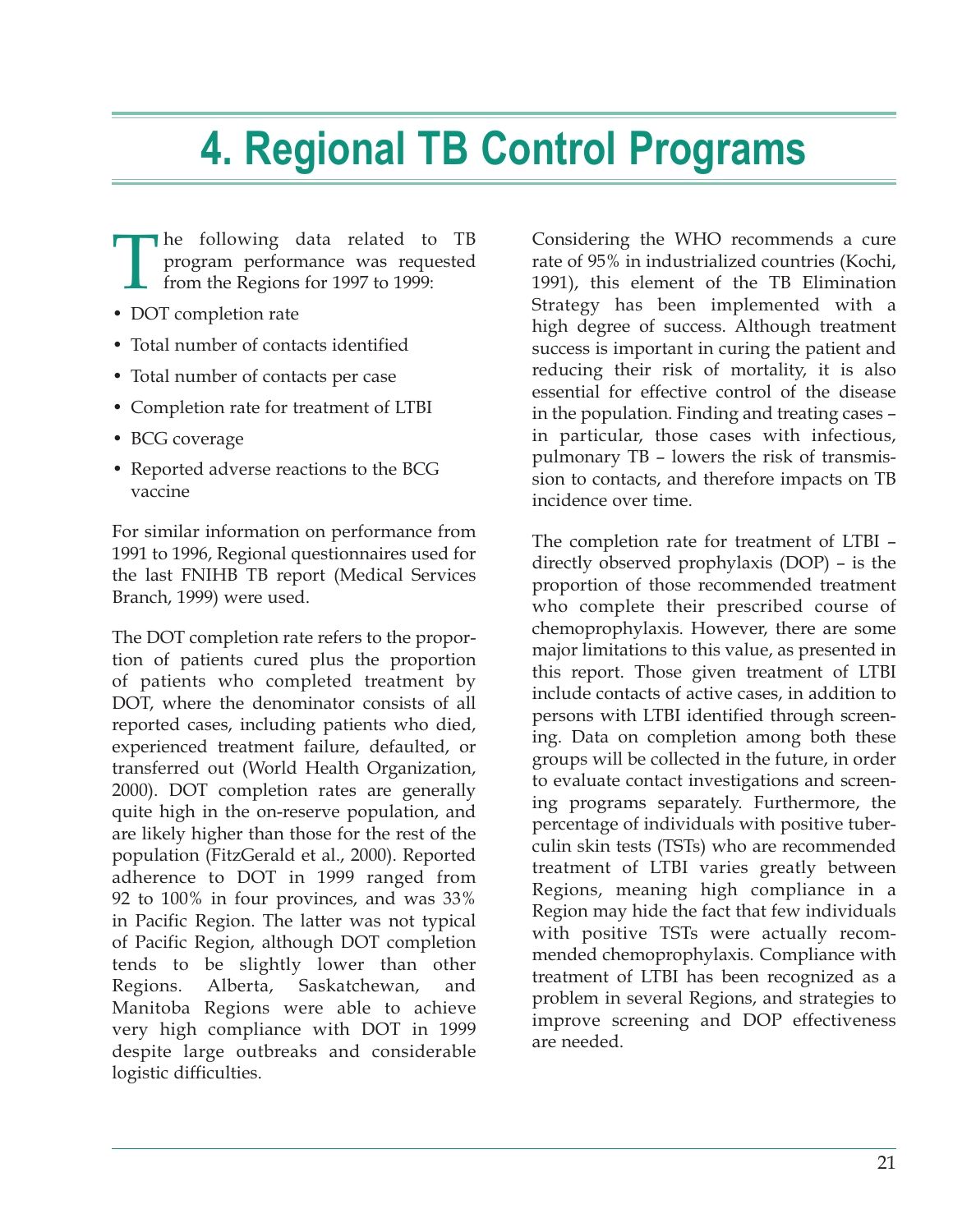# 4. Regional TB Control Programs

The following data related to TB program performance was requested from the Regions for 1997 to 1999:

- DOT completion rate
- Total number of contacts identified
- Total number of contacts per case
- Completion rate for treatment of LTBI
- BCG coverage
- Reported adverse reactions to the BCG vaccine

For similar information on performance from 1991 to 1996, Regional questionnaires used for the last FNIHB TB report (Medical Services Branch, 1999) were used.

The DOT completion rate refers to the proportion of patients cured plus the proportion of patients who completed treatment by DOT, where the denominator consists of all reported cases, including patients who died, experienced treatment failure, defaulted, or transferred out (World Health Organization, 2000). DOT completion rates are generally quite high in the on-reserve population, and are likely higher than those for the rest of the population (FitzGerald et al., 2000). Reported adherence to DOT in 1999 ranged from 92 to 100% in four provinces, and was 33% in Pacific Region. The latter was not typical of Pacific Region, although DOT completion tends to be slightly lower than other Regions. Alberta, Saskatchewan, and Manitoba Regions were able to achieve very high compliance with DOT in 1999 despite large outbreaks and considerable logistic difficulties.

Considering the WHO recommends a cure rate of 95% in industrialized countries (Kochi, 1991), this element of the TB Elimination Strategy has been implemented with a high degree of success. Although treatment success is important in curing the patient and reducing their risk of mortality, it is also essential for effective control of the disease in the population. Finding and treating cases – in particular, those cases with infectious, pulmonary TB – lowers the risk of transmission to contacts, and therefore impacts on TB incidence over time.

The completion rate for treatment of LTBI – directly observed prophylaxis (DOP) – is the proportion of those recommended treatment who complete their prescribed course of chemoprophylaxis. However, there are some major limitations to this value, as presented in this report. Those given treatment of LTBI include contacts of active cases, in addition to persons with LTBI identified through screening. Data on completion among both these groups will be collected in the future, in order to evaluate contact investigations and screening programs separately. Furthermore, the percentage of individuals with positive tuberculin skin tests (TSTs) who are recommended treatment of LTBI varies greatly between Regions, meaning high compliance in a Region may hide the fact that few individuals with positive TSTs were actually recommended chemoprophylaxis. Compliance with treatment of LTBI has been recognized as a problem in several Regions, and strategies to improve screening and DOP effectiveness are needed.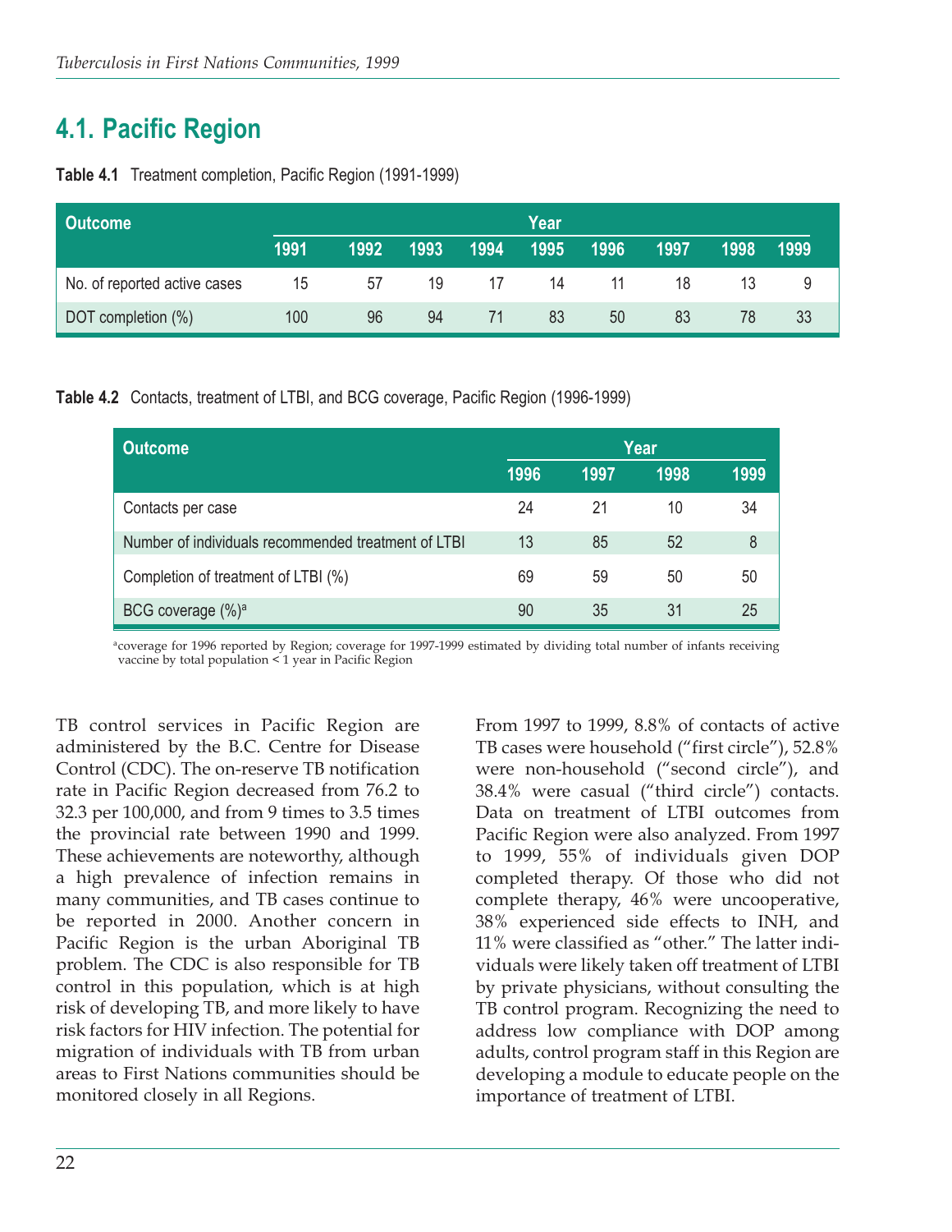## 4.1. Pacific Region

**Table 4.1** Treatment completion, Pacific Region (1991-1999)

| Outcome | Year | | | | | | | | |
|---|---|---|---|---|---|---|---|---|---|
| | 1991 | 1992 | 1993 | 1994 | 1995 | 1996 | 1997 | 1998 | 1999 |
| No. of reported active cases | 15 | 57 | 19 | 17 | 14 | 11 | 18 | 13 | 9 |
| DOT completion (%) | 100 | 96 | 94 | 71 | 83 | 50 | 83 | 78 | 33 |

**Table 4.2** Contacts, treatment of LTBI, and BCG coverage, Pacific Region (1996-1999)

| Outcome | Year | | | |
|---|---|---|---|---|
| | 1996 | 1997 | 1998 | 1999 |
| Contacts per case | 24 | 21 | 10 | 34 |
| Number of individuals recommended treatment of LTBI | 13 | 85 | 52 | 8 |
| Completion of treatment of LTBI (%) | 69 | 59 | 50 | 50 |
| BCG coverage (%)[a] | 90 | 35 | 31 | 25 |

[a]coverage for 1996 reported by Region; coverage for 1997-1999 estimated by dividing total number of infants receiving vaccine by total population < 1 year in Pacific Region

TB control services in Pacific Region are administered by the B.C. Centre for Disease Control (CDC). The on-reserve TB notification rate in Pacific Region decreased from 76.2 to 32.3 per 100,000, and from 9 times to 3.5 times the provincial rate between 1990 and 1999. These achievements are noteworthy, although a high prevalence of infection remains in many communities, and TB cases continue to be reported in 2000. Another concern in Pacific Region is the urban Aboriginal TB problem. The CDC is also responsible for TB control in this population, which is at high risk of developing TB, and more likely to have risk factors for HIV infection. The potential for migration of individuals with TB from urban areas to First Nations communities should be monitored closely in all Regions.

From 1997 to 1999, 8.8% of contacts of active TB cases were household ("first circle"), 52.8% were non-household ("second circle"), and 38.4% were casual ("third circle") contacts. Data on treatment of LTBI outcomes from Pacific Region were also analyzed. From 1997 to 1999, 55% of individuals given DOP completed therapy. Of those who did not complete therapy, 46% were uncooperative, 38% experienced side effects to INH, and 11% were classified as "other." The latter individuals were likely taken off treatment of LTBI by private physicians, without consulting the TB control program. Recognizing the need to address low compliance with DOP among adults, control program staff in this Region are developing a module to educate people on the importance of treatment of LTBI.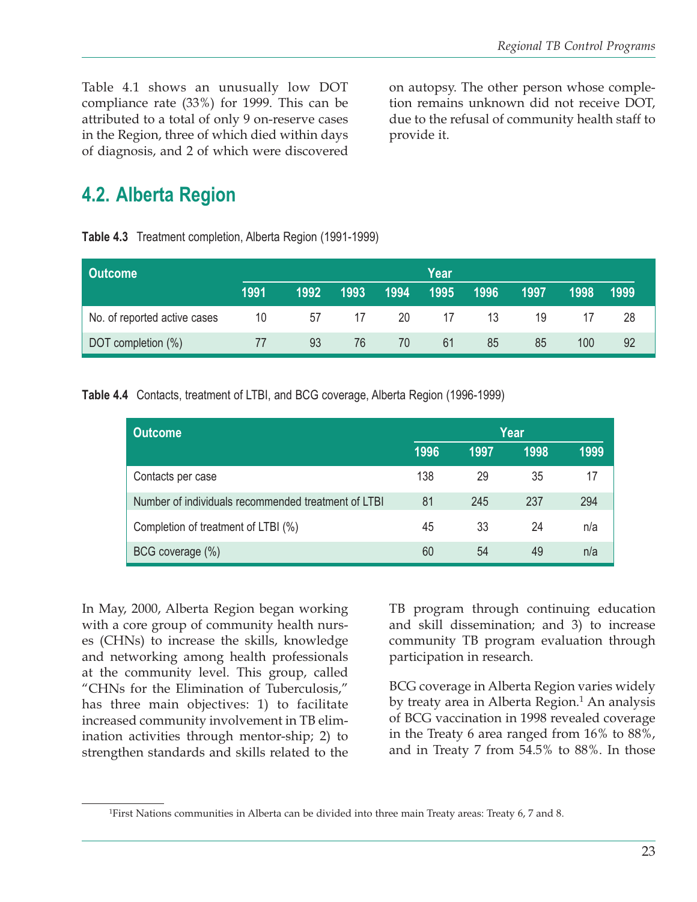Table 4.1 shows an unusually low DOT compliance rate (33%) for 1999. This can be attributed to a total of only 9 on-reserve cases in the Region, three of which died within days of diagnosis, and 2 of which were discovered on autopsy. The other person whose completion remains unknown did not receive DOT, due to the refusal of community health staff to provide it.

## 4.2. Alberta Region

**Table 4.3** Treatment completion, Alberta Region (1991-1999)

| Outcome | Year | | | | | | | | |
|---|---|---|---|---|---|---|---|---|---|
| | 1991 | 1992 | 1993 | 1994 | 1995 | 1996 | 1997 | 1998 | 1999 |
| No. of reported active cases | 10 | 57 | 17 | 20 | 17 | 13 | 19 | 17 | 28 |
| DOT completion (%) | 77 | 93 | 76 | 70 | 61 | 85 | 85 | 100 | 92 |

**Table 4.4** Contacts, treatment of LTBI, and BCG coverage, Alberta Region (1996-1999)

| Outcome | Year | | | |
|---|---|---|---|---|
| | 1996 | 1997 | 1998 | 1999 |
| Contacts per case | 138 | 29 | 35 | 17 |
| Number of individuals recommended treatment of LTBI | 81 | 245 | 237 | 294 |
| Completion of treatment of LTBI (%) | 45 | 33 | 24 | n/a |
| BCG coverage (%) | 60 | 54 | 49 | n/a |

In May, 2000, Alberta Region began working with a core group of community health nurses (CHNs) to increase the skills, knowledge and networking among health professionals at the community level. This group, called "CHNs for the Elimination of Tuberculosis," has three main objectives: 1) to facilitate increased community involvement in TB elimination activities through mentor-ship; 2) to strengthen standards and skills related to the TB program through continuing education and skill dissemination; and 3) to increase community TB program evaluation through participation in research.

BCG coverage in Alberta Region varies widely by treaty area in Alberta Region.[1] An analysis of BCG vaccination in 1998 revealed coverage in the Treaty 6 area ranged from 16% to 88%, and in Treaty 7 from 54.5% to 88%. In those

[1]First Nations communities in Alberta can be divided into three main Treaty areas: Treaty 6, 7 and 8.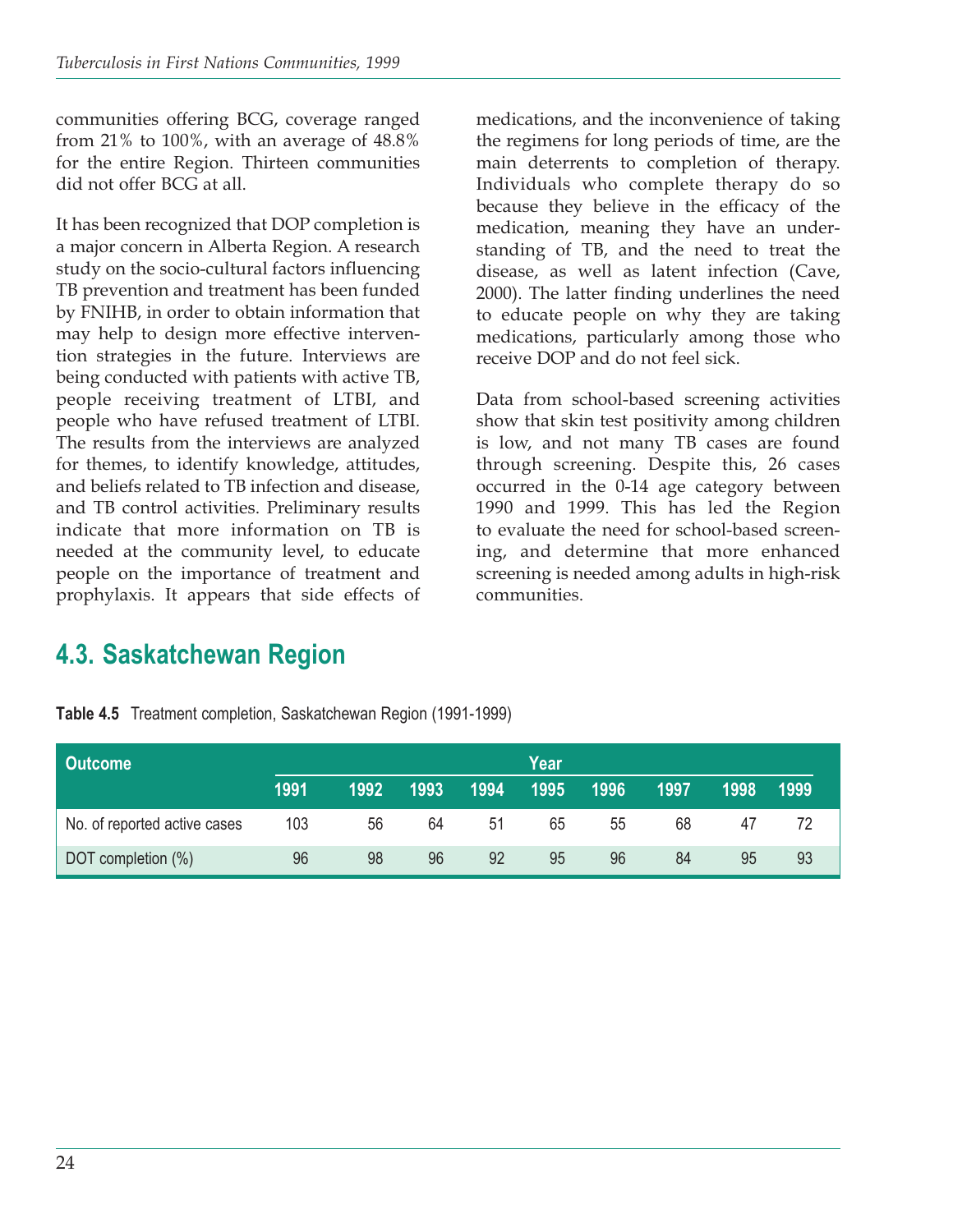communities offering BCG, coverage ranged from 21% to 100%, with an average of 48.8% for the entire Region. Thirteen communities did not offer BCG at all.

It has been recognized that DOP completion is a major concern in Alberta Region. A research study on the socio-cultural factors influencing TB prevention and treatment has been funded by FNIHB, in order to obtain information that may help to design more effective intervention strategies in the future. Interviews are being conducted with patients with active TB, people receiving treatment of LTBI, and people who have refused treatment of LTBI. The results from the interviews are analyzed for themes, to identify knowledge, attitudes, and beliefs related to TB infection and disease, and TB control activities. Preliminary results indicate that more information on TB is needed at the community level, to educate people on the importance of treatment and prophylaxis. It appears that side effects of medications, and the inconvenience of taking the regimens for long periods of time, are the main deterrents to completion of therapy. Individuals who complete therapy do so because they believe in the efficacy of the medication, meaning they have an understanding of TB, and the need to treat the disease, as well as latent infection (Cave, 2000). The latter finding underlines the need to educate people on why they are taking medications, particularly among those who receive DOP and do not feel sick.

Data from school-based screening activities show that skin test positivity among children is low, and not many TB cases are found through screening. Despite this, 26 cases occurred in the 0-14 age category between 1990 and 1999. This has led the Region to evaluate the need for school-based screening, and determine that more enhanced screening is needed among adults in high-risk communities.

## 4.3. Saskatchewan Region

**Table 4.5** Treatment completion, Saskatchewan Region (1991-1999)

| Outcome | Year | | | | | | | | |
|---|---|---|---|---|---|---|---|---|---|
| | 1991 | 1992 | 1993 | 1994 | 1995 | 1996 | 1997 | 1998 | 1999 |
| No. of reported active cases | 103 | 56 | 64 | 51 | 65 | 55 | 68 | 47 | 72 |
| DOT completion (%) | 96 | 98 | 96 | 92 | 95 | 96 | 84 | 95 | 93 |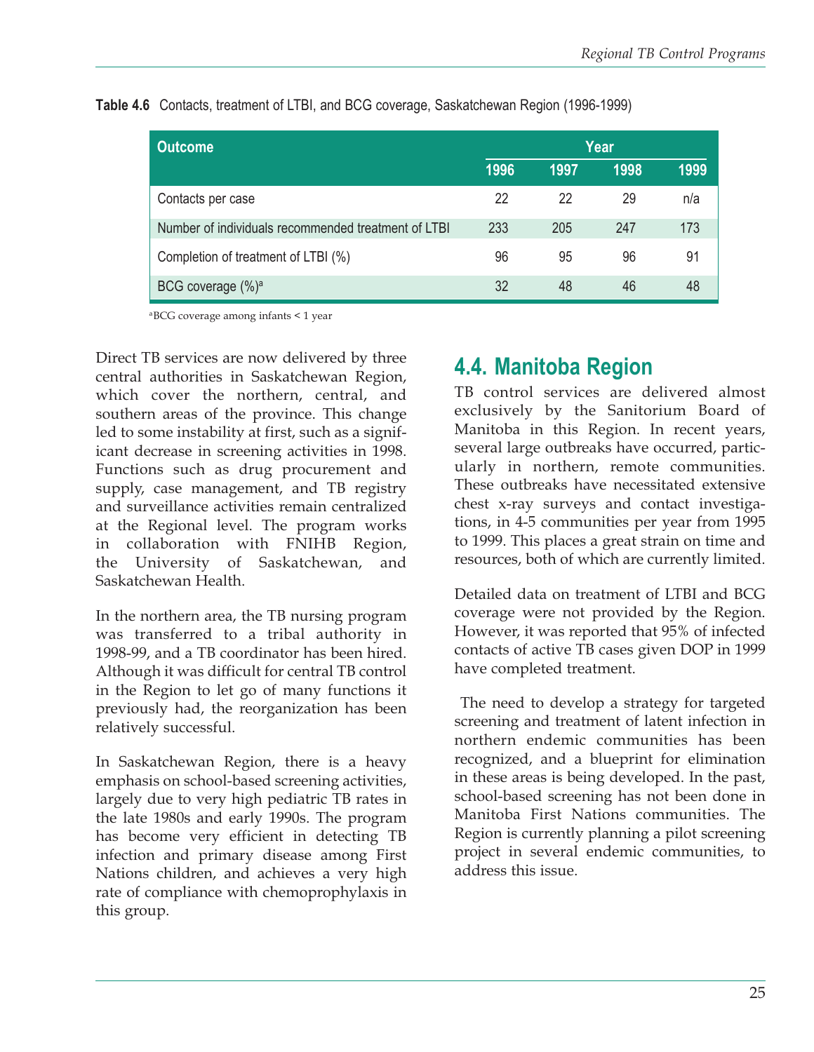**Table 4.6** Contacts, treatment of LTBI, and BCG coverage, Saskatchewan Region (1996-1999)

| Outcome | Year | | | |
|---|---|---|---|---|
| | 1996 | 1997 | 1998 | 1999 |
| Contacts per case | 22 | 22 | 29 | n/a |
| Number of individuals recommended treatment of LTBI | 233 | 205 | 247 | 173 |
| Completion of treatment of LTBI (%) | 96 | 95 | 96 | 91 |
| BCG coverage (%)[a] | 32 | 48 | 46 | 48 |

[a]BCG coverage among infants < 1 year

Direct TB services are now delivered by three central authorities in Saskatchewan Region, which cover the northern, central, and southern areas of the province. This change led to some instability at first, such as a significant decrease in screening activities in 1998. Functions such as drug procurement and supply, case management, and TB registry and surveillance activities remain centralized at the Regional level. The program works in collaboration with FNIHB Region, the University of Saskatchewan, and Saskatchewan Health.

In the northern area, the TB nursing program was transferred to a tribal authority in 1998-99, and a TB coordinator has been hired. Although it was difficult for central TB control in the Region to let go of many functions it previously had, the reorganization has been relatively successful.

In Saskatchewan Region, there is a heavy emphasis on school-based screening activities, largely due to very high pediatric TB rates in the late 1980s and early 1990s. The program has become very efficient in detecting TB infection and primary disease among First Nations children, and achieves a very high rate of compliance with chemoprophylaxis in this group.

## 4.4. Manitoba Region

TB control services are delivered almost exclusively by the Sanitorium Board of Manitoba in this Region. In recent years, several large outbreaks have occurred, particularly in northern, remote communities. These outbreaks have necessitated extensive chest x-ray surveys and contact investigations, in 4-5 communities per year from 1995 to 1999. This places a great strain on time and resources, both of which are currently limited.

Detailed data on treatment of LTBI and BCG coverage were not provided by the Region. However, it was reported that 95% of infected contacts of active TB cases given DOP in 1999 have completed treatment.

The need to develop a strategy for targeted screening and treatment of latent infection in northern endemic communities has been recognized, and a blueprint for elimination in these areas is being developed. In the past, school-based screening has not been done in Manitoba First Nations communities. The Region is currently planning a pilot screening project in several endemic communities, to address this issue.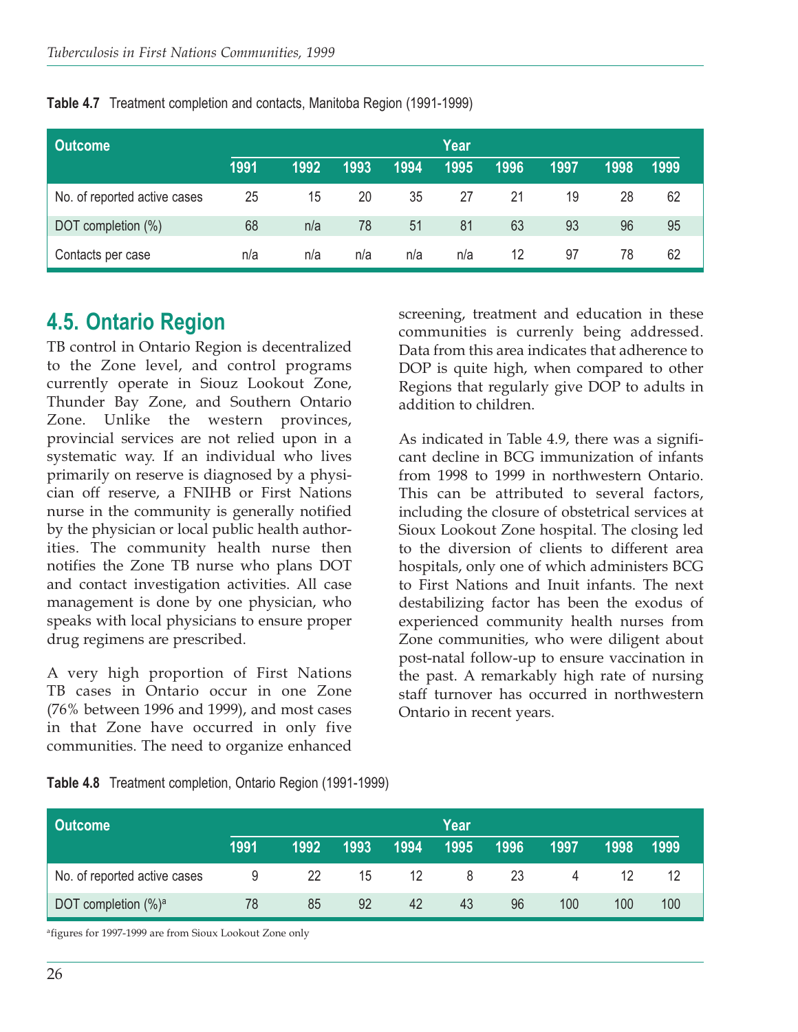**Table 4.7** Treatment completion and contacts, Manitoba Region (1991-1999)

| Outcome | Year | | | | | | | | |
|---|---|---|---|---|---|---|---|---|---|
| | 1991 | 1992 | 1993 | 1994 | 1995 | 1996 | 1997 | 1998 | 1999 |
| No. of reported active cases | 25 | 15 | 20 | 35 | 27 | 21 | 19 | 28 | 62 |
| DOT completion (%) | 68 | n/a | 78 | 51 | 81 | 63 | 93 | 96 | 95 |
| Contacts per case | n/a | n/a | n/a | n/a | n/a | 12 | 97 | 78 | 62 |

## 4.5. Ontario Region

TB control in Ontario Region is decentralized to the Zone level, and control programs currently operate in Siouz Lookout Zone, Thunder Bay Zone, and Southern Ontario Zone. Unlike the western provinces, provincial services are not relied upon in a systematic way. If an individual who lives primarily on reserve is diagnosed by a physician off reserve, a FNIHB or First Nations nurse in the community is generally notified by the physician or local public health authorities. The community health nurse then notifies the Zone TB nurse who plans DOT and contact investigation activities. All case management is done by one physician, who speaks with local physicians to ensure proper drug regimens are prescribed.

A very high proportion of First Nations TB cases in Ontario occur in one Zone (76% between 1996 and 1999), and most cases in that Zone have occurred in only five communities. The need to organize enhanced screening, treatment and education in these communities is currently being addressed. Data from this area indicates that adherence to DOP is quite high, when compared to other Regions that regularly give DOP to adults in addition to children.

As indicated in Table 4.9, there was a significant decline in BCG immunization of infants from 1998 to 1999 in northwestern Ontario. This can be attributed to several factors, including the closure of obstetrical services at Sioux Lookout Zone hospital. The closing led to the diversion of clients to different area hospitals, only one of which administers BCG to First Nations and Inuit infants. The next destabilizing factor has been the exodus of experienced community health nurses from Zone communities, who were diligent about post-natal follow-up to ensure vaccination in the past. A remarkably high rate of nursing staff turnover has occurred in northwestern Ontario in recent years.

**Table 4.8** Treatment completion, Ontario Region (1991-1999)

| Outcome | Year | | | | | | | | |
|---|---|---|---|---|---|---|---|---|---|
| | 1991 | 1992 | 1993 | 1994 | 1995 | 1996 | 1997 | 1998 | 1999 |
| No. of reported active cases | 9 | 22 | 15 | 12 | 8 | 23 | 4 | 12 | 12 |
| DOT completion (%)[a] | 78 | 85 | 92 | 42 | 43 | 96 | 100 | 100 | 100 |

[a]figures for 1997-1999 are from Sioux Lookout Zone only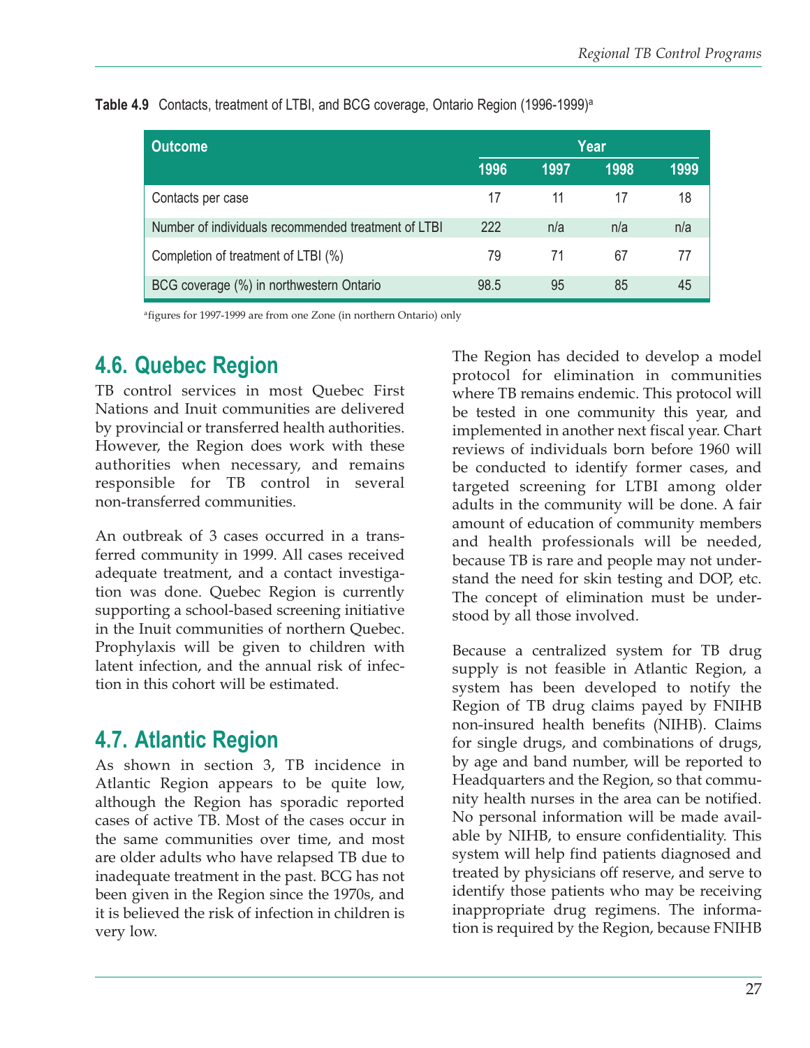**Table 4.9** Contacts, treatment of LTBI, and BCG coverage, Ontario Region (1996-1999)[a]

| Outcome | Year | | | |
|---|---|---|---|---|
| | 1996 | 1997 | 1998 | 1999 |
| Contacts per case | 17 | 11 | 17 | 18 |
| Number of individuals recommended treatment of LTBI | 222 | n/a | n/a | n/a |
| Completion of treatment of LTBI (%) | 79 | 71 | 67 | 77 |
| BCG coverage (%) in northwestern Ontario | 98.5 | 95 | 85 | 45 |

[a]figures for 1997-1999 are from one Zone (in northern Ontario) only

## 4.6. Quebec Region

TB control services in most Quebec First Nations and Inuit communities are delivered by provincial or transferred health authorities. However, the Region does work with these authorities when necessary, and remains responsible for TB control in several non-transferred communities.

An outbreak of 3 cases occurred in a transferred community in 1999. All cases received adequate treatment, and a contact investigation was done. Quebec Region is currently supporting a school-based screening initiative in the Inuit communities of northern Quebec. Prophylaxis will be given to children with latent infection, and the annual risk of infection in this cohort will be estimated.

## 4.7. Atlantic Region

As shown in section 3, TB incidence in Atlantic Region appears to be quite low, although the Region has sporadic reported cases of active TB. Most of the cases occur in the same communities over time, and most are older adults who have relapsed TB due to inadequate treatment in the past. BCG has not been given in the Region since the 1970s, and it is believed the risk of infection in children is very low.

The Region has decided to develop a model protocol for elimination in communities where TB remains endemic. This protocol will be tested in one community this year, and implemented in another next fiscal year. Chart reviews of individuals born before 1960 will be conducted to identify former cases, and targeted screening for LTBI among older adults in the community will be done. A fair amount of education of community members and health professionals will be needed, because TB is rare and people may not understand the need for skin testing and DOP, etc. The concept of elimination must be understood by all those involved.

Because a centralized system for TB drug supply is not feasible in Atlantic Region, a system has been developed to notify the Region of TB drug claims payed by FNIHB non-insured health benefits (NIHB). Claims for single drugs, and combinations of drugs, by age and band number, will be reported to Headquarters and the Region, so that community health nurses in the area can be notified. No personal information will be made available by NIHB, to ensure confidentiality. This system will help find patients diagnosed and treated by physicians off reserve, and serve to identify those patients who may be receiving inappropriate drug regimens. The information is required by the Region, because FNIHB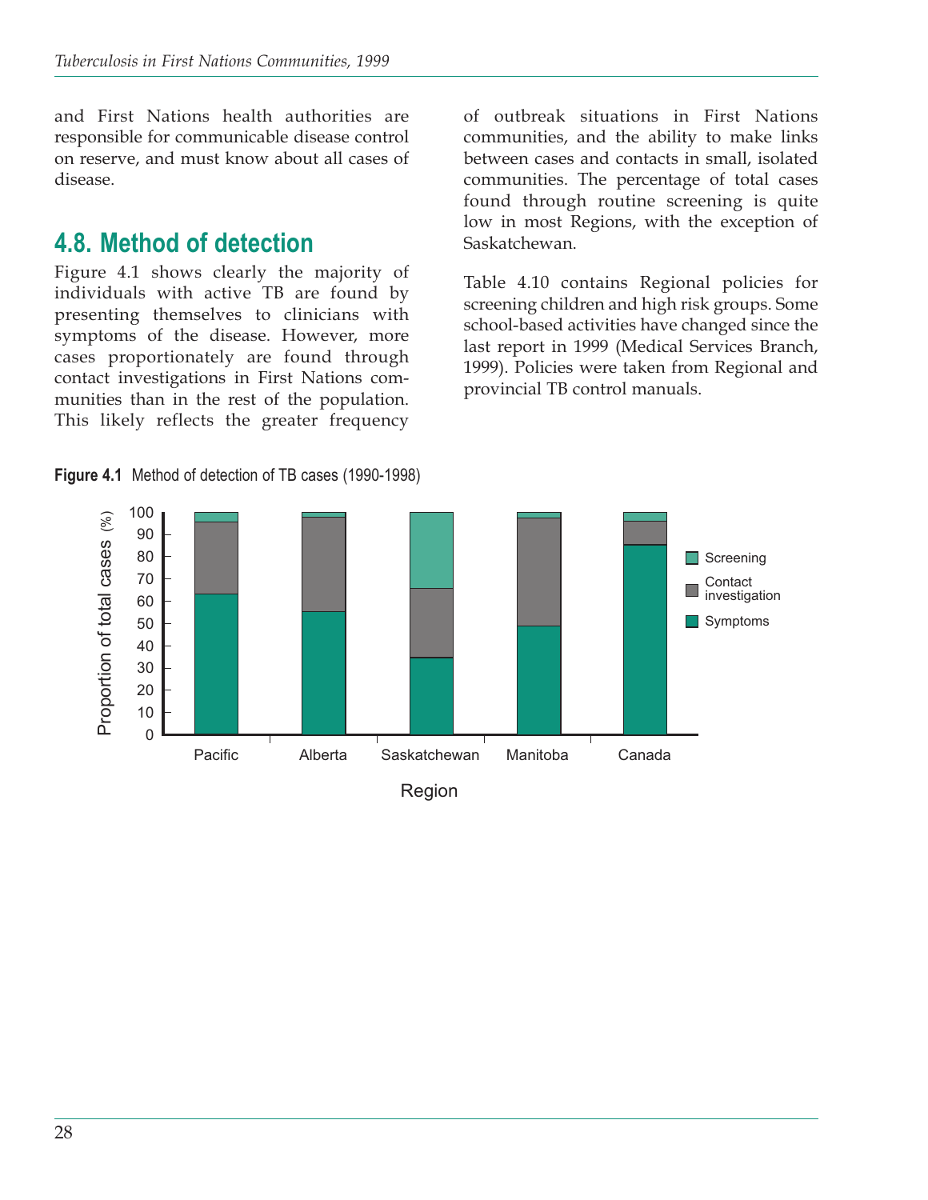and First Nations health authorities are responsible for communicable disease control on reserve, and must know about all cases of disease.

## 4.8. Method of detection

Figure 4.1 shows clearly the majority of individuals with active TB are found by presenting themselves to clinicians with symptoms of the disease. However, more cases proportionately are found through contact investigations in First Nations communities than in the rest of the population. This likely reflects the greater frequency of outbreak situations in First Nations communities, and the ability to make links between cases and contacts in small, isolated communities. The percentage of total cases found through routine screening is quite low in most Regions, with the exception of Saskatchewan.

Table 4.10 contains Regional policies for screening children and high risk groups. Some school-based activities have changed since the last report in 1999 (Medical Services Branch, 1999). Policies were taken from Regional and provincial TB control manuals.

**Figure 4.1** Method of detection of TB cases (1990-1998)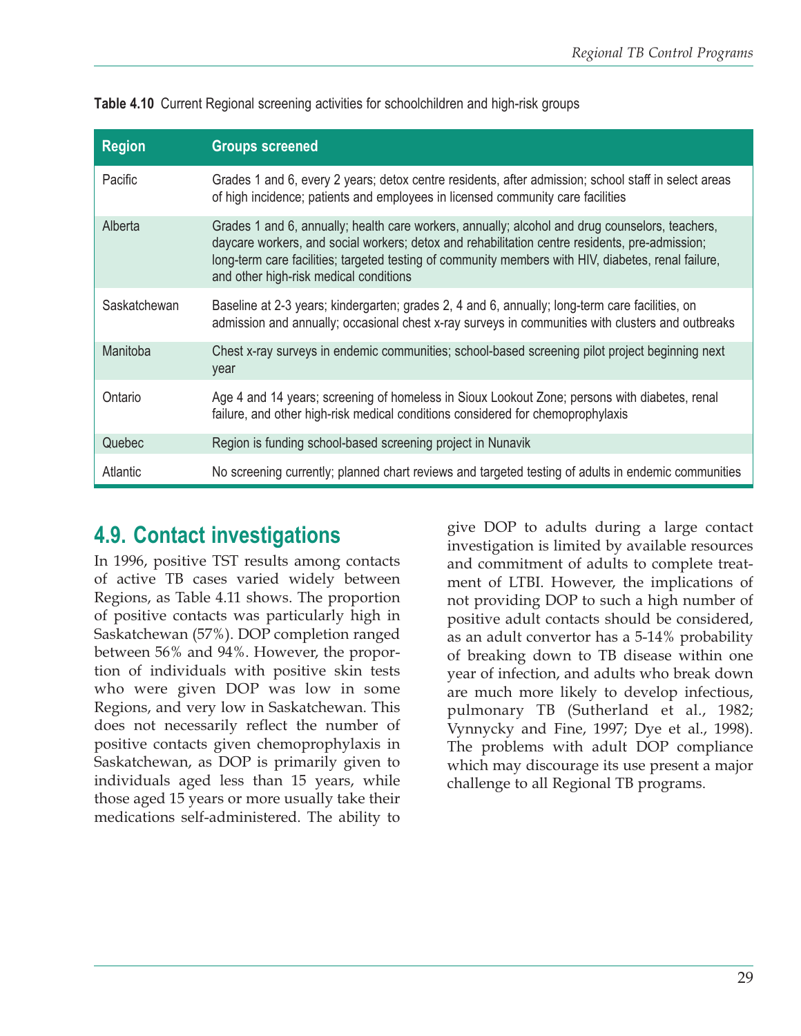**Table 4.10** Current Regional screening activities for schoolchildren and high-risk groups

| Region | Groups screened |
| --- | --- |
| Pacific | Grades 1 and 6, every 2 years; detox centre residents, after admission; school staff in select areas of high incidence; patients and employees in licensed community care facilities |
| Alberta | Grades 1 and 6, annually; health care workers, annually; alcohol and drug counselors, teachers, daycare workers, and social workers; detox and rehabilitation centre residents, pre-admission; long-term care facilities; targeted testing of community members with HIV, diabetes, renal failure, and other high-risk medical conditions |
| Saskatchewan | Baseline at 2-3 years; kindergarten; grades 2, 4 and 6, annually; long-term care facilities, on admission and annually; occasional chest x-ray surveys in communities with clusters and outbreaks |
| Manitoba | Chest x-ray surveys in endemic communities; school-based screening pilot project beginning next year |
| Ontario | Age 4 and 14 years; screening of homeless in Sioux Lookout Zone; persons with diabetes, renal failure, and other high-risk medical conditions considered for chemoprophylaxis |
| Quebec | Region is funding school-based screening project in Nunavik |
| Atlantic | No screening currently; planned chart reviews and targeted testing of adults in endemic communities |

## 4.9. Contact investigations

In 1996, positive TST results among contacts of active TB cases varied widely between Regions, as Table 4.11 shows. The proportion of positive contacts was particularly high in Saskatchewan (57%). DOP completion ranged between 56% and 94%. However, the proportion of individuals with positive skin tests who were given DOP was low in some Regions, and very low in Saskatchewan. This does not necessarily reflect the number of positive contacts given chemoprophylaxis in Saskatchewan, as DOP is primarily given to individuals aged less than 15 years, while those aged 15 years or more usually take their medications self-administered. The ability to give DOP to adults during a large contact investigation is limited by available resources and commitment of adults to complete treatment of LTBI. However, the implications of not providing DOP to such a high number of positive adult contacts should be considered, as an adult convertor has a 5-14% probability of breaking down to TB disease within one year of infection, and adults who break down are much more likely to develop infectious, pulmonary TB (Sutherland et al., 1982; Vynnycky and Fine, 1997; Dye et al., 1998). The problems with adult DOP compliance which may discourage its use present a major challenge to all Regional TB programs.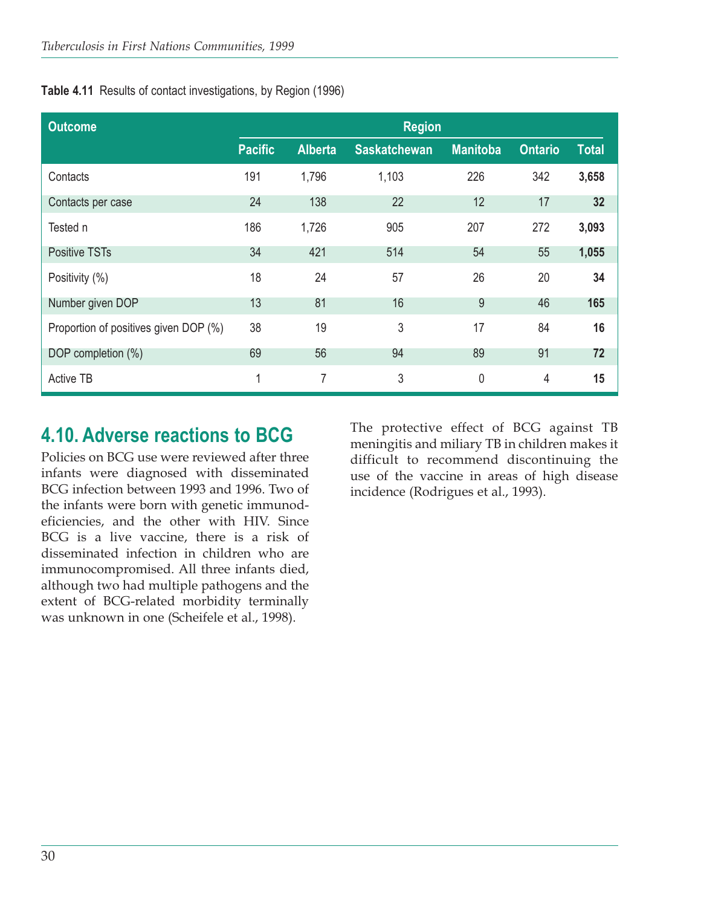**Table 4.11** Results of contact investigations, by Region (1996)

| Outcome | Region | | | | | |
|---|---|---|---|---|---|---|
| | Pacific | Alberta | Saskatchewan | Manitoba | Ontario | Total |
| Contacts | 191 | 1,796 | 1,103 | 226 | 342 | **3,658** |
| Contacts per case | 24 | 138 | 22 | 12 | 17 | **32** |
| Tested n | 186 | 1,726 | 905 | 207 | 272 | **3,093** |
| Positive TSTs | 34 | 421 | 514 | 54 | 55 | **1,055** |
| Positivity (%) | 18 | 24 | 57 | 26 | 20 | **34** |
| Number given DOP | 13 | 81 | 16 | 9 | 46 | **165** |
| Proportion of positives given DOP (%) | 38 | 19 | 3 | 17 | 84 | **16** |
| DOP completion (%) | 69 | 56 | 94 | 89 | 91 | **72** |
| Active TB | 1 | 7 | 3 | 0 | 4 | **15** |

## 4.10. Adverse reactions to BCG

Policies on BCG use were reviewed after three infants were diagnosed with disseminated BCG infection between 1993 and 1996. Two of the infants were born with genetic immunodeficiencies, and the other with HIV. Since BCG is a live vaccine, there is a risk of disseminated infection in children who are immunocompromised. All three infants died, although two had multiple pathogens and the extent of BCG-related morbidity terminally was unknown in one (Scheifele et al., 1998).

The protective effect of BCG against TB meningitis and miliary TB in children makes it difficult to recommend discontinuing the use of the vaccine in areas of high disease incidence (Rodrigues et al., 1993).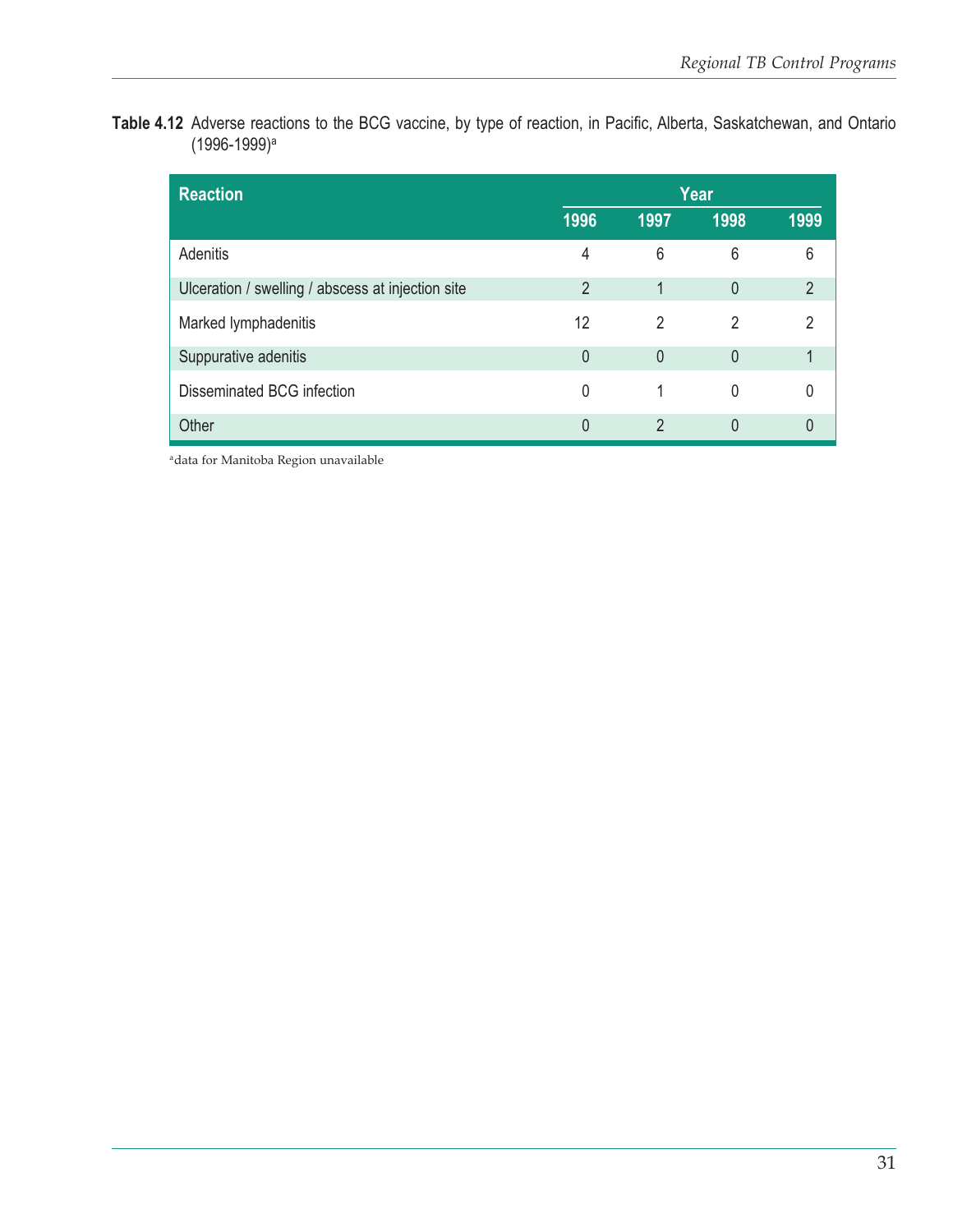**Table 4.12** Adverse reactions to the BCG vaccine, by type of reaction, in Pacific, Alberta, Saskatchewan, and Ontario (1996-1999)[a]

| Reaction | Year | | | |
|---|---|---|---|---|
| | 1996 | 1997 | 1998 | 1999 |
| Adenitis | 4 | 6 | 6 | 6 |
| Ulceration / swelling / abscess at injection site | 2 | 1 | 0 | 2 |
| Marked lymphadenitis | 12 | 2 | 2 | 2 |
| Suppurative adenitis | 0 | 0 | 0 | 1 |
| Disseminated BCG infection | 0 | 1 | 0 | 0 |
| Other | 0 | 2 | 0 | 0 |

[a]data for Manitoba Region unavailable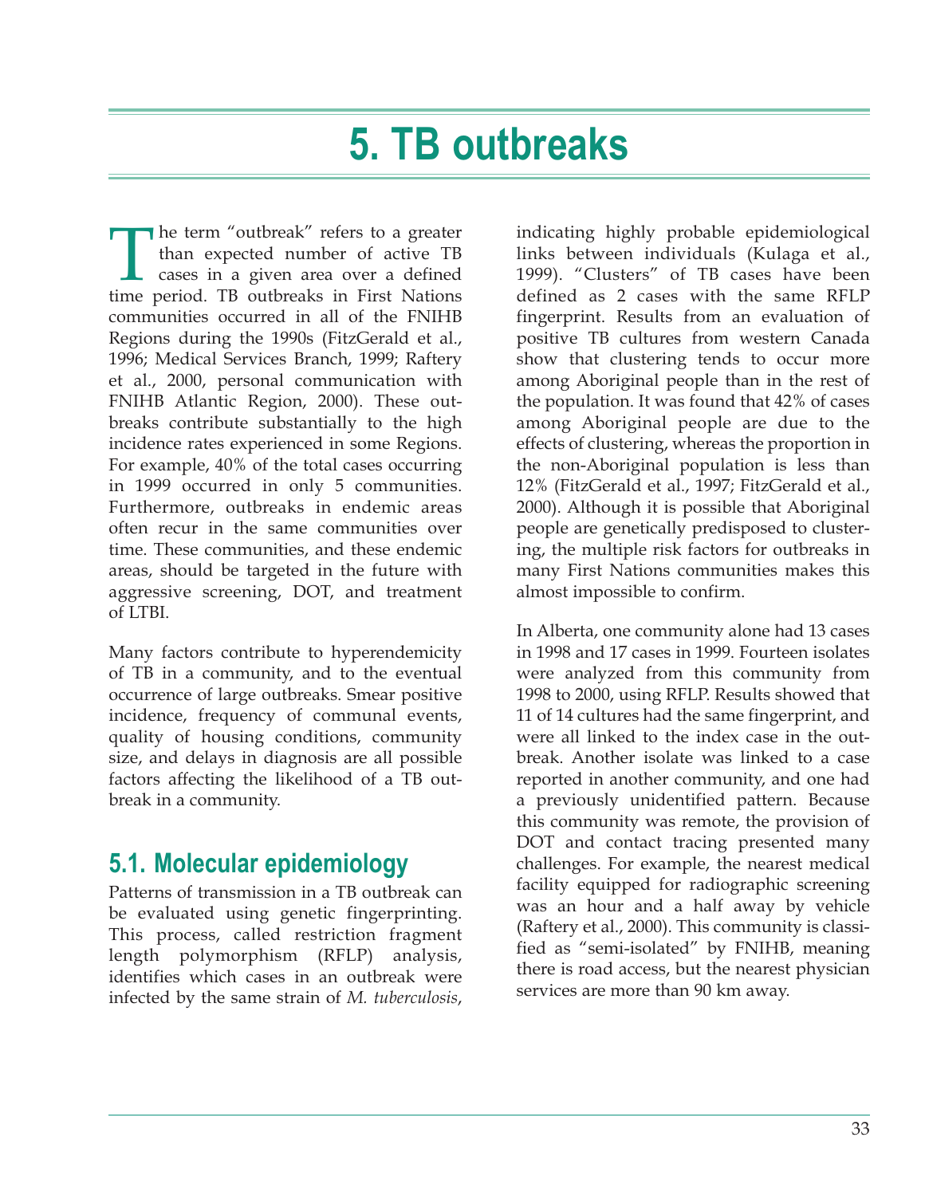# 5. TB outbreaks

The term "outbreak" refers to a greater than expected number of active TB cases in a given area over a defined time period. TB outbreaks in First Nations communities occurred in all of the FNIHB Regions during the 1990s (FitzGerald et al., 1996; Medical Services Branch, 1999; Raftery et al., 2000, personal communication with FNIHB Atlantic Region, 2000). These outbreaks contribute substantially to the high incidence rates experienced in some Regions. For example, 40% of the total cases occurring in 1999 occurred in only 5 communities. Furthermore, outbreaks in endemic areas often recur in the same communities over time. These communities, and these endemic areas, should be targeted in the future with aggressive screening, DOT, and treatment of LTBI.

Many factors contribute to hyperendemicity of TB in a community, and to the eventual occurrence of large outbreaks. Smear positive incidence, frequency of communal events, quality of housing conditions, community size, and delays in diagnosis are all possible factors affecting the likelihood of a TB outbreak in a community.

## 5.1. Molecular epidemiology

Patterns of transmission in a TB outbreak can be evaluated using genetic fingerprinting. This process, called restriction fragment length polymorphism (RFLP) analysis, identifies which cases in an outbreak were infected by the same strain of *M. tuberculosis*, indicating highly probable epidemiological links between individuals (Kulaga et al., 1999). "Clusters" of TB cases have been defined as 2 cases with the same RFLP fingerprint. Results from an evaluation of positive TB cultures from western Canada show that clustering tends to occur more among Aboriginal people than in the rest of the population. It was found that 42% of cases among Aboriginal people are due to the effects of clustering, whereas the proportion in the non-Aboriginal population is less than 12% (FitzGerald et al., 1997; FitzGerald et al., 2000). Although it is possible that Aboriginal people are genetically predisposed to clustering, the multiple risk factors for outbreaks in many First Nations communities makes this almost impossible to confirm.

In Alberta, one community alone had 13 cases in 1998 and 17 cases in 1999. Fourteen isolates were analyzed from this community from 1998 to 2000, using RFLP. Results showed that 11 of 14 cultures had the same fingerprint, and were all linked to the index case in the outbreak. Another isolate was linked to a case reported in another community, and one had a previously unidentified pattern. Because this community was remote, the provision of DOT and contact tracing presented many challenges. For example, the nearest medical facility equipped for radiographic screening was an hour and a half away by vehicle (Raftery et al., 2000). This community is classified as "semi-isolated" by FNIHB, meaning there is road access, but the nearest physician services are more than 90 km away.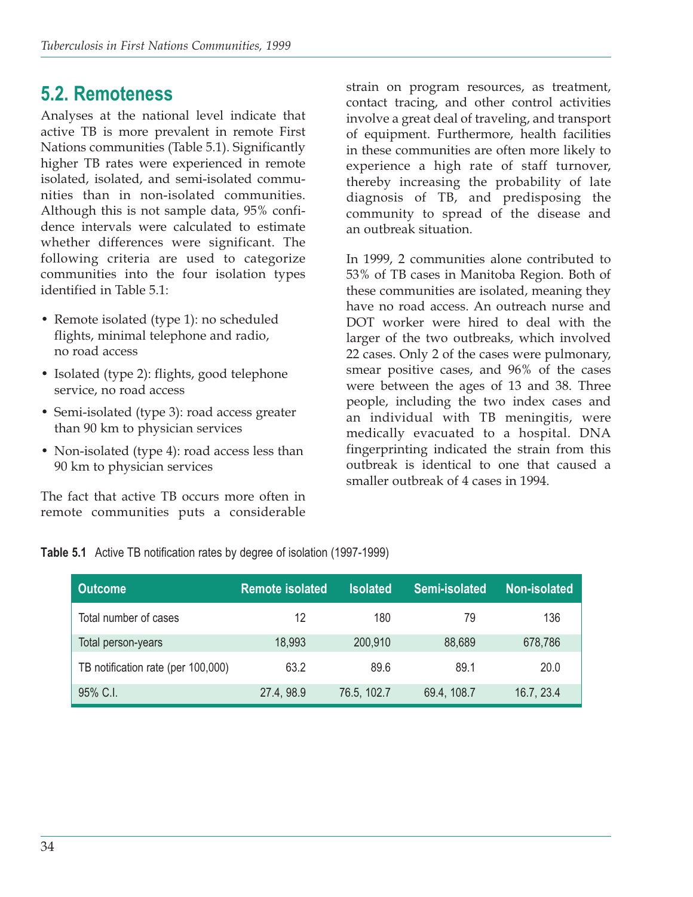## 5.2. Remoteness

Analyses at the national level indicate that active TB is more prevalent in remote First Nations communities (Table 5.1). Significantly higher TB rates were experienced in remote isolated, isolated, and semi-isolated communities than in non-isolated communities. Although this is not sample data, 95% confidence intervals were calculated to estimate whether differences were significant. The following criteria are used to categorize communities into the four isolation types identified in Table 5.1:

- Remote isolated (type 1): no scheduled flights, minimal telephone and radio, no road access
- Isolated (type 2): flights, good telephone service, no road access
- Semi-isolated (type 3): road access greater than 90 km to physician services
- Non-isolated (type 4): road access less than 90 km to physician services

The fact that active TB occurs more often in remote communities puts a considerable strain on program resources, as treatment, contact tracing, and other control activities involve a great deal of traveling, and transport of equipment. Furthermore, health facilities in these communities are often more likely to experience a high rate of staff turnover, thereby increasing the probability of late diagnosis of TB, and predisposing the community to spread of the disease and an outbreak situation.

In 1999, 2 communities alone contributed to 53% of TB cases in Manitoba Region. Both of these communities are isolated, meaning they have no road access. An outreach nurse and DOT worker were hired to deal with the larger of the two outbreaks, which involved 22 cases. Only 2 of the cases were pulmonary, smear positive cases, and 96% of the cases were between the ages of 13 and 38. Three people, including the two index cases and an individual with TB meningitis, were medically evacuated to a hospital. DNA fingerprinting indicated the strain from this outbreak is identical to one that caused a smaller outbreak of 4 cases in 1994.

**Table 5.1** Active TB notification rates by degree of isolation (1997-1999)

| Outcome | Remote isolated | Isolated | Semi-isolated | Non-isolated |
|---|---|---|---|---|
| Total number of cases | 12 | 180 | 79 | 136 |
| Total person-years | 18,993 | 200,910 | 88,689 | 678,786 |
| TB notification rate (per 100,000) | 63.2 | 89.6 | 89.1 | 20.0 |
| 95% C.I. | 27.4, 98.9 | 76.5, 102.7 | 69.4, 108.7 | 16.7, 23.4 |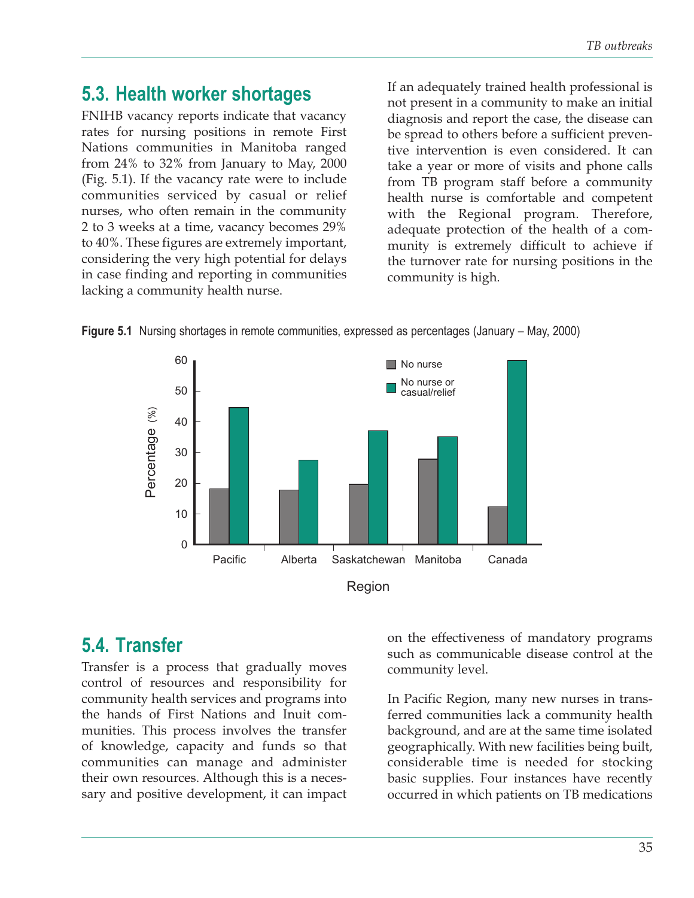## 5.3. Health worker shortages

FNIHB vacancy reports indicate that vacancy rates for nursing positions in remote First Nations communities in Manitoba ranged from 24% to 32% from January to May, 2000 (Fig. 5.1). If the vacancy rate were to include communities serviced by casual or relief nurses, who often remain in the community 2 to 3 weeks at a time, vacancy becomes 29% to 40%. These figures are extremely important, considering the very high potential for delays in case finding and reporting in communities lacking a community health nurse.

If an adequately trained health professional is not present in a community to make an initial diagnosis and report the case, the disease can be spread to others before a sufficient preventive intervention is even considered. It can take a year or more of visits and phone calls from TB program staff before a community health nurse is comfortable and competent with the Regional program. Therefore, adequate protection of the health of a community is extremely difficult to achieve if the turnover rate for nursing positions in the community is high.

**Figure 5.1** Nursing shortages in remote communities, expressed as percentages (January – May, 2000)

## 5.4. Transfer

Transfer is a process that gradually moves control of resources and responsibility for community health services and programs into the hands of First Nations and Inuit communities. This process involves the transfer of knowledge, capacity and funds so that communities can manage and administer their own resources. Although this is a necessary and positive development, it can impact on the effectiveness of mandatory programs such as communicable disease control at the community level.

In Pacific Region, many new nurses in transferred communities lack a community health background, and are at the same time isolated geographically. With new facilities being built, considerable time is needed for stocking basic supplies. Four instances have recently occurred in which patients on TB medications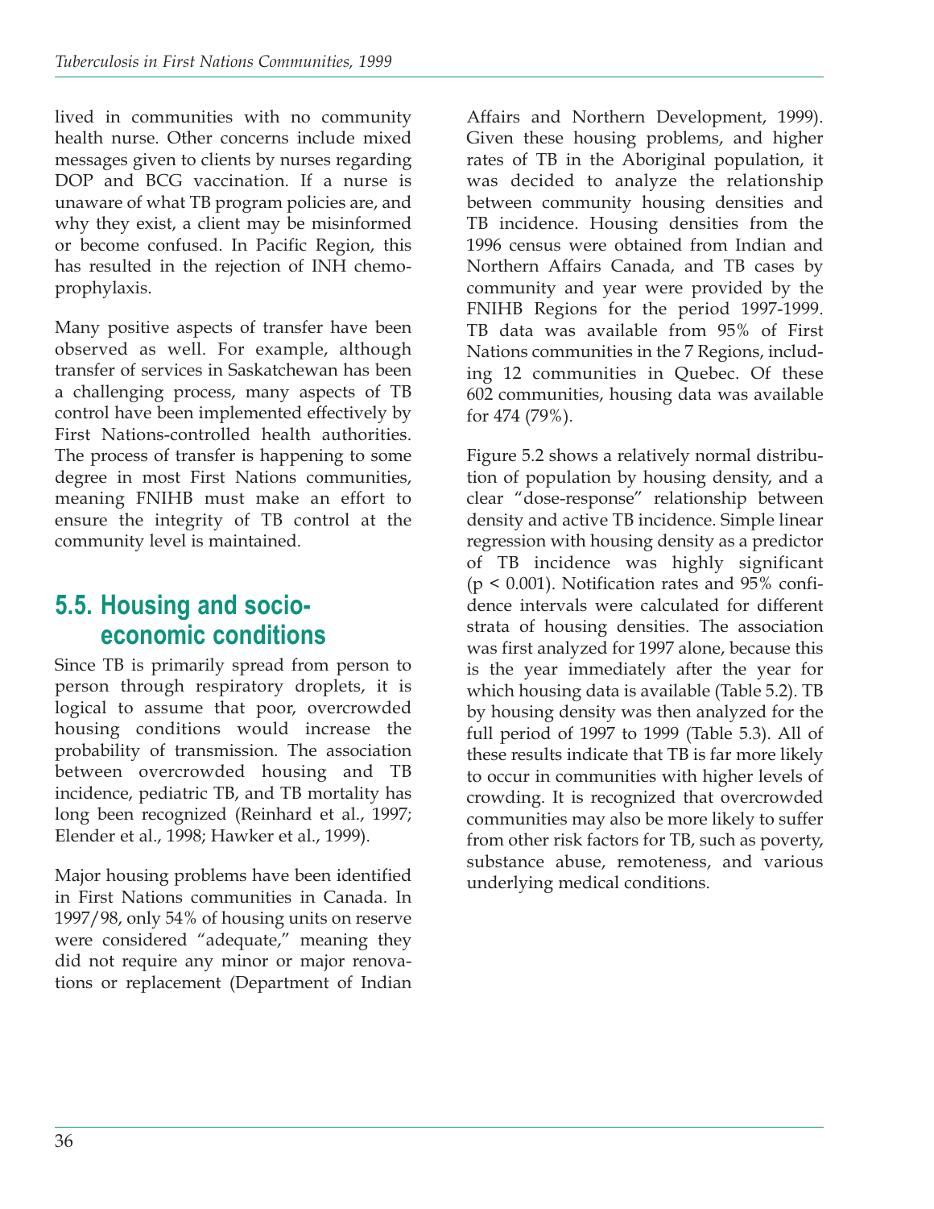lived in communities with no community health nurse. Other concerns include mixed messages given to clients by nurses regarding DOP and BCG vaccination. If a nurse is unaware of what TB program policies are, and why they exist, a client may be misinformed or become confused. In Pacific Region, this has resulted in the rejection of INH chemo-prophylaxis.

Many positive aspects of transfer have been observed as well. For example, although transfer of services in Saskatchewan has been a challenging process, many aspects of TB control have been implemented effectively by First Nations-controlled health authorities. The process of transfer is happening to some degree in most First Nations communities, meaning FNIHB must make an effort to ensure the integrity of TB control at the community level is maintained.

## 5.5. Housing and socio-economic conditions

Since TB is primarily spread from person to person through respiratory droplets, it is logical to assume that poor, overcrowded housing conditions would increase the probability of transmission. The association between overcrowded housing and TB incidence, pediatric TB, and TB mortality has long been recognized (Reinhard et al., 1997; Elender et al., 1998; Hawker et al., 1999).

Major housing problems have been identified in First Nations communities in Canada. In 1997/98, only 54% of housing units on reserve were considered "adequate," meaning they did not require any minor or major renovations or replacement (Department of Indian Affairs and Northern Development, 1999). Given these housing problems, and higher rates of TB in the Aboriginal population, it was decided to analyze the relationship between community housing densities and TB incidence. Housing densities from the 1996 census were obtained from Indian and Northern Affairs Canada, and TB cases by community and year were provided by the FNIHB Regions for the period 1997-1999. TB data was available from 95% of First Nations communities in the 7 Regions, including 12 communities in Quebec. Of these 602 communities, housing data was available for 474 (79%).

Figure 5.2 shows a relatively normal distribution of population by housing density, and a clear "dose-response" relationship between density and active TB incidence. Simple linear regression with housing density as a predictor of TB incidence was highly significant ($p < 0.001$). Notification rates and 95% confidence intervals were calculated for different strata of housing densities. The association was first analyzed for 1997 alone, because this is the year immediately after the year for which housing data is available (Table 5.2). TB by housing density was then analyzed for the full period of 1997 to 1999 (Table 5.3). All of these results indicate that TB is far more likely to occur in communities with higher levels of crowding. It is recognized that overcrowded communities may also be more likely to suffer from other risk factors for TB, such as poverty, substance abuse, remoteness, and various underlying medical conditions.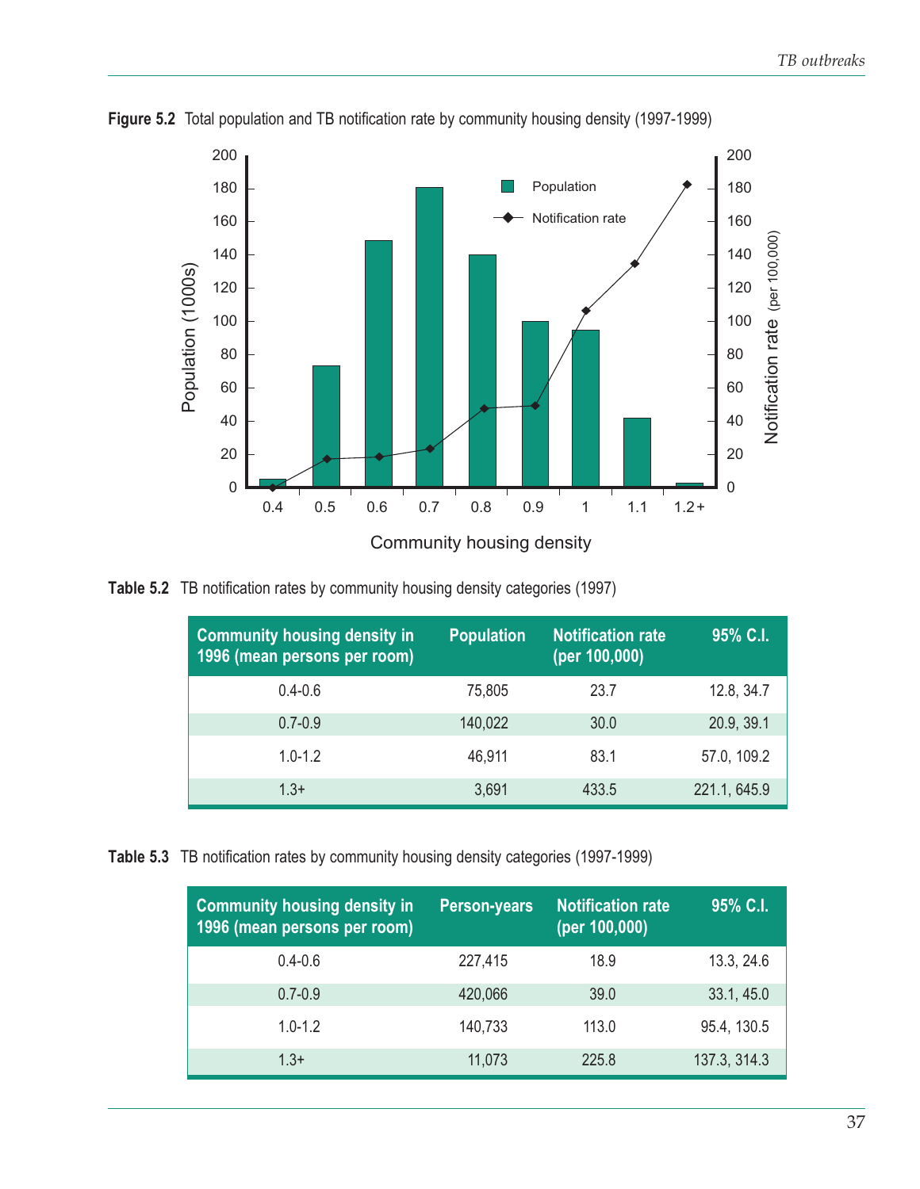**Figure 5.2** Total population and TB notification rate by community housing density (1997-1999)

**Table 5.2** TB notification rates by community housing density categories (1997)

| Community housing density in 1996 (mean persons per room) | Population | Notification rate (per 100,000) | 95% C.I. |
|---|---|---|---|
| 0.4-0.6 | 75,805 | 23.7 | 12.8, 34.7 |
| 0.7-0.9 | 140,022 | 30.0 | 20.9, 39.1 |
| 1.0-1.2 | 46,911 | 83.1 | 57.0, 109.2 |
| 1.3+ | 3,691 | 433.5 | 221.1, 645.9 |

**Table 5.3** TB notification rates by community housing density categories (1997-1999)

| Community housing density in 1996 (mean persons per room) | Person-years | Notification rate (per 100,000) | 95% C.I. |
|---|---|---|---|
| 0.4-0.6 | 227,415 | 18.9 | 13.3, 24.6 |
| 0.7-0.9 | 420,066 | 39.0 | 33.1, 45.0 |
| 1.0-1.2 | 140,733 | 113.0 | 95.4, 130.5 |
| 1.3+ | 11,073 | 225.8 | 137.3, 314.3 |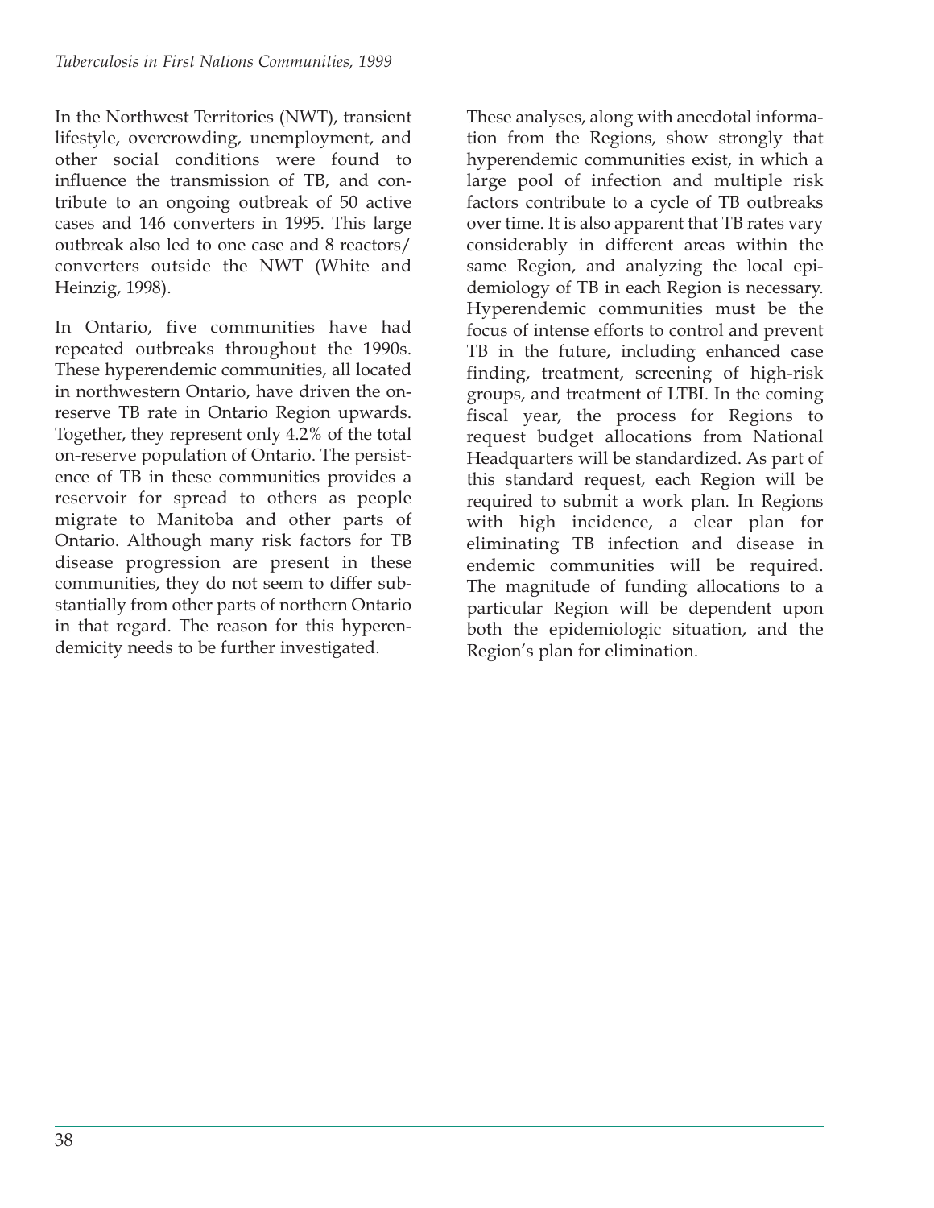In the Northwest Territories (NWT), transient lifestyle, overcrowding, unemployment, and other social conditions were found to influence the transmission of TB, and contribute to an ongoing outbreak of 50 active cases and 146 converters in 1995. This large outbreak also led to one case and 8 reactors/converters outside the NWT (White and Heinzig, 1998).

In Ontario, five communities have had repeated outbreaks throughout the 1990s. These hyperendemic communities, all located in northwestern Ontario, have driven the on-reserve TB rate in Ontario Region upwards. Together, they represent only 4.2% of the total on-reserve population of Ontario. The persistence of TB in these communities provides a reservoir for spread to others as people migrate to Manitoba and other parts of Ontario. Although many risk factors for TB disease progression are present in these communities, they do not seem to differ substantially from other parts of northern Ontario in that regard. The reason for this hyperendemicity needs to be further investigated.

These analyses, along with anecdotal information from the Regions, show strongly that hyperendemic communities exist, in which a large pool of infection and multiple risk factors contribute to a cycle of TB outbreaks over time. It is also apparent that TB rates vary considerably in different areas within the same Region, and analyzing the local epidemiology of TB in each Region is necessary. Hyperendemic communities must be the focus of intense efforts to control and prevent TB in the future, including enhanced case finding, treatment, screening of high-risk groups, and treatment of LTBI. In the coming fiscal year, the process for Regions to request budget allocations from National Headquarters will be standardized. As part of this standard request, each Region will be required to submit a work plan. In Regions with high incidence, a clear plan for eliminating TB infection and disease in endemic communities will be required. The magnitude of funding allocations to a particular Region will be dependent upon both the epidemiologic situation, and the Region's plan for elimination.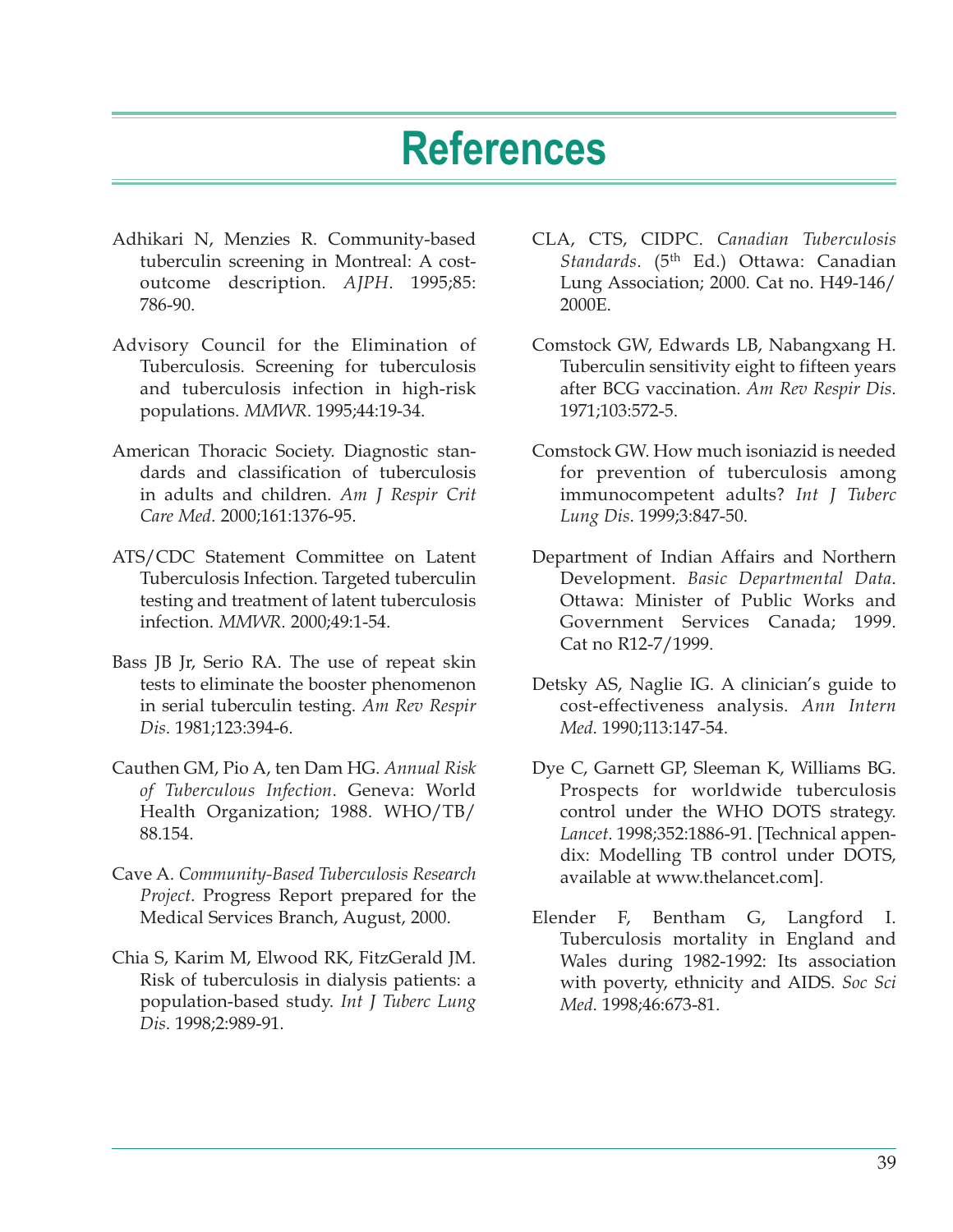# References

Adhikari N, Menzies R. Community-based tuberculin screening in Montreal: A cost-outcome description. *AJPH*. 1995;85: 786-90.

Advisory Council for the Elimination of Tuberculosis. Screening for tuberculosis and tuberculosis infection in high-risk populations. *MMWR*. 1995;44:19-34.

American Thoracic Society. Diagnostic standards and classification of tuberculosis in adults and children. *Am J Respir Crit Care Med*. 2000;161:1376-95.

ATS/CDC Statement Committee on Latent Tuberculosis Infection. Targeted tuberculin testing and treatment of latent tuberculosis infection. *MMWR*. 2000;49:1-54.

Bass JB Jr, Serio RA. The use of repeat skin tests to eliminate the booster phenomenon in serial tuberculin testing. *Am Rev Respir Dis*. 1981;123:394-6.

Cauthen GM, Pio A, ten Dam HG. *Annual Risk of Tuberculous Infection*. Geneva: World Health Organization; 1988. WHO/TB/ 88.154.

Cave A. *Community-Based Tuberculosis Research Project*. Progress Report prepared for the Medical Services Branch, August, 2000.

Chia S, Karim M, Elwood RK, FitzGerald JM. Risk of tuberculosis in dialysis patients: a population-based study. *Int J Tuberc Lung Dis*. 1998;2:989-91.

CLA, CTS, CIDPC. *Canadian Tuberculosis Standards*. (5th Ed.) Ottawa: Canadian Lung Association; 2000. Cat no. H49-146/ 2000E.

Comstock GW, Edwards LB, Nabangxang H. Tuberculin sensitivity eight to fifteen years after BCG vaccination. *Am Rev Respir Dis*. 1971;103:572-5.

Comstock GW. How much isoniazid is needed for prevention of tuberculosis among immunocompetent adults? *Int J Tuberc Lung Dis*. 1999;3:847-50.

Department of Indian Affairs and Northern Development. *Basic Departmental Data*. Ottawa: Minister of Public Works and Government Services Canada; 1999. Cat no R12-7/1999.

Detsky AS, Naglie IG. A clinician's guide to cost-effectiveness analysis. *Ann Intern Med*. 1990;113:147-54.

Dye C, Garnett GP, Sleeman K, Williams BG. Prospects for worldwide tuberculosis control under the WHO DOTS strategy. *Lancet*. 1998;352:1886-91. [Technical appendix: Modelling TB control under DOTS, available at www.thelancet.com].

Elender F, Bentham G, Langford I. Tuberculosis mortality in England and Wales during 1982-1992: Its association with poverty, ethnicity and AIDS. *Soc Sci Med*. 1998;46:673-81.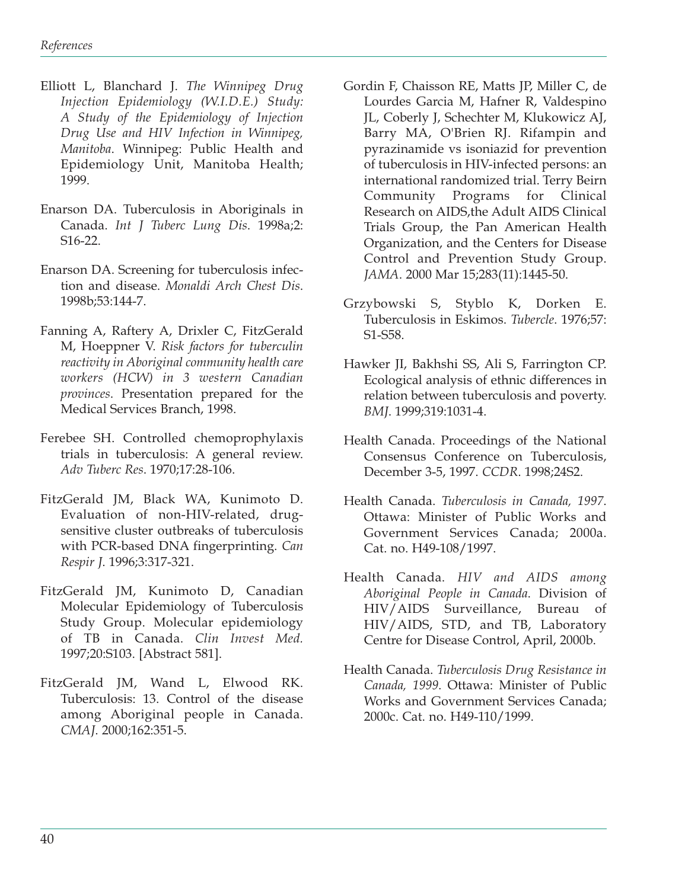Elliott L, Blanchard J. *The Winnipeg Drug Injection Epidemiology (W.I.D.E.) Study: A Study of the Epidemiology of Injection Drug Use and HIV Infection in Winnipeg, Manitoba*. Winnipeg: Public Health and Epidemiology Unit, Manitoba Health; 1999.

Enarson DA. Tuberculosis in Aboriginals in Canada. *Int J Tuberc Lung Dis*. 1998a;2: S16-22.

Enarson DA. Screening for tuberculosis infection and disease. *Monaldi Arch Chest Dis*. 1998b;53:144-7.

Fanning A, Raftery A, Drixler C, FitzGerald M, Hoeppner V. *Risk factors for tuberculin reactivity in Aboriginal community health care workers (HCW) in 3 western Canadian provinces*. Presentation prepared for the Medical Services Branch, 1998.

Ferebee SH. Controlled chemoprophylaxis trials in tuberculosis: A general review. *Adv Tuberc Res*. 1970;17:28-106.

FitzGerald JM, Black WA, Kunimoto D. Evaluation of non-HIV-related, drug-sensitive cluster outbreaks of tuberculosis with PCR-based DNA fingerprinting. *Can Respir J*. 1996;3:317-321.

FitzGerald JM, Kunimoto D, Canadian Molecular Epidemiology of Tuberculosis Study Group. Molecular epidemiology of TB in Canada. *Clin Invest Med*. 1997;20:S103. [Abstract 581].

FitzGerald JM, Wand L, Elwood RK. Tuberculosis: 13. Control of the disease among Aboriginal people in Canada. *CMAJ*. 2000;162:351-5.

Gordin F, Chaisson RE, Matts JP, Miller C, de Lourdes Garcia M, Hafner R, Valdespino JL, Coberly J, Schechter M, Klukowicz AJ, Barry MA, O'Brien RJ. Rifampin and pyrazinamide vs isoniazid for prevention of tuberculosis in HIV-infected persons: an international randomized trial. Terry Beirn Community Programs for Clinical Research on AIDS,the Adult AIDS Clinical Trials Group, the Pan American Health Organization, and the Centers for Disease Control and Prevention Study Group. *JAMA*. 2000 Mar 15;283(11):1445-50.

Grzybowski S, Styblo K, Dorken E. Tuberculosis in Eskimos. *Tubercle*. 1976;57: S1-S58.

Hawker JI, Bakhshi SS, Ali S, Farrington CP. Ecological analysis of ethnic differences in relation between tuberculosis and poverty. *BMJ*. 1999;319:1031-4.

Health Canada. Proceedings of the National Consensus Conference on Tuberculosis, December 3-5, 1997. *CCDR*. 1998;24S2.

Health Canada. *Tuberculosis in Canada, 1997*. Ottawa: Minister of Public Works and Government Services Canada; 2000a. Cat. no. H49-108/1997.

Health Canada. *HIV and AIDS among Aboriginal People in Canada*. Division of HIV/AIDS Surveillance, Bureau of HIV/AIDS, STD, and TB, Laboratory Centre for Disease Control, April, 2000b.

Health Canada. *Tuberculosis Drug Resistance in Canada, 1999*. Ottawa: Minister of Public Works and Government Services Canada; 2000c. Cat. no. H49-110/1999.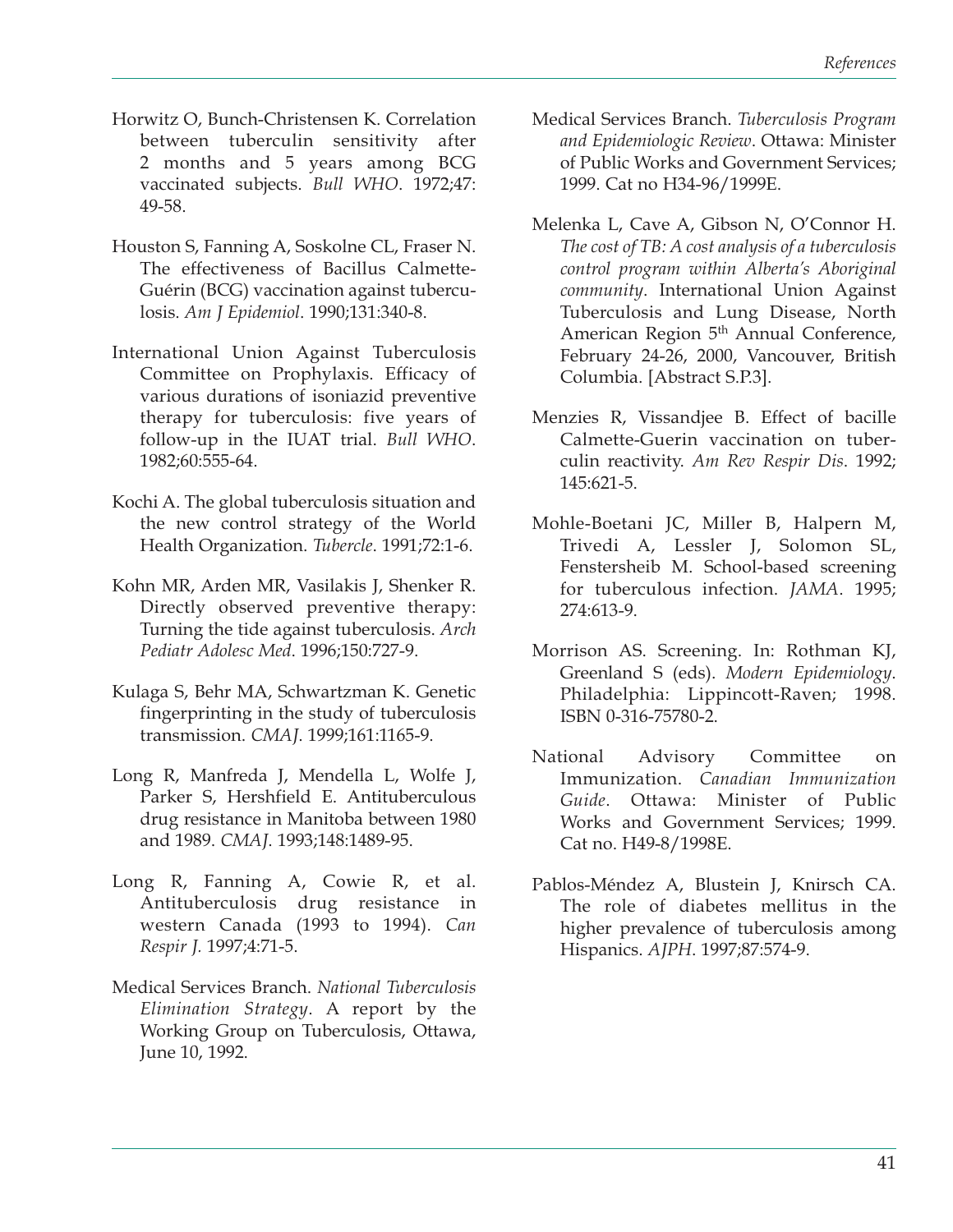Horwitz O, Bunch-Christensen K. Correlation between tuberculin sensitivity after 2 months and 5 years among BCG vaccinated subjects. *Bull WHO*. 1972;47: 49-58.

Houston S, Fanning A, Soskolne CL, Fraser N. The effectiveness of Bacillus Calmette-Guérin (BCG) vaccination against tuberculosis. *Am J Epidemiol*. 1990;131:340-8.

International Union Against Tuberculosis Committee on Prophylaxis. Efficacy of various durations of isoniazid preventive therapy for tuberculosis: five years of follow-up in the IUAT trial. *Bull WHO*. 1982;60:555-64.

Kochi A. The global tuberculosis situation and the new control strategy of the World Health Organization. *Tubercle*. 1991;72:1-6.

Kohn MR, Arden MR, Vasilakis J, Shenker R. Directly observed preventive therapy: Turning the tide against tuberculosis. *Arch Pediatr Adolesc Med*. 1996;150:727-9.

Kulaga S, Behr MA, Schwartzman K. Genetic fingerprinting in the study of tuberculosis transmission. *CMAJ*. 1999;161:1165-9.

Long R, Manfreda J, Mendella L, Wolfe J, Parker S, Hershfield E. Antituberculous drug resistance in Manitoba between 1980 and 1989. *CMAJ*. 1993;148:1489-95.

Long R, Fanning A, Cowie R, et al. Antituberculosis drug resistance in western Canada (1993 to 1994). *Can Respir J*. 1997;4:71-5.

Medical Services Branch. *National Tuberculosis Elimination Strategy*. A report by the Working Group on Tuberculosis, Ottawa, June 10, 1992.

Medical Services Branch. *Tuberculosis Program and Epidemiologic Review*. Ottawa: Minister of Public Works and Government Services; 1999. Cat no H34-96/1999E.

Melenka L, Cave A, Gibson N, O'Connor H. *The cost of TB: A cost analysis of a tuberculosis control program within Alberta's Aboriginal community*. International Union Against Tuberculosis and Lung Disease, North American Region 5th Annual Conference, February 24-26, 2000, Vancouver, British Columbia. [Abstract S.P.3].

Menzies R, Vissandjee B. Effect of bacille Calmette-Guerin vaccination on tuberculin reactivity. *Am Rev Respir Dis*. 1992; 145:621-5.

Mohle-Boetani JC, Miller B, Halpern M, Trivedi A, Lessler J, Solomon SL, Fenstersheib M. School-based screening for tuberculous infection. *JAMA*. 1995; 274:613-9.

Morrison AS. Screening. In: Rothman KJ, Greenland S (eds). *Modern Epidemiology*. Philadelphia: Lippincott-Raven; 1998. ISBN 0-316-75780-2.

National Advisory Committee on Immunization. *Canadian Immunization Guide*. Ottawa: Minister of Public Works and Government Services; 1999. Cat no. H49-8/1998E.

Pablos-Méndez A, Blustein J, Knirsch CA. The role of diabetes mellitus in the higher prevalence of tuberculosis among Hispanics. *AJPH*. 1997;87:574-9.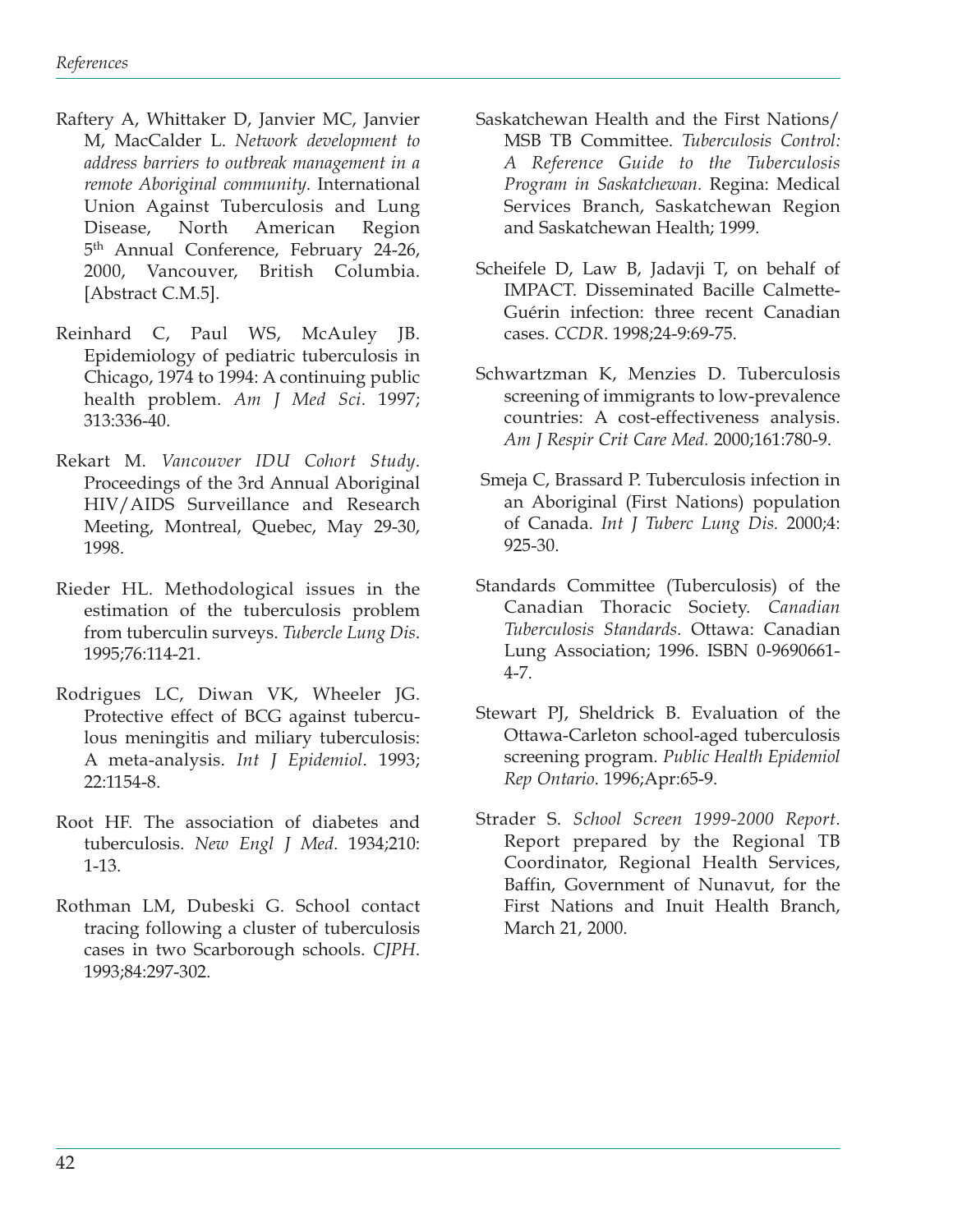Raftery A, Whittaker D, Janvier MC, Janvier M, MacCalder L. *Network development to address barriers to outbreak management in a remote Aboriginal community*. International Union Against Tuberculosis and Lung Disease, North American Region 5th Annual Conference, February 24-26, 2000, Vancouver, British Columbia. [Abstract C.M.5].

Reinhard C, Paul WS, McAuley JB. Epidemiology of pediatric tuberculosis in Chicago, 1974 to 1994: A continuing public health problem. *Am J Med Sci*. 1997; 313:336-40.

Rekart M. *Vancouver IDU Cohort Study*. Proceedings of the 3rd Annual Aboriginal HIV/AIDS Surveillance and Research Meeting, Montreal, Quebec, May 29-30, 1998.

Rieder HL. Methodological issues in the estimation of the tuberculosis problem from tuberculin surveys. *Tubercle Lung Dis*. 1995;76:114-21.

Rodrigues LC, Diwan VK, Wheeler JG. Protective effect of BCG against tuberculous meningitis and miliary tuberculosis: A meta-analysis. *Int J Epidemiol*. 1993; 22:1154-8.

Root HF. The association of diabetes and tuberculosis. *New Engl J Med*. 1934;210: 1-13.

Rothman LM, Dubeski G. School contact tracing following a cluster of tuberculosis cases in two Scarborough schools. *CJPH*. 1993;84:297-302.

Saskatchewan Health and the First Nations/ MSB TB Committee. *Tuberculosis Control: A Reference Guide to the Tuberculosis Program in Saskatchewan*. Regina: Medical Services Branch, Saskatchewan Region and Saskatchewan Health; 1999.

Scheifele D, Law B, Jadavji T, on behalf of IMPACT. Disseminated Bacille Calmette-Guérin infection: three recent Canadian cases. *CCDR*. 1998;24-9:69-75.

Schwartzman K, Menzies D. Tuberculosis screening of immigrants to low-prevalence countries: A cost-effectiveness analysis. *Am J Respir Crit Care Med.* 2000;161:780-9.

Smeja C, Brassard P. Tuberculosis infection in an Aboriginal (First Nations) population of Canada. *Int J Tuberc Lung Dis.* 2000;4: 925-30.

Standards Committee (Tuberculosis) of the Canadian Thoracic Society. *Canadian Tuberculosis Standards*. Ottawa: Canadian Lung Association; 1996. ISBN 0-9690661-4-7.

Stewart PJ, Sheldrick B. Evaluation of the Ottawa-Carleton school-aged tuberculosis screening program. *Public Health Epidemiol Rep Ontario*. 1996;Apr:65-9.

Strader S. *School Screen 1999-2000 Report*. Report prepared by the Regional TB Coordinator, Regional Health Services, Baffin, Government of Nunavut, for the First Nations and Inuit Health Branch, March 21, 2000.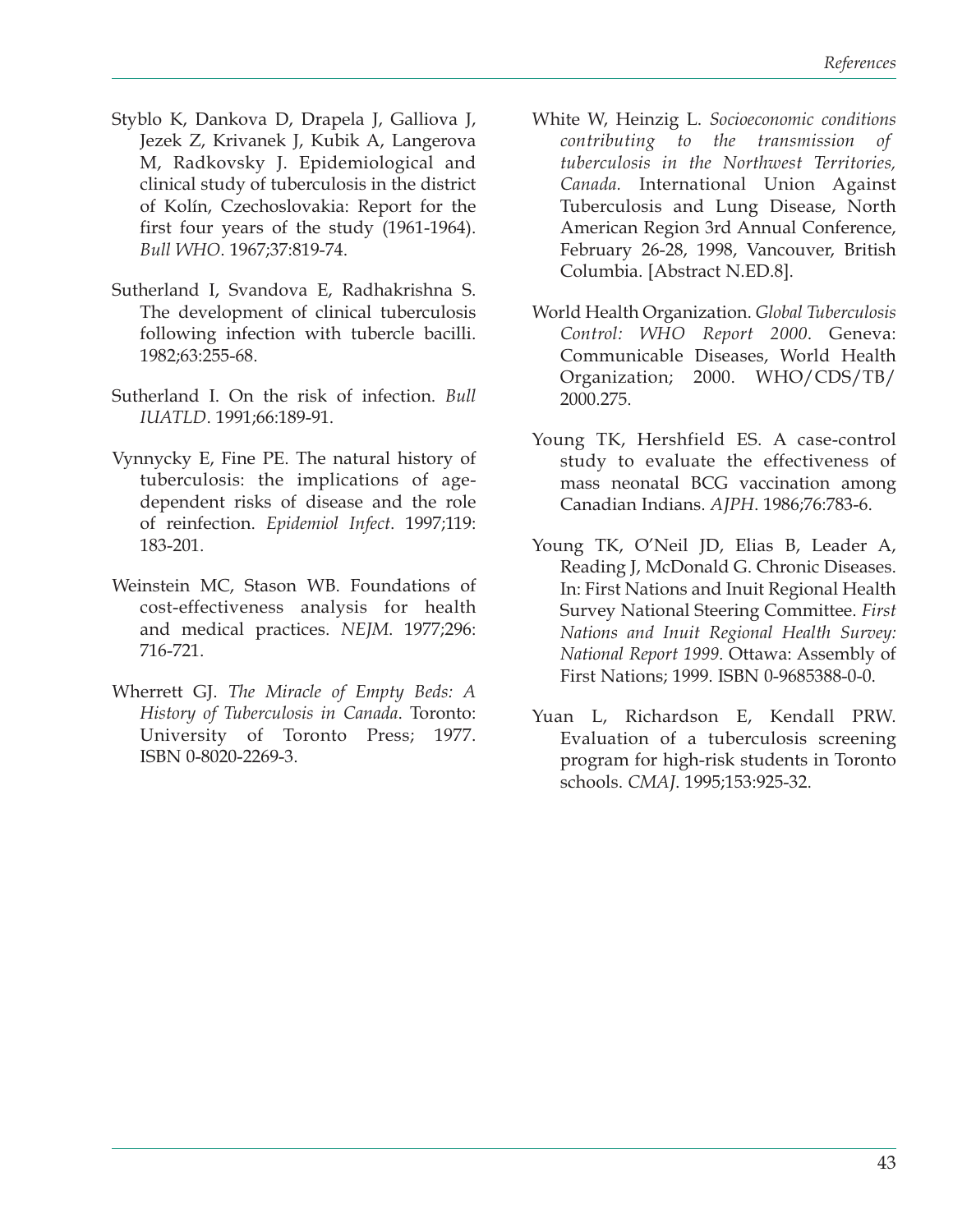Styblo K, Dankova D, Drapela J, Galliova J, Jezek Z, Krivanek J, Kubik A, Langerova M, Radkovsky J. Epidemiological and clinical study of tuberculosis in the district of Kolín, Czechoslovakia: Report for the first four years of the study (1961-1964). *Bull WHO*. 1967;37:819-74.

Sutherland I, Svandova E, Radhakrishna S. The development of clinical tuberculosis following infection with tubercle bacilli. 1982;63:255-68.

Sutherland I. On the risk of infection. *Bull IUATLD*. 1991;66:189-91.

Vynnycky E, Fine PE. The natural history of tuberculosis: the implications of age-dependent risks of disease and the role of reinfection. *Epidemiol Infect*. 1997;119: 183-201.

Weinstein MC, Stason WB. Foundations of cost-effectiveness analysis for health and medical practices. *NEJM*. 1977;296: 716-721.

Wherrett GJ. *The Miracle of Empty Beds: A History of Tuberculosis in Canada*. Toronto: University of Toronto Press; 1977. ISBN 0-8020-2269-3.

White W, Heinzig L. *Socioeconomic conditions contributing to the transmission of tuberculosis in the Northwest Territories, Canada.* International Union Against Tuberculosis and Lung Disease, North American Region 3rd Annual Conference, February 26-28, 1998, Vancouver, British Columbia. [Abstract N.ED.8].

World Health Organization. *Global Tuberculosis Control: WHO Report 2000*. Geneva: Communicable Diseases, World Health Organization; 2000. WHO/CDS/TB/2000.275.

Young TK, Hershfield ES. A case-control study to evaluate the effectiveness of mass neonatal BCG vaccination among Canadian Indians. *AJPH*. 1986;76:783-6.

Young TK, O'Neil JD, Elias B, Leader A, Reading J, McDonald G. Chronic Diseases. In: First Nations and Inuit Regional Health Survey National Steering Committee. *First Nations and Inuit Regional Health Survey: National Report 1999*. Ottawa: Assembly of First Nations; 1999. ISBN 0-9685388-0-0.

Yuan L, Richardson E, Kendall PRW. Evaluation of a tuberculosis screening program for high-risk students in Toronto schools. *CMAJ*. 1995;153:925-32.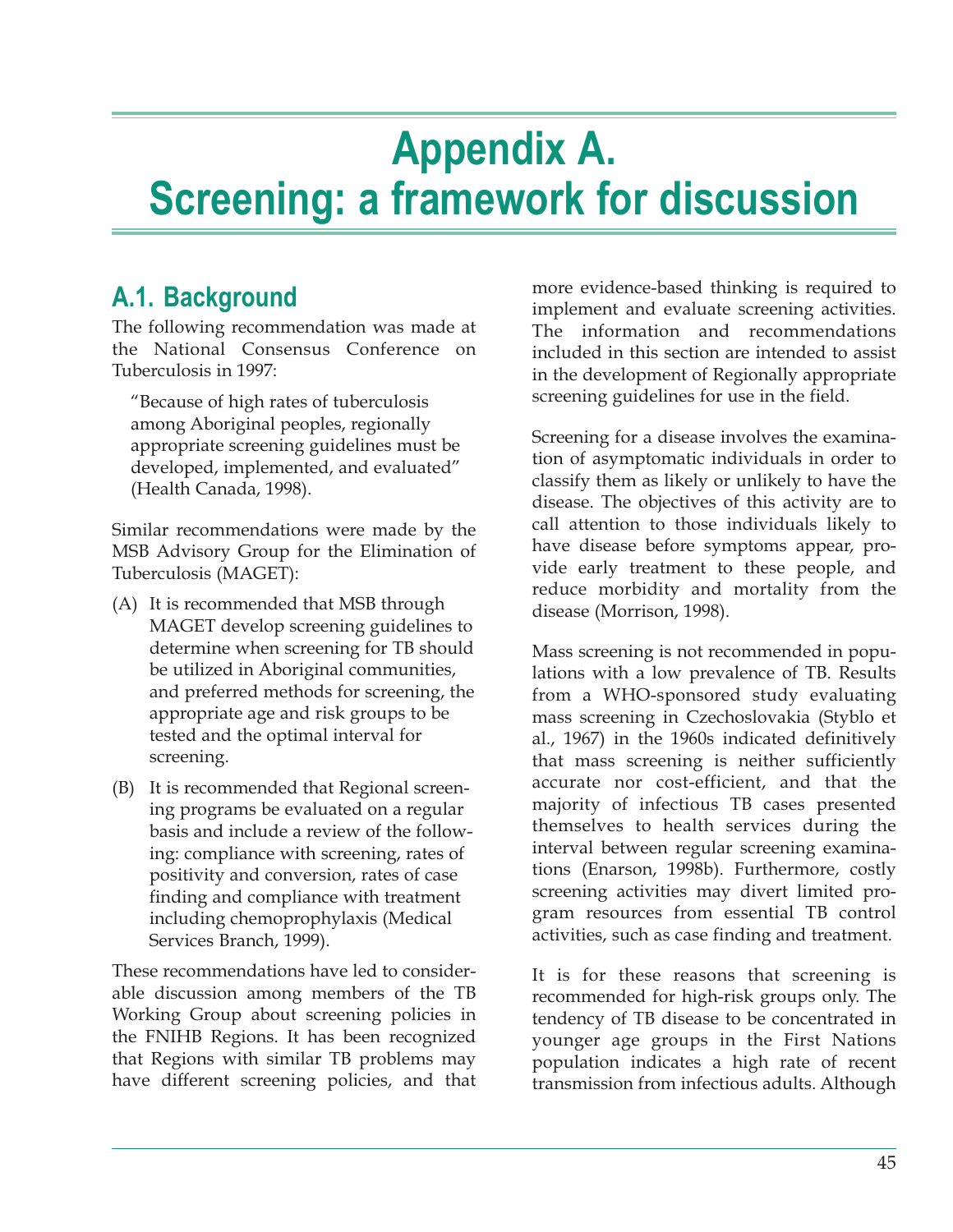# Appendix A. Screening: a framework for discussion

## A.1. Background

The following recommendation was made at the National Consensus Conference on Tuberculosis in 1997:

> "Because of high rates of tuberculosis among Aboriginal peoples, regionally appropriate screening guidelines must be developed, implemented, and evaluated" (Health Canada, 1998).

Similar recommendations were made by the MSB Advisory Group for the Elimination of Tuberculosis (MAGET):

(A) It is recommended that MSB through MAGET develop screening guidelines to determine when screening for TB should be utilized in Aboriginal communities, and preferred methods for screening, the appropriate age and risk groups to be tested and the optimal interval for screening.

(B) It is recommended that Regional screening programs be evaluated on a regular basis and include a review of the following: compliance with screening, rates of positivity and conversion, rates of case finding and compliance with treatment including chemoprophylaxis (Medical Services Branch, 1999).

These recommendations have led to considerable discussion among members of the TB Working Group about screening policies in the FNIHB Regions. It has been recognized that Regions with similar TB problems may have different screening policies, and that more evidence-based thinking is required to implement and evaluate screening activities. The information and recommendations included in this section are intended to assist in the development of Regionally appropriate screening guidelines for use in the field.

Screening for a disease involves the examination of asymptomatic individuals in order to classify them as likely or unlikely to have the disease. The objectives of this activity are to call attention to those individuals likely to have disease before symptoms appear, provide early treatment to these people, and reduce morbidity and mortality from the disease (Morrison, 1998).

Mass screening is not recommended in populations with a low prevalence of TB. Results from a WHO-sponsored study evaluating mass screening in Czechoslovakia (Styblo et al., 1967) in the 1960s indicated definitively that mass screening is neither sufficiently accurate nor cost-efficient, and that the majority of infectious TB cases presented themselves to health services during the interval between regular screening examinations (Enarson, 1998b). Furthermore, costly screening activities may divert limited program resources from essential TB control activities, such as case finding and treatment.

It is for these reasons that screening is recommended for high-risk groups only. The tendency of TB disease to be concentrated in younger age groups in the First Nations population indicates a high rate of recent transmission from infectious adults. Although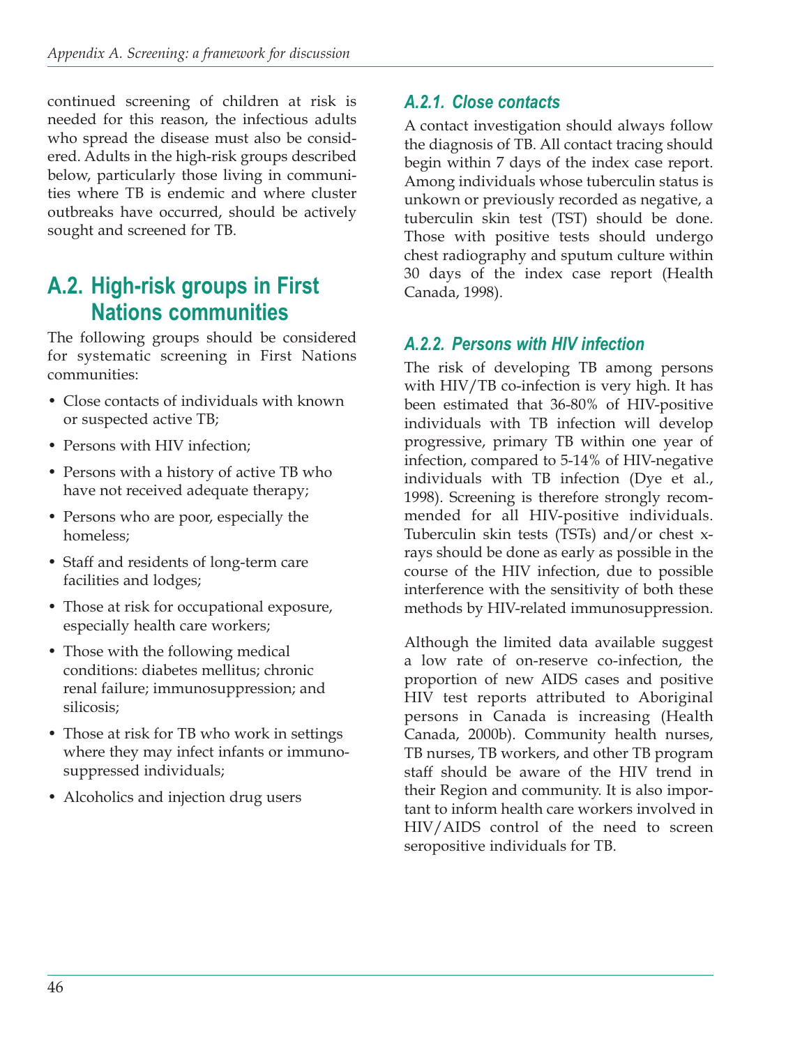continued screening of children at risk is needed for this reason, the infectious adults who spread the disease must also be considered. Adults in the high-risk groups described below, particularly those living in communities where TB is endemic and where cluster outbreaks have occurred, should be actively sought and screened for TB.

## A.2. High-risk groups in First Nations communities

The following groups should be considered for systematic screening in First Nations communities:

- Close contacts of individuals with known or suspected active TB;
- Persons with HIV infection;
- Persons with a history of active TB who have not received adequate therapy;
- Persons who are poor, especially the homeless;
- Staff and residents of long-term care facilities and lodges;
- Those at risk for occupational exposure, especially health care workers;
- Those with the following medical conditions: diabetes mellitus; chronic renal failure; immunosuppression; and silicosis;
- Those at risk for TB who work in settings where they may infect infants or immunosuppressed individuals;
- Alcoholics and injection drug users

### *A.2.1. Close contacts*

A contact investigation should always follow the diagnosis of TB. All contact tracing should begin within 7 days of the index case report. Among individuals whose tuberculin status is unkown or previously recorded as negative, a tuberculin skin test (TST) should be done. Those with positive tests should undergo chest radiography and sputum culture within 30 days of the index case report (Health Canada, 1998).

### *A.2.2. Persons with HIV infection*

The risk of developing TB among persons with HIV/TB co-infection is very high. It has been estimated that 36-80% of HIV-positive individuals with TB infection will develop progressive, primary TB within one year of infection, compared to 5-14% of HIV-negative individuals with TB infection (Dye et al., 1998). Screening is therefore strongly recommended for all HIV-positive individuals. Tuberculin skin tests (TSTs) and/or chest x-rays should be done as early as possible in the course of the HIV infection, due to possible interference with the sensitivity of both these methods by HIV-related immunosuppression.

Although the limited data available suggest a low rate of on-reserve co-infection, the proportion of new AIDS cases and positive HIV test reports attributed to Aboriginal persons in Canada is increasing (Health Canada, 2000b). Community health nurses, TB nurses, TB workers, and other TB program staff should be aware of the HIV trend in their Region and community. It is also important to inform health care workers involved in HIV/AIDS control of the need to screen seropositive individuals for TB.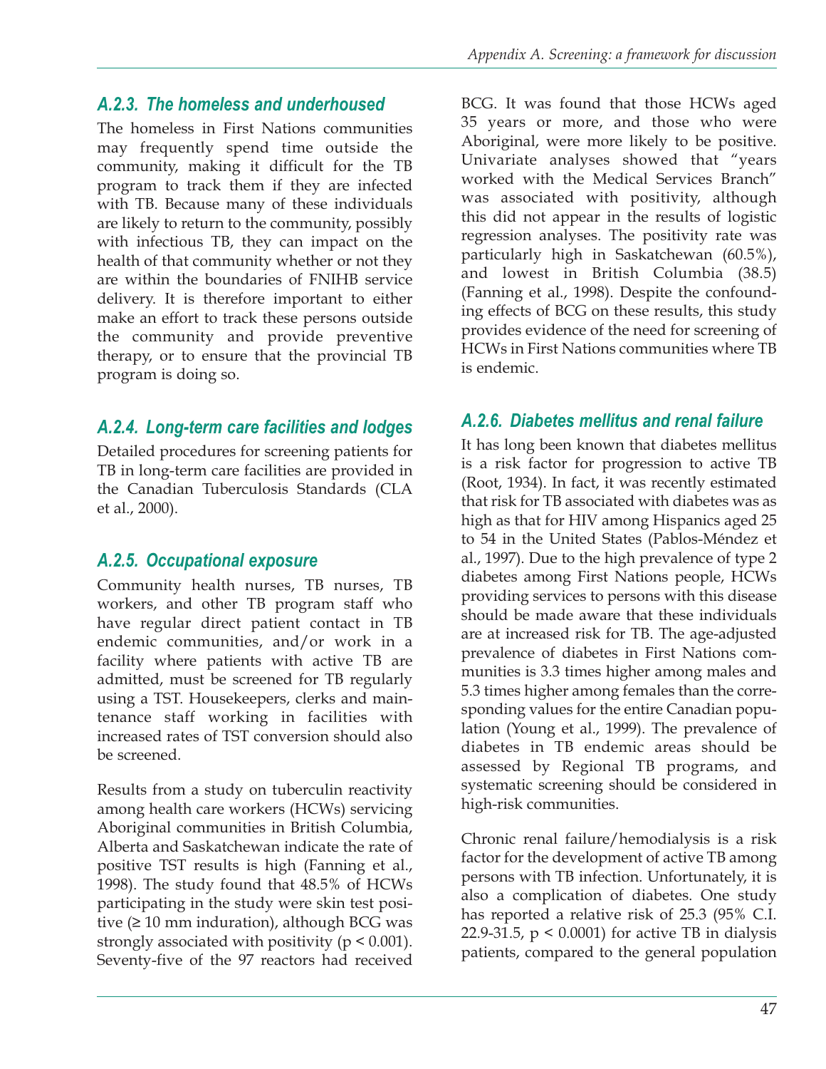### A.2.3. The homeless and underhoused

The homeless in First Nations communities may frequently spend time outside the community, making it difficult for the TB program to track them if they are infected with TB. Because many of these individuals are likely to return to the community, possibly with infectious TB, they can impact on the health of that community whether or not they are within the boundaries of FNIHB service delivery. It is therefore important to either make an effort to track these persons outside the community and provide preventive therapy, or to ensure that the provincial TB program is doing so.

### A.2.4. Long-term care facilities and lodges

Detailed procedures for screening patients for TB in long-term care facilities are provided in the Canadian Tuberculosis Standards (CLA et al., 2000).

### A.2.5. Occupational exposure

Community health nurses, TB nurses, TB workers, and other TB program staff who have regular direct patient contact in TB endemic communities, and/or work in a facility where patients with active TB are admitted, must be screened for TB regularly using a TST. Housekeepers, clerks and maintenance staff working in facilities with increased rates of TST conversion should also be screened.

Results from a study on tuberculin reactivity among health care workers (HCWs) servicing Aboriginal communities in British Columbia, Alberta and Saskatchewan indicate the rate of positive TST results is high (Fanning et al., 1998). The study found that 48.5% of HCWs participating in the study were skin test positive (≥ 10 mm induration), although BCG was strongly associated with positivity ($p < 0.001$). Seventy-five of the 97 reactors had received BCG. It was found that those HCWs aged 35 years or more, and those who were Aboriginal, were more likely to be positive. Univariate analyses showed that "years worked with the Medical Services Branch" was associated with positivity, although this did not appear in the results of logistic regression analyses. The positivity rate was particularly high in Saskatchewan (60.5%), and lowest in British Columbia (38.5) (Fanning et al., 1998). Despite the confounding effects of BCG on these results, this study provides evidence of the need for screening of HCWs in First Nations communities where TB is endemic.

### A.2.6. Diabetes mellitus and renal failure

It has long been known that diabetes mellitus is a risk factor for progression to active TB (Root, 1934). In fact, it was recently estimated that risk for TB associated with diabetes was as high as that for HIV among Hispanics aged 25 to 54 in the United States (Pablos-Méndez et al., 1997). Due to the high prevalence of type 2 diabetes among First Nations people, HCWs providing services to persons with this disease should be made aware that these individuals are at increased risk for TB. The age-adjusted prevalence of diabetes in First Nations communities is 3.3 times higher among males and 5.3 times higher among females than the corresponding values for the entire Canadian population (Young et al., 1999). The prevalence of diabetes in TB endemic areas should be assessed by Regional TB programs, and systematic screening should be considered in high-risk communities.

Chronic renal failure/hemodialysis is a risk factor for the development of active TB among persons with TB infection. Unfortunately, it is also a complication of diabetes. One study has reported a relative risk of 25.3 (95% C.I. 22.9-31.5, $p < 0.0001$) for active TB in dialysis patients, compared to the general population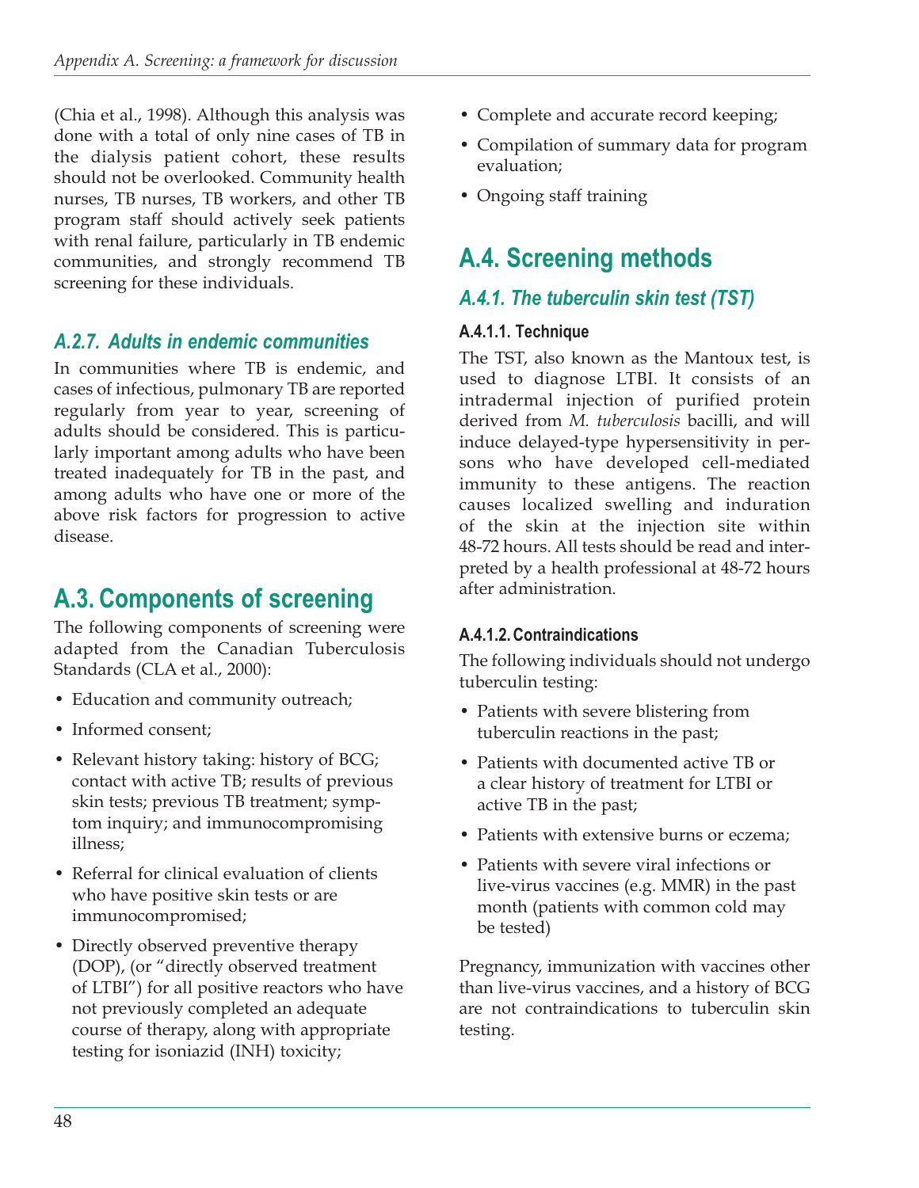(Chia et al., 1998). Although this analysis was done with a total of only nine cases of TB in the dialysis patient cohort, these results should not be overlooked. Community health nurses, TB nurses, TB workers, and other TB program staff should actively seek patients with renal failure, particularly in TB endemic communities, and strongly recommend TB screening for these individuals.

### *A.2.7. Adults in endemic communities*

In communities where TB is endemic, and cases of infectious, pulmonary TB are reported regularly from year to year, screening of adults should be considered. This is particularly important among adults who have been treated inadequately for TB in the past, and among adults who have one or more of the above risk factors for progression to active disease.

## A.3. Components of screening

The following components of screening were adapted from the Canadian Tuberculosis Standards (CLA et al., 2000):

- Education and community outreach;
- Informed consent;
- Relevant history taking: history of BCG; contact with active TB; results of previous skin tests; previous TB treatment; symptom inquiry; and immunocompromising illness;
- Referral for clinical evaluation of clients who have positive skin tests or are immunocompromised;
- Directly observed preventive therapy (DOP), (or "directly observed treatment of LTBI") for all positive reactors who have not previously completed an adequate course of therapy, along with appropriate testing for isoniazid (INH) toxicity;
- Complete and accurate record keeping;
- Compilation of summary data for program evaluation;
- Ongoing staff training

## A.4. Screening methods

### *A.4.1. The tuberculin skin test (TST)*

#### A.4.1.1. Technique

The TST, also known as the Mantoux test, is used to diagnose LTBI. It consists of an intradermal injection of purified protein derived from *M. tuberculosis* bacilli, and will induce delayed-type hypersensitivity in persons who have developed cell-mediated immunity to these antigens. The reaction causes localized swelling and induration of the skin at the injection site within 48-72 hours. All tests should be read and interpreted by a health professional at 48-72 hours after administration.

#### A.4.1.2. Contraindications

The following individuals should not undergo tuberculin testing:

- Patients with severe blistering from tuberculin reactions in the past;
- Patients with documented active TB or a clear history of treatment for LTBI or active TB in the past;
- Patients with extensive burns or eczema;
- Patients with severe viral infections or live-virus vaccines (e.g. MMR) in the past month (patients with common cold may be tested)

Pregnancy, immunization with vaccines other than live-virus vaccines, and a history of BCG are not contraindications to tuberculin skin testing.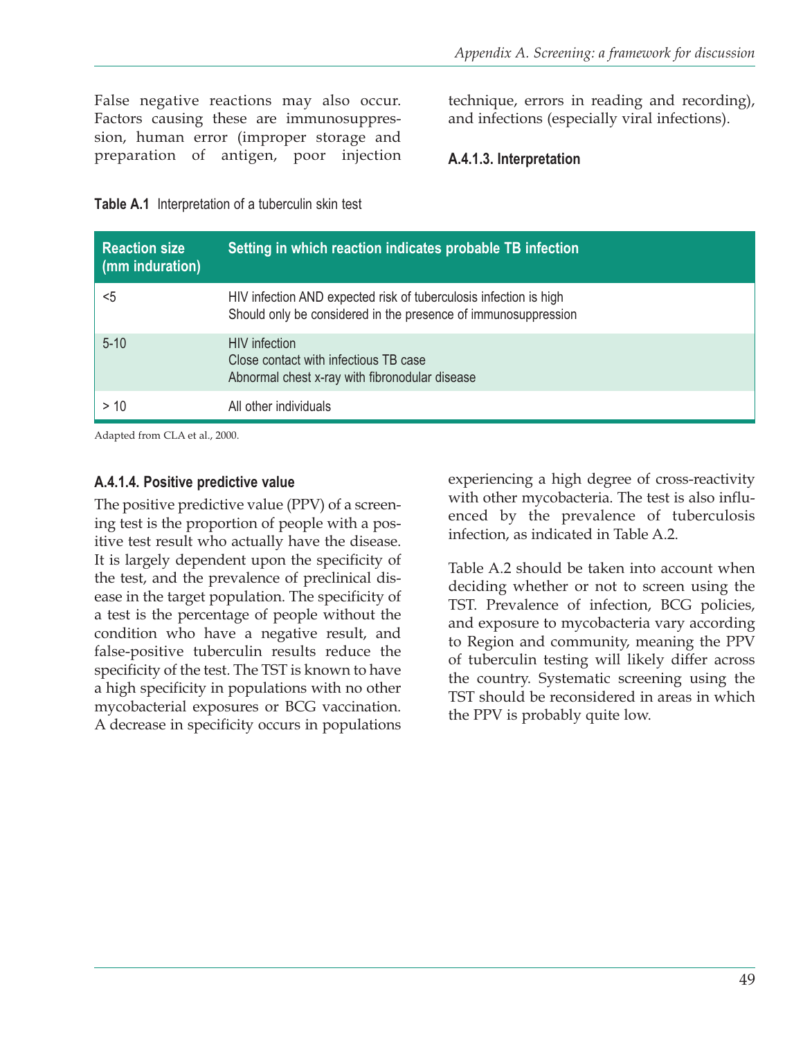False negative reactions may also occur. Factors causing these are immunosuppression, human error (improper storage and preparation of antigen, poor injection technique, errors in reading and recording), and infections (especially viral infections).

#### A.4.1.3. Interpretation

**Table A.1** Interpretation of a tuberculin skin test

| Reaction size (mm induration) | Setting in which reaction indicates probable TB infection |
|---|---|
| <5 | HIV infection AND expected risk of tuberculosis infection is high<br>Should only be considered in the presence of immunosuppression |
| 5-10 | HIV infection<br>Close contact with infectious TB case<br>Abnormal chest x-ray with fibronodular disease |
| > 10 | All other individuals |

Adapted from CLA et al., 2000.

#### A.4.1.4. Positive predictive value

The positive predictive value (PPV) of a screening test is the proportion of people with a positive test result who actually have the disease. It is largely dependent upon the specificity of the test, and the prevalence of preclinical disease in the target population. The specificity of a test is the percentage of people without the condition who have a negative result, and false-positive tuberculin results reduce the specificity of the test. The TST is known to have a high specificity in populations with no other mycobacterial exposures or BCG vaccination. A decrease in specificity occurs in populations experiencing a high degree of cross-reactivity with other mycobacteria. The test is also influenced by the prevalence of tuberculosis infection, as indicated in Table A.2.

Table A.2 should be taken into account when deciding whether or not to screen using the TST. Prevalence of infection, BCG policies, and exposure to mycobacteria vary according to Region and community, meaning the PPV of tuberculin testing will likely differ across the country. Systematic screening using the TST should be reconsidered in areas in which the PPV is probably quite low.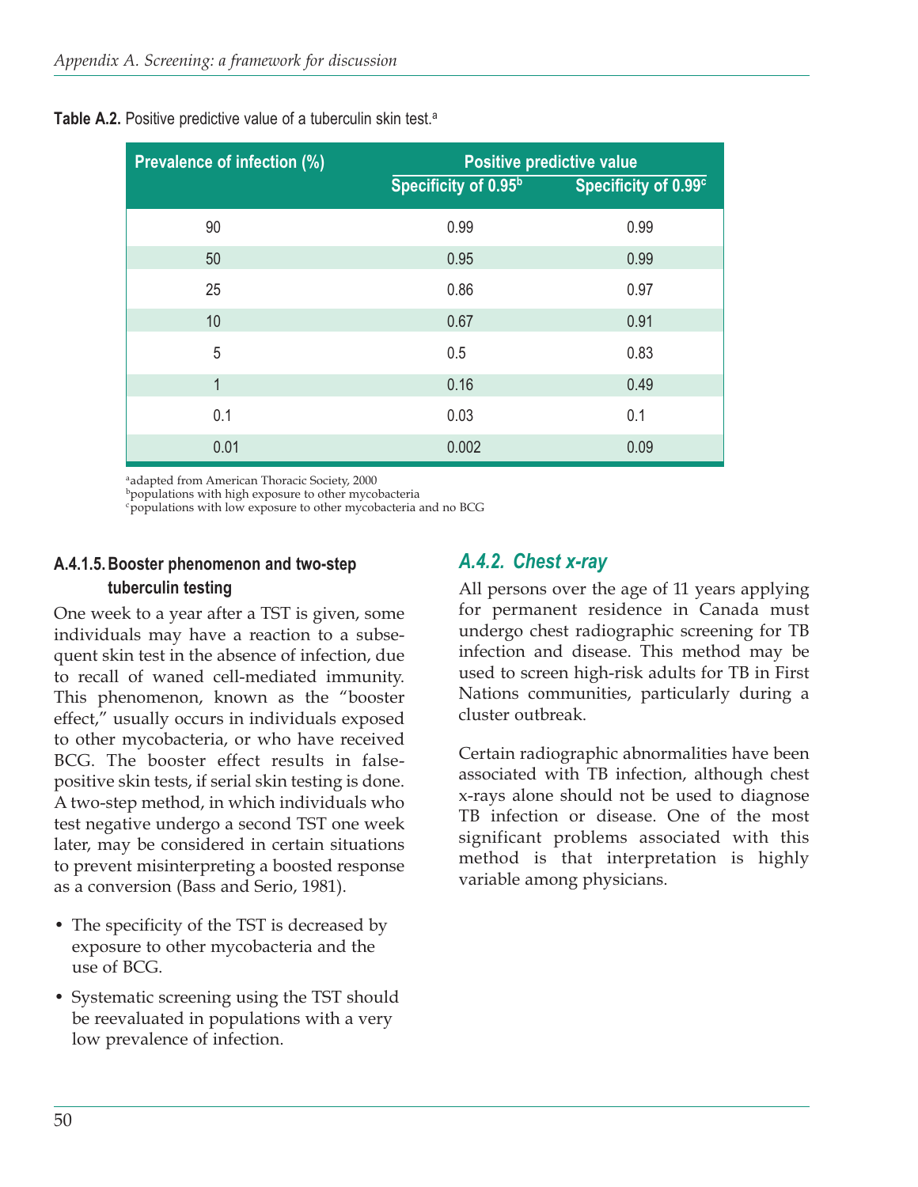**Table A.2.** Positive predictive value of a tuberculin skin test.[a]

| Prevalence of infection (%) | Positive predictive value | |
|---|---|---|
| | Specificity of 0.95[b] | Specificity of 0.99[c] |
| 90 | 0.99 | 0.99 |
| 50 | 0.95 | 0.99 |
| 25 | 0.86 | 0.97 |
| 10 | 0.67 | 0.91 |
| 5 | 0.5 | 0.83 |
| 1 | 0.16 | 0.49 |
| 0.1 | 0.03 | 0.1 |
| 0.01 | 0.002 | 0.09 |

[a]adapted from American Thoracic Society, 2000
[b]populations with high exposure to other mycobacteria
[c]populations with low exposure to other mycobacteria and no BCG

#### A.4.1.5. Booster phenomenon and two-step tuberculin testing

One week to a year after a TST is given, some individuals may have a reaction to a subsequent skin test in the absence of infection, due to recall of waned cell-mediated immunity. This phenomenon, known as the "booster effect," usually occurs in individuals exposed to other mycobacteria, or who have received BCG. The booster effect results in false-positive skin tests, if serial skin testing is done. A two-step method, in which individuals who test negative undergo a second TST one week later, may be considered in certain situations to prevent misinterpreting a boosted response as a conversion (Bass and Serio, 1981).

- The specificity of the TST is decreased by exposure to other mycobacteria and the use of BCG.
- Systematic screening using the TST should be reevaluated in populations with a very low prevalence of infection.

### *A.4.2. Chest x-ray*

All persons over the age of 11 years applying for permanent residence in Canada must undergo chest radiographic screening for TB infection and disease. This method may be used to screen high-risk adults for TB in First Nations communities, particularly during a cluster outbreak.

Certain radiographic abnormalities have been associated with TB infection, although chest x-rays alone should not be used to diagnose TB infection or disease. One of the most significant problems associated with this method is that interpretation is highly variable among physicians.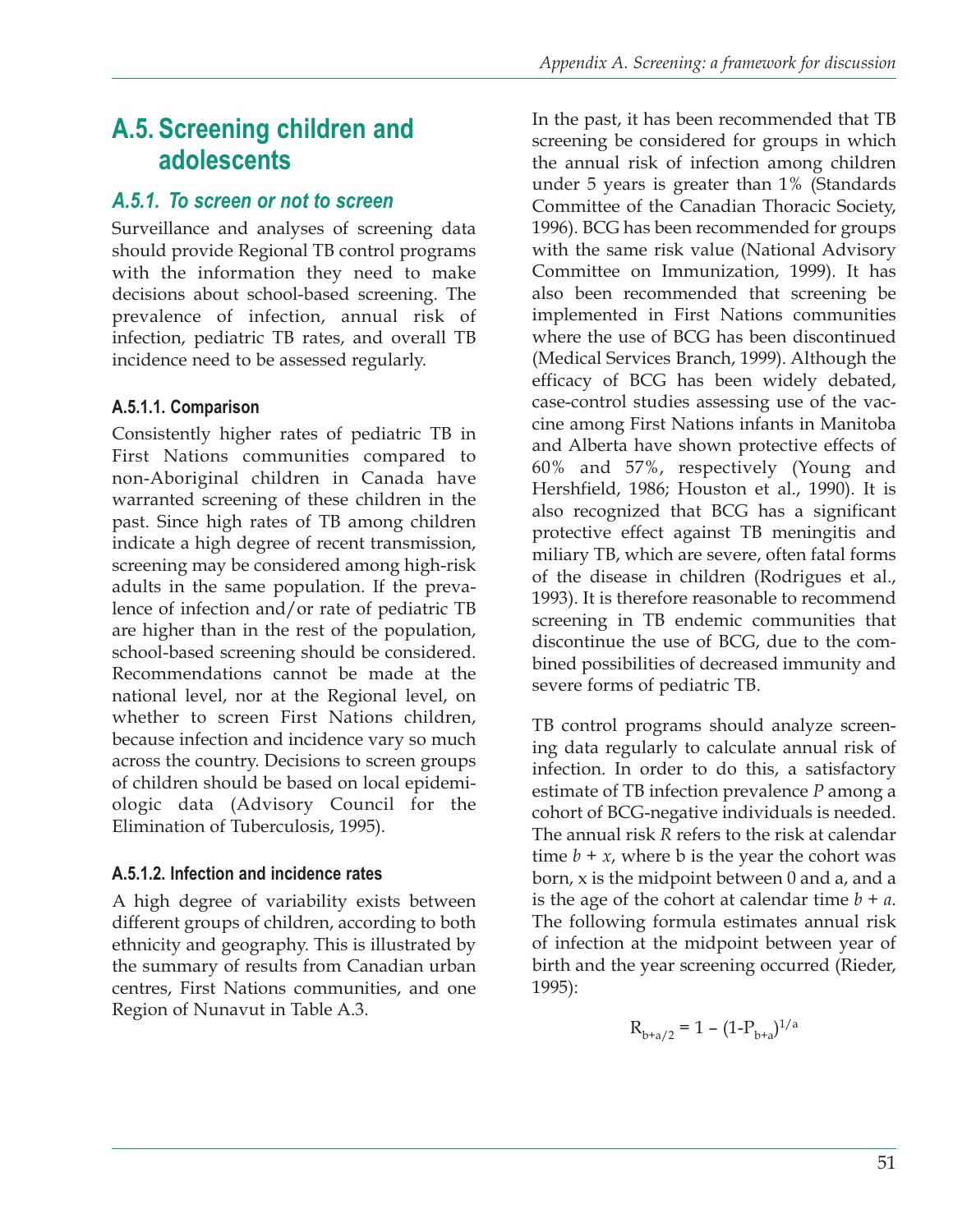## A.5. Screening children and adolescents

### A.5.1. To screen or not to screen

Surveillance and analyses of screening data should provide Regional TB control programs with the information they need to make decisions about school-based screening. The prevalence of infection, annual risk of infection, pediatric TB rates, and overall TB incidence need to be assessed regularly.

#### A.5.1.1. Comparison

Consistently higher rates of pediatric TB in First Nations communities compared to non-Aboriginal children in Canada have warranted screening of these children in the past. Since high rates of TB among children indicate a high degree of recent transmission, screening may be considered among high-risk adults in the same population. If the prevalence of infection and/or rate of pediatric TB are higher than in the rest of the population, school-based screening should be considered. Recommendations cannot be made at the national level, nor at the Regional level, on whether to screen First Nations children, because infection and incidence vary so much across the country. Decisions to screen groups of children should be based on local epidemiologic data (Advisory Council for the Elimination of Tuberculosis, 1995).

#### A.5.1.2. Infection and incidence rates

A high degree of variability exists between different groups of children, according to both ethnicity and geography. This is illustrated by the summary of results from Canadian urban centres, First Nations communities, and one Region of Nunavut in Table A.3.

In the past, it has been recommended that TB screening be considered for groups in which the annual risk of infection among children under 5 years is greater than 1% (Standards Committee of the Canadian Thoracic Society, 1996). BCG has been recommended for groups with the same risk value (National Advisory Committee on Immunization, 1999). It has also been recommended that screening be implemented in First Nations communities where the use of BCG has been discontinued (Medical Services Branch, 1999). Although the efficacy of BCG has been widely debated, case-control studies assessing use of the vaccine among First Nations infants in Manitoba and Alberta have shown protective effects of 60% and 57%, respectively (Young and Hershfield, 1986; Houston et al., 1990). It is also recognized that BCG has a significant protective effect against TB meningitis and miliary TB, which are severe, often fatal forms of the disease in children (Rodrigues et al., 1993). It is therefore reasonable to recommend screening in TB endemic communities that discontinue the use of BCG, due to the combined possibilities of decreased immunity and severe forms of pediatric TB.

TB control programs should analyze screening data regularly to calculate annual risk of infection. In order to do this, a satisfactory estimate of TB infection prevalence $P$ among a cohort of BCG-negative individuals is needed. The annual risk $R$ refers to the risk at calendar time $b + x$, where b is the year the cohort was born, x is the midpoint between 0 and a, and a is the age of the cohort at calendar time $b + a$. The following formula estimates annual risk of infection at the midpoint between year of birth and the year screening occurred (Rieder, 1995):

$$R_{b+a/2} = 1 - (1-P_{b+a})^{1/a}$$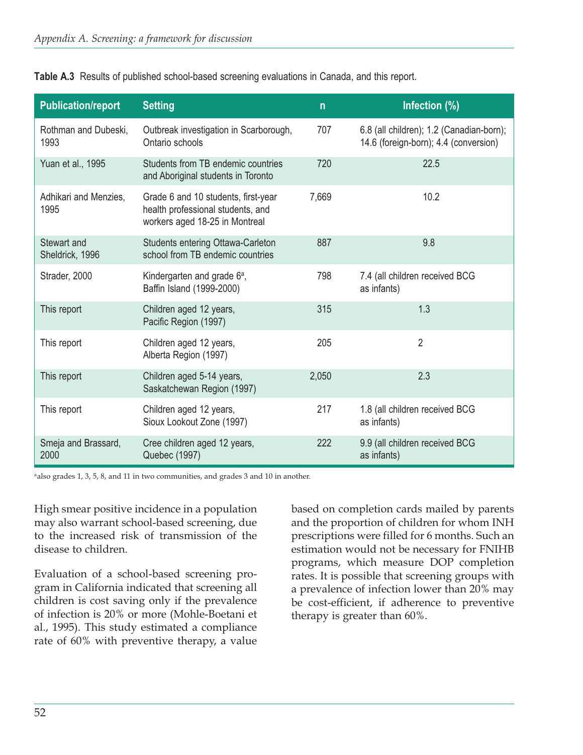**Table A.3** Results of published school-based screening evaluations in Canada, and this report.

| Publication/report | Setting | n | Infection (%) |
|---|---|---|---|
| Rothman and Dubeski, 1993 | Outbreak investigation in Scarborough, Ontario schools | 707 | 6.8 (all children); 1.2 (Canadian-born); 14.6 (foreign-born); 4.4 (conversion) |
| Yuan et al., 1995 | Students from TB endemic countries and Aboriginal students in Toronto | 720 | 22.5 |
| Adhikari and Menzies, 1995 | Grade 6 and 10 students, first-year health professional students, and workers aged 18-25 in Montreal | 7,669 | 10.2 |
| Stewart and Sheldrick, 1996 | Students entering Ottawa-Carleton school from TB endemic countries | 887 | 9.8 |
| Strader, 2000 | Kindergarten and grade 6[a], Baffin Island (1999-2000) | 798 | 7.4 (all children received BCG as infants) |
| This report | Children aged 12 years, Pacific Region (1997) | 315 | 1.3 |
| This report | Children aged 12 years, Alberta Region (1997) | 205 | 2 |
| This report | Children aged 5-14 years, Saskatchewan Region (1997) | 2,050 | 2.3 |
| This report | Children aged 12 years, Sioux Lookout Zone (1997) | 217 | 1.8 (all children received BCG as infants) |
| Smeja and Brassard, 2000 | Cree children aged 12 years, Quebec (1997) | 222 | 9.9 (all children received BCG as infants) |

[a]also grades 1, 3, 5, 8, and 11 in two communities, and grades 3 and 10 in another.

High smear positive incidence in a population may also warrant school-based screening, due to the increased risk of transmission of the disease to children.

Evaluation of a school-based screening program in California indicated that screening all children is cost saving only if the prevalence of infection is 20% or more (Mohle-Boetani et al., 1995). This study estimated a compliance rate of 60% with preventive therapy, a value based on completion cards mailed by parents and the proportion of children for whom INH prescriptions were filled for 6 months. Such an estimation would not be necessary for FNIHB programs, which measure DOP completion rates. It is possible that screening groups with a prevalence of infection lower than 20% may be cost-efficient, if adherence to preventive therapy is greater than 60%.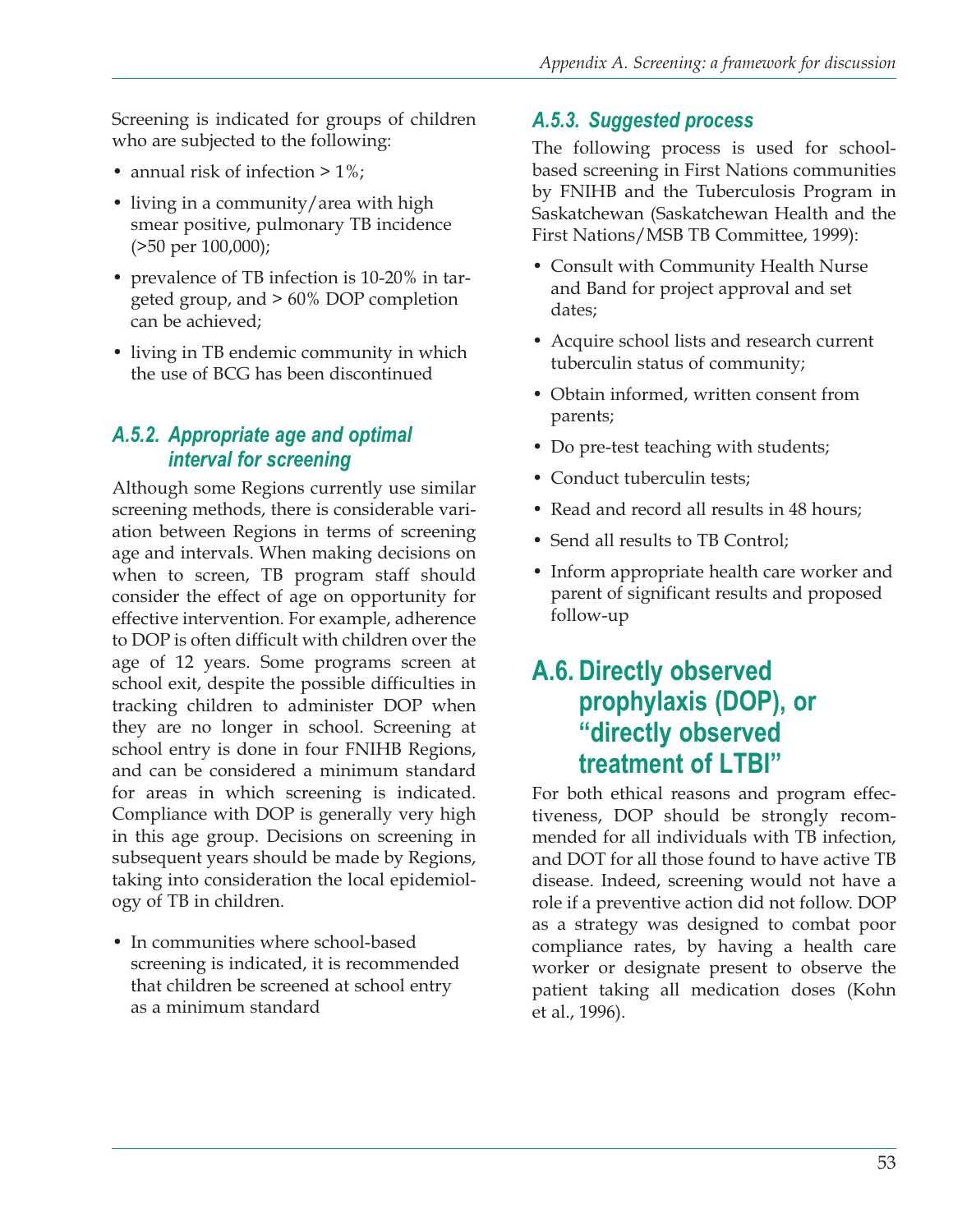Screening is indicated for groups of children who are subjected to the following:

- annual risk of infection > 1%;
- living in a community/area with high smear positive, pulmonary TB incidence (>50 per 100,000);
- prevalence of TB infection is 10-20% in targeted group, and > 60% DOP completion can be achieved;
- living in TB endemic community in which the use of BCG has been discontinued

### *A.5.2. Appropriate age and optimal interval for screening*

Although some Regions currently use similar screening methods, there is considerable variation between Regions in terms of screening age and intervals. When making decisions on when to screen, TB program staff should consider the effect of age on opportunity for effective intervention. For example, adherence to DOP is often difficult with children over the age of 12 years. Some programs screen at school exit, despite the possible difficulties in tracking children to administer DOP when they are no longer in school. Screening at school entry is done in four FNIHB Regions, and can be considered a minimum standard for areas in which screening is indicated. Compliance with DOP is generally very high in this age group. Decisions on screening in subsequent years should be made by Regions, taking into consideration the local epidemiology of TB in children.

- In communities where school-based screening is indicated, it is recommended that children be screened at school entry as a minimum standard

### *A.5.3. Suggested process*

The following process is used for school-based screening in First Nations communities by FNIHB and the Tuberculosis Program in Saskatchewan (Saskatchewan Health and the First Nations/MSB TB Committee, 1999):

- Consult with Community Health Nurse and Band for project approval and set dates;
- Acquire school lists and research current tuberculin status of community;
- Obtain informed, written consent from parents;
- Do pre-test teaching with students;
- Conduct tuberculin tests;
- Read and record all results in 48 hours;
- Send all results to TB Control;
- Inform appropriate health care worker and parent of significant results and proposed follow-up

## A.6. Directly observed prophylaxis (DOP), or "directly observed treatment of LTBI"

For both ethical reasons and program effectiveness, DOP should be strongly recommended for all individuals with TB infection, and DOT for all those found to have active TB disease. Indeed, screening would not have a role if a preventive action did not follow. DOP as a strategy was designed to combat poor compliance rates, by having a health care worker or designate present to observe the patient taking all medication doses (Kohn et al., 1996).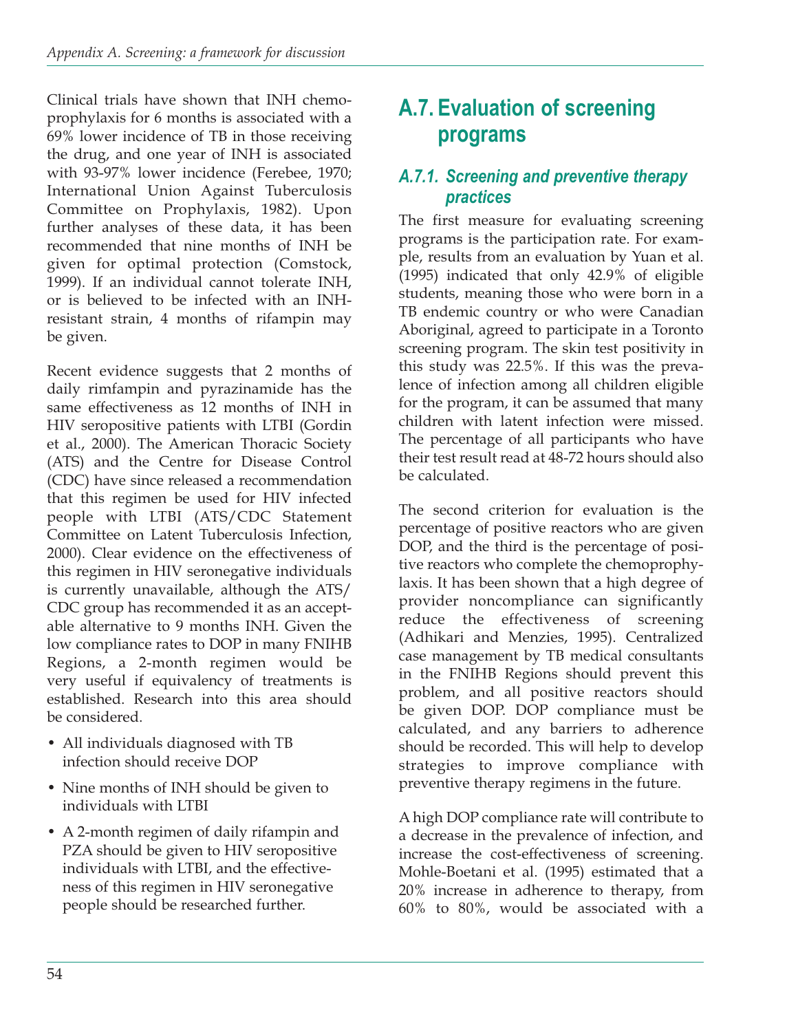Clinical trials have shown that INH chemoprophylaxis for 6 months is associated with a 69% lower incidence of TB in those receiving the drug, and one year of INH is associated with 93-97% lower incidence (Ferebee, 1970; International Union Against Tuberculosis Committee on Prophylaxis, 1982). Upon further analyses of these data, it has been recommended that nine months of INH be given for optimal protection (Comstock, 1999). If an individual cannot tolerate INH, or is believed to be infected with an INH-resistant strain, 4 months of rifampin may be given.

Recent evidence suggests that 2 months of daily rimfampin and pyrazinamide has the same effectiveness as 12 months of INH in HIV seropositive patients with LTBI (Gordin et al., 2000). The American Thoracic Society (ATS) and the Centre for Disease Control (CDC) have since released a recommendation that this regimen be used for HIV infected people with LTBI (ATS/CDC Statement Committee on Latent Tuberculosis Infection, 2000). Clear evidence on the effectiveness of this regimen in HIV seronegative individuals is currently unavailable, although the ATS/CDC group has recommended it as an acceptable alternative to 9 months INH. Given the low compliance rates to DOP in many FNIHB Regions, a 2-month regimen would be very useful if equivalency of treatments is established. Research into this area should be considered.

- All individuals diagnosed with TB infection should receive DOP
- Nine months of INH should be given to individuals with LTBI
- A 2-month regimen of daily rifampin and PZA should be given to HIV seropositive individuals with LTBI, and the effectiveness of this regimen in HIV seronegative people should be researched further.

## A.7. Evaluation of screening programs

### A.7.1. Screening and preventive therapy practices

The first measure for evaluating screening programs is the participation rate. For example, results from an evaluation by Yuan et al. (1995) indicated that only 42.9% of eligible students, meaning those who were born in a TB endemic country or who were Canadian Aboriginal, agreed to participate in a Toronto screening program. The skin test positivity in this study was 22.5%. If this was the prevalence of infection among all children eligible for the program, it can be assumed that many children with latent infection were missed. The percentage of all participants who have their test result read at 48-72 hours should also be calculated.

The second criterion for evaluation is the percentage of positive reactors who are given DOP, and the third is the percentage of positive reactors who complete the chemoprophylaxis. It has been shown that a high degree of provider noncompliance can significantly reduce the effectiveness of screening (Adhikari and Menzies, 1995). Centralized case management by TB medical consultants in the FNIHB Regions should prevent this problem, and all positive reactors should be given DOP. DOP compliance must be calculated, and any barriers to adherence should be recorded. This will help to develop strategies to improve compliance with preventive therapy regimens in the future.

A high DOP compliance rate will contribute to a decrease in the prevalence of infection, and increase the cost-effectiveness of screening. Mohle-Boetani et al. (1995) estimated that a 20% increase in adherence to therapy, from 60% to 80%, would be associated with a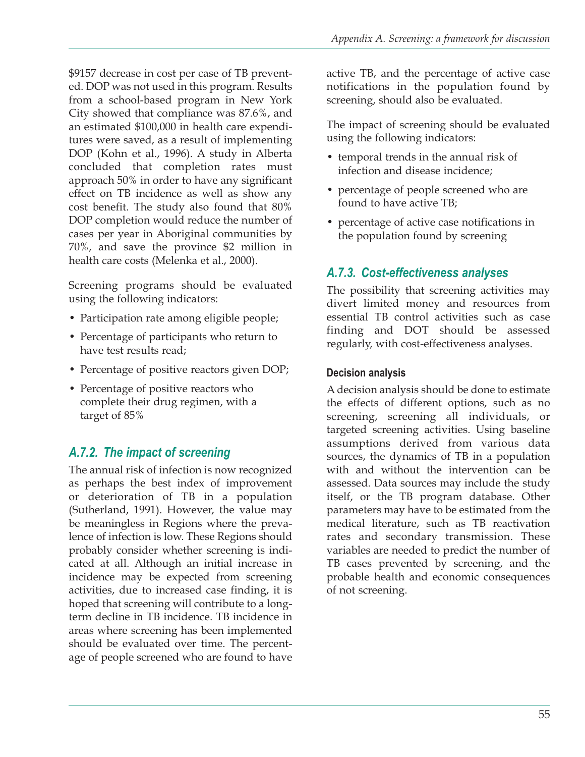$9157 decrease in cost per case of TB prevented. DOP was not used in this program. Results from a school-based program in New York City showed that compliance was 87.6%, and an estimated $100,000 in health care expenditures were saved, as a result of implementing DOP (Kohn et al., 1996). A study in Alberta concluded that completion rates must approach 50% in order to have any significant effect on TB incidence as well as show any cost benefit. The study also found that 80% DOP completion would reduce the number of cases per year in Aboriginal communities by 70%, and save the province $2 million in health care costs (Melenka et al., 2000).

Screening programs should be evaluated using the following indicators:

- Participation rate among eligible people;
- Percentage of participants who return to have test results read;
- Percentage of positive reactors given DOP;
- Percentage of positive reactors who complete their drug regimen, with a target of 85%

### *A.7.2. The impact of screening*

The annual risk of infection is now recognized as perhaps the best index of improvement or deterioration of TB in a population (Sutherland, 1991). However, the value may be meaningless in Regions where the prevalence of infection is low. These Regions should probably consider whether screening is indicated at all. Although an initial increase in incidence may be expected from screening activities, due to increased case finding, it is hoped that screening will contribute to a long-term decline in TB incidence. TB incidence in areas where screening has been implemented should be evaluated over time. The percentage of people screened who are found to have active TB, and the percentage of active case notifications in the population found by screening, should also be evaluated.

The impact of screening should be evaluated using the following indicators:

- temporal trends in the annual risk of infection and disease incidence;
- percentage of people screened who are found to have active TB;
- percentage of active case notifications in the population found by screening

### *A.7.3. Cost-effectiveness analyses*

The possibility that screening activities may divert limited money and resources from essential TB control activities such as case finding and DOT should be assessed regularly, with cost-effectiveness analyses.

#### Decision analysis

A decision analysis should be done to estimate the effects of different options, such as no screening, screening all individuals, or targeted screening activities. Using baseline assumptions derived from various data sources, the dynamics of TB in a population with and without the intervention can be assessed. Data sources may include the study itself, or the TB program database. Other parameters may have to be estimated from the medical literature, such as TB reactivation rates and secondary transmission. These variables are needed to predict the number of TB cases prevented by screening, and the probable health and economic consequences of not screening.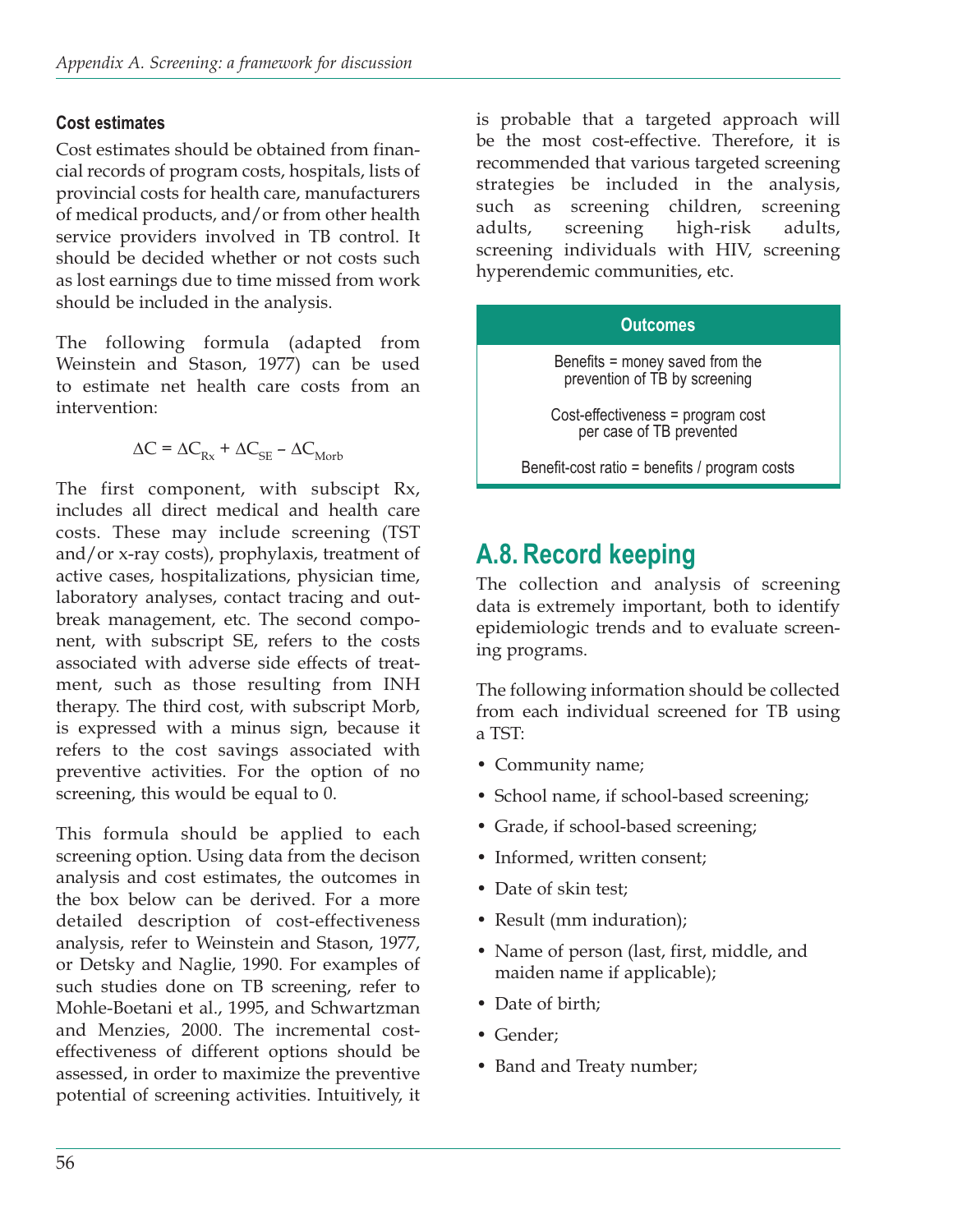### Cost estimates

Cost estimates should be obtained from financial records of program costs, hospitals, lists of provincial costs for health care, manufacturers of medical products, and/or from other health service providers involved in TB control. It should be decided whether or not costs such as lost earnings due to time missed from work should be included in the analysis.

The following formula (adapted from Weinstein and Stason, 1977) can be used to estimate net health care costs from an intervention:

$$\Delta C = \Delta C_{Rx} + \Delta C_{SE} - \Delta C_{Morb}$$

The first component, with subscipt Rx, includes all direct medical and health care costs. These may include screening (TST and/or x-ray costs), prophylaxis, treatment of active cases, hospitalizations, physician time, laboratory analyses, contact tracing and outbreak management, etc. The second component, with subscript SE, refers to the costs associated with adverse side effects of treatment, such as those resulting from INH therapy. The third cost, with subscript Morb, is expressed with a minus sign, because it refers to the cost savings associated with preventive activities. For the option of no screening, this would be equal to 0.

This formula should be applied to each screening option. Using data from the decison analysis and cost estimates, the outcomes in the box below can be derived. For a more detailed description of cost-effectiveness analysis, refer to Weinstein and Stason, 1977, or Detsky and Naglie, 1990. For examples of such studies done on TB screening, refer to Mohle-Boetani et al., 1995, and Schwartzman and Menzies, 2000. The incremental cost-effectiveness of different options should be assessed, in order to maximize the preventive potential of screening activities. Intuitively, it is probable that a targeted approach will be the most cost-effective. Therefore, it is recommended that various targeted screening strategies be included in the analysis, such as screening children, screening adults, screening high-risk adults, screening individuals with HIV, screening hyperendemic communities, etc.

| Outcomes |
|---|
| Benefits = money saved from the prevention of TB by screening |
| Cost-effectiveness = program cost per case of TB prevented |
| Benefit-cost ratio = benefits / program costs |

## A.8. Record keeping

The collection and analysis of screening data is extremely important, both to identify epidemiologic trends and to evaluate screening programs.

The following information should be collected from each individual screened for TB using a TST:

- Community name;
- School name, if school-based screening;
- Grade, if school-based screening;
- Informed, written consent;
- Date of skin test;
- Result (mm induration);
- Name of person (last, first, middle, and maiden name if applicable);
- Date of birth;
- Gender;
- Band and Treaty number;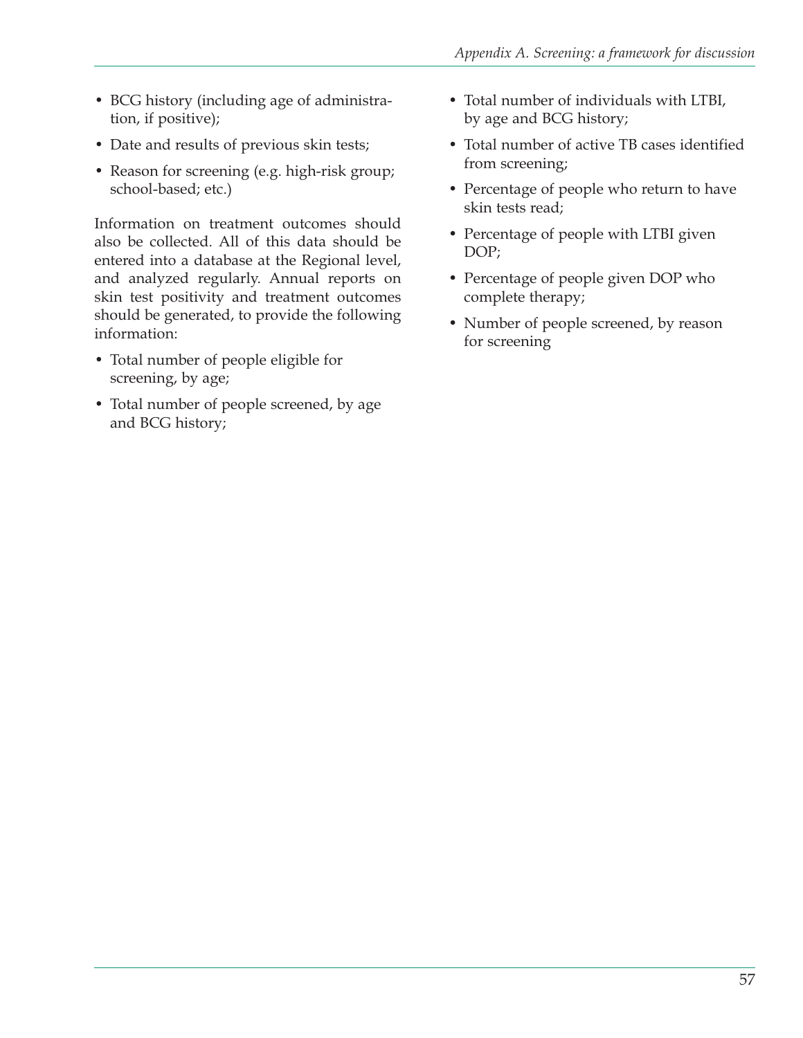- BCG history (including age of administration, if positive);
- Date and results of previous skin tests;
- Reason for screening (e.g. high-risk group; school-based; etc.)

Information on treatment outcomes should also be collected. All of this data should be entered into a database at the Regional level, and analyzed regularly. Annual reports on skin test positivity and treatment outcomes should be generated, to provide the following information:

- Total number of people eligible for screening, by age;
- Total number of people screened, by age and BCG history;
- Total number of individuals with LTBI, by age and BCG history;
- Total number of active TB cases identified from screening;
- Percentage of people who return to have skin tests read;
- Percentage of people with LTBI given DOP;
- Percentage of people given DOP who complete therapy;
- Number of people screened, by reason for screening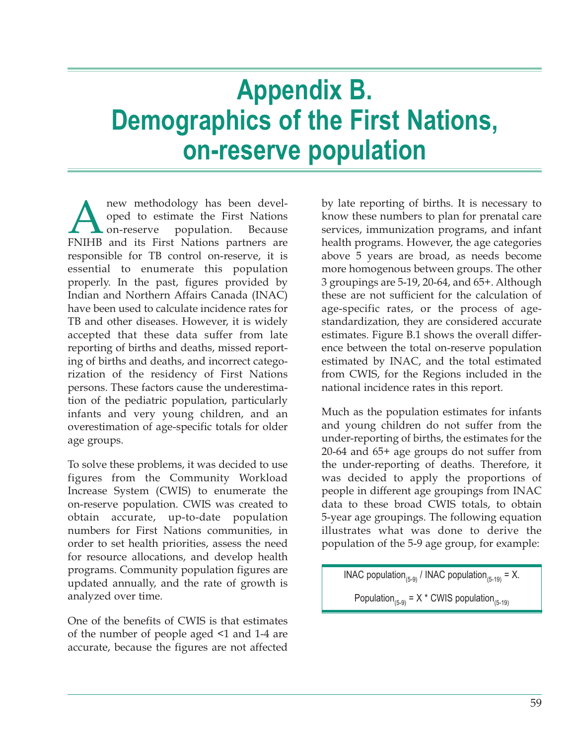# Appendix B. Demographics of the First Nations, on-reserve population

A new methodology has been developed to estimate the First Nations on-reserve population. Because FNIHB and its First Nations partners are responsible for TB control on-reserve, it is essential to enumerate this population properly. In the past, figures provided by Indian and Northern Affairs Canada (INAC) have been used to calculate incidence rates for TB and other diseases. However, it is widely accepted that these data suffer from late reporting of births and deaths, missed reporting of births and deaths, and incorrect categorization of the residency of First Nations persons. These factors cause the underestimation of the pediatric population, particularly infants and very young children, and an overestimation of age-specific totals for older age groups.

To solve these problems, it was decided to use figures from the Community Workload Increase System (CWIS) to enumerate the on-reserve population. CWIS was created to obtain accurate, up-to-date population numbers for First Nations communities, in order to set health priorities, assess the need for resource allocations, and develop health programs. Community population figures are updated annually, and the rate of growth is analyzed over time.

One of the benefits of CWIS is that estimates of the number of people aged <1 and 1-4 are accurate, because the figures are not affected by late reporting of births. It is necessary to know these numbers to plan for prenatal care services, immunization programs, and infant health programs. However, the age categories above 5 years are broad, as needs become more homogenous between groups. The other 3 groupings are 5-19, 20-64, and 65+. Although these are not sufficient for the calculation of age-specific rates, or the process of age-standardization, they are considered accurate estimates. Figure B.1 shows the overall difference between the total on-reserve population estimated by INAC, and the total estimated from CWIS, for the Regions included in the national incidence rates in this report.

Much as the population estimates for infants and young children do not suffer from the under-reporting of births, the estimates for the 20-64 and 65+ age groups do not suffer from the under-reporting of deaths. Therefore, it was decided to apply the proportions of people in different age groupings from INAC data to these broad CWIS totals, to obtain 5-year age groupings. The following equation illustrates what was done to derive the population of the 5-9 age group, for example:

$$\text{INAC population}_{(5\text{-}9)} \,/\, \text{INAC population}_{(5\text{-}19)} = X.$$

$$\text{Population}_{(5\text{-}9)} = X * \text{CWIS population}_{(5\text{-}19)}$$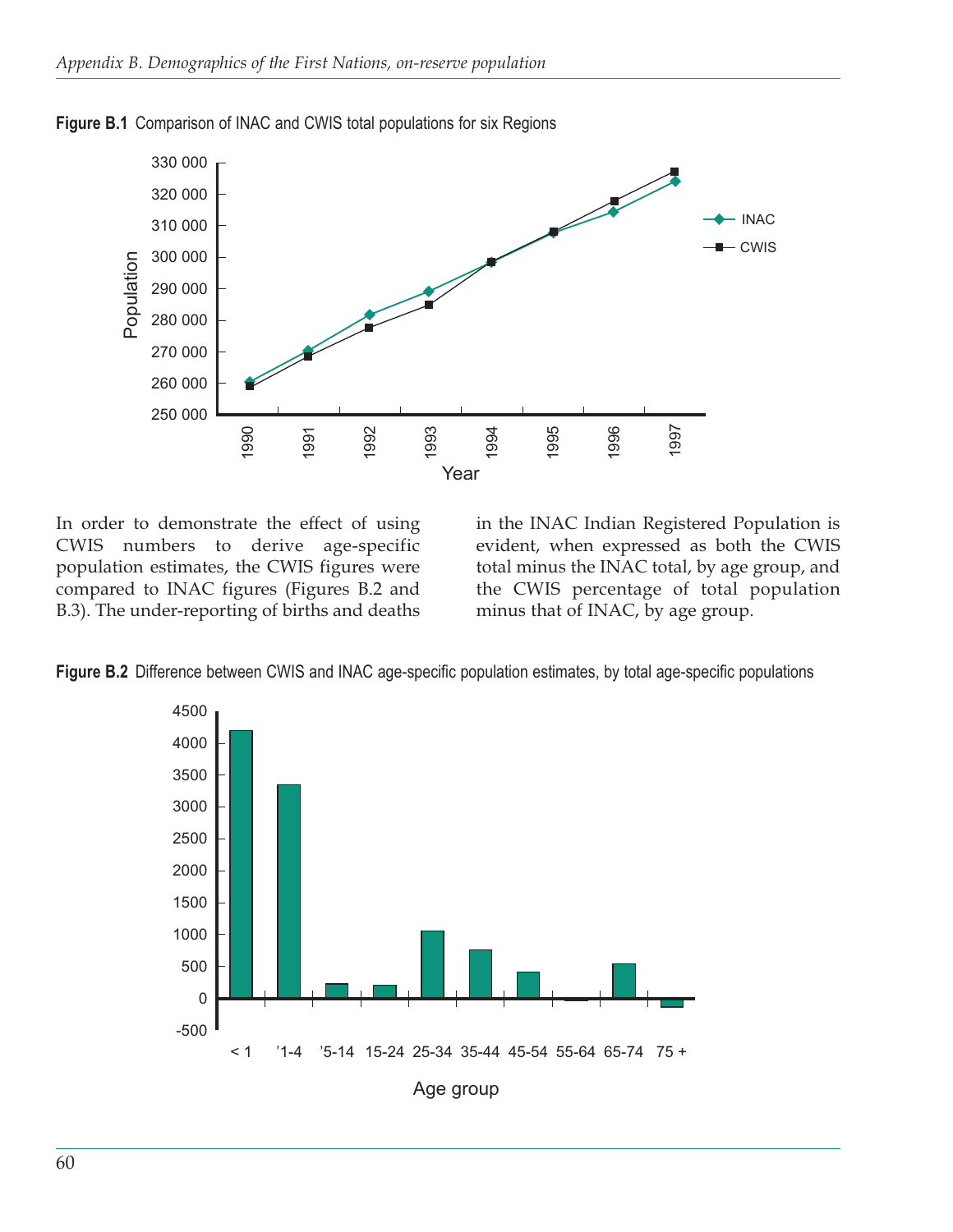**Figure B.1** Comparison of INAC and CWIS total populations for six Regions

In order to demonstrate the effect of using CWIS numbers to derive age-specific population estimates, the CWIS figures were compared to INAC figures (Figures B.2 and B.3). The under-reporting of births and deaths in the INAC Indian Registered Population is evident, when expressed as both the CWIS total minus the INAC total, by age group, and the CWIS percentage of total population minus that of INAC, by age group.

**Figure B.2** Difference between CWIS and INAC age-specific population estimates, by total age-specific populations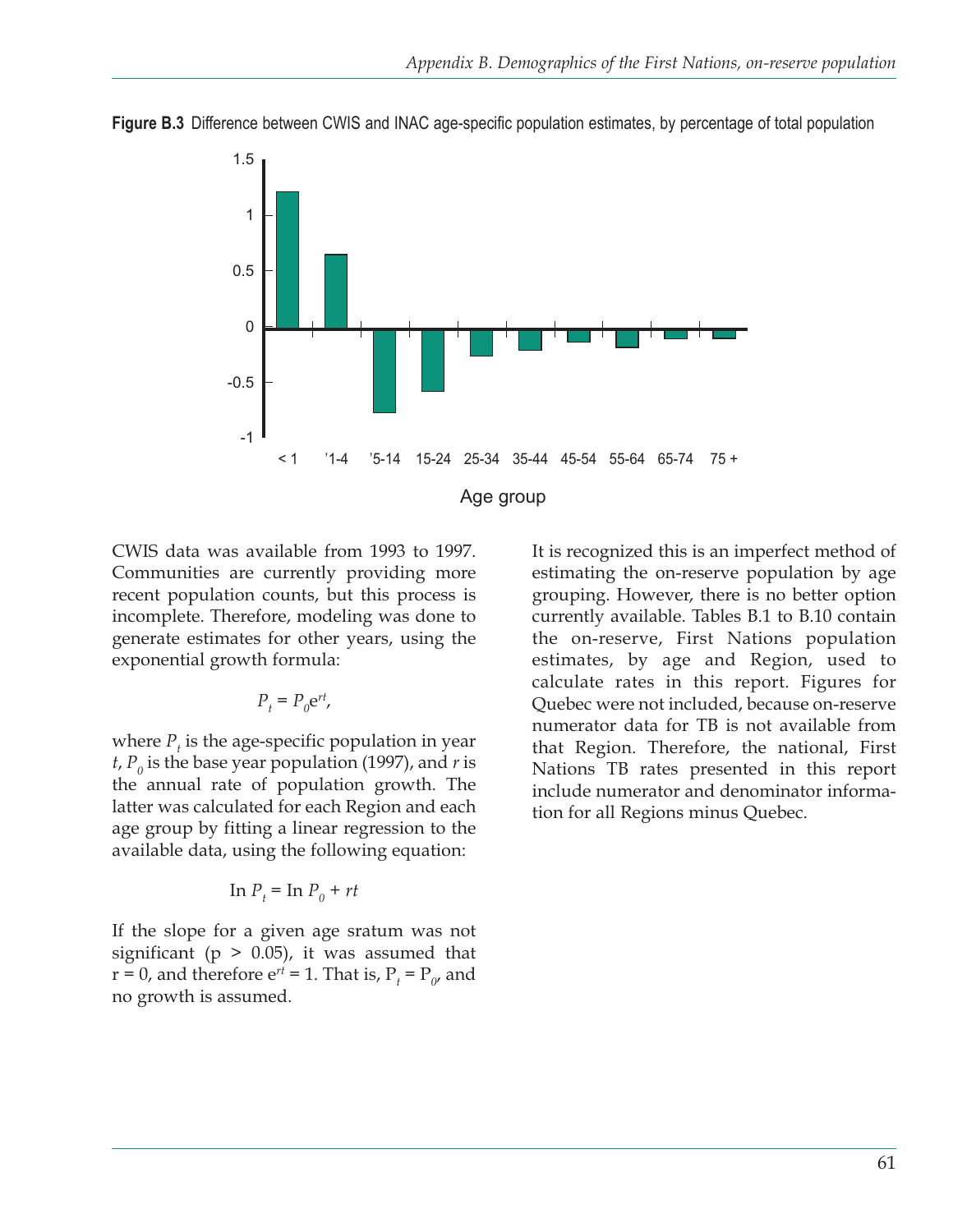**Figure B.3** Difference between CWIS and INAC age-specific population estimates, by percentage of total population

CWIS data was available from 1993 to 1997. Communities are currently providing more recent population counts, but this process is incomplete. Therefore, modeling was done to generate estimates for other years, using the exponential growth formula:

$$P_t = P_0 e^{rt},$$

where $P_t$ is the age-specific population in year $t$, $P_0$ is the base year population (1997), and $r$ is the annual rate of population growth. The latter was calculated for each Region and each age group by fitting a linear regression to the available data, using the following equation:

$$\ln P_t = \ln P_0 + rt$$

If the slope for a given age sratum was not significant ($p > 0.05$), it was assumed that $r = 0$, and therefore $e^{rt} = 1$. That is, $P_t = P_0$, and no growth is assumed.

It is recognized this is an imperfect method of estimating the on-reserve population by age grouping. However, there is no better option currently available. Tables B.1 to B.10 contain the on-reserve, First Nations population estimates, by age and Region, used to calculate rates in this report. Figures for Quebec were not included, because on-reserve numerator data for TB is not available from that Region. Therefore, the national, First Nations TB rates presented in this report include numerator and denominator information for all Regions minus Quebec.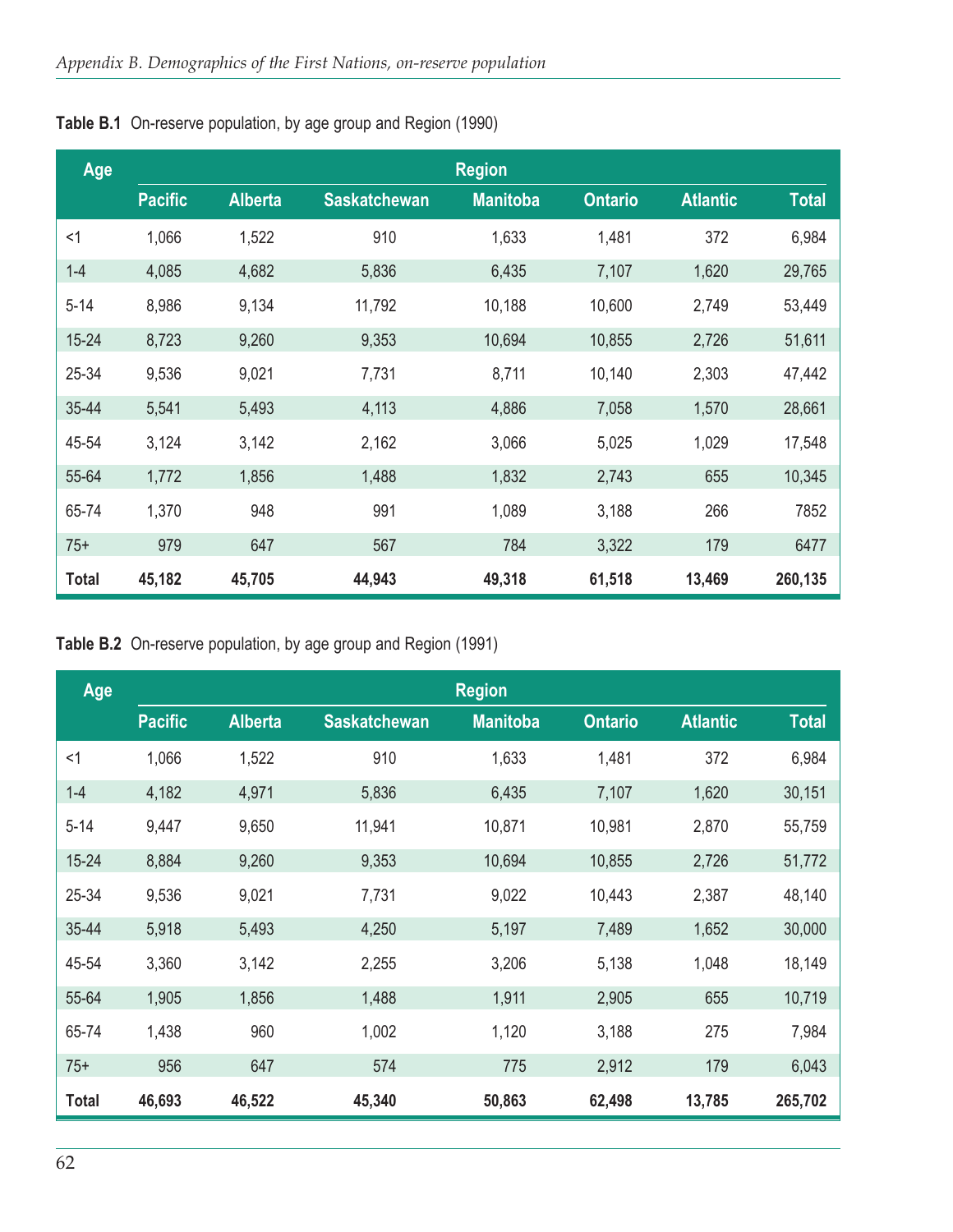**Table B.1** On-reserve population, by age group and Region (1990)

| Age | Region | | | | | | |
|---|---|---|---|---|---|---|---|
| | Pacific | Alberta | Saskatchewan | Manitoba | Ontario | Atlantic | Total |
| <1 | 1,066 | 1,522 | 910 | 1,633 | 1,481 | 372 | 6,984 |
| 1-4 | 4,085 | 4,682 | 5,836 | 6,435 | 7,107 | 1,620 | 29,765 |
| 5-14 | 8,986 | 9,134 | 11,792 | 10,188 | 10,600 | 2,749 | 53,449 |
| 15-24 | 8,723 | 9,260 | 9,353 | 10,694 | 10,855 | 2,726 | 51,611 |
| 25-34 | 9,536 | 9,021 | 7,731 | 8,711 | 10,140 | 2,303 | 47,442 |
| 35-44 | 5,541 | 5,493 | 4,113 | 4,886 | 7,058 | 1,570 | 28,661 |
| 45-54 | 3,124 | 3,142 | 2,162 | 3,066 | 5,025 | 1,029 | 17,548 |
| 55-64 | 1,772 | 1,856 | 1,488 | 1,832 | 2,743 | 655 | 10,345 |
| 65-74 | 1,370 | 948 | 991 | 1,089 | 3,188 | 266 | 7852 |
| 75+ | 979 | 647 | 567 | 784 | 3,322 | 179 | 6477 |
| **Total** | **45,182** | **45,705** | **44,943** | **49,318** | **61,518** | **13,469** | **260,135** |

**Table B.2** On-reserve population, by age group and Region (1991)

| Age | Region | | | | | | |
|---|---|---|---|---|---|---|---|
| | Pacific | Alberta | Saskatchewan | Manitoba | Ontario | Atlantic | Total |
| <1 | 1,066 | 1,522 | 910 | 1,633 | 1,481 | 372 | 6,984 |
| 1-4 | 4,182 | 4,971 | 5,836 | 6,435 | 7,107 | 1,620 | 30,151 |
| 5-14 | 9,447 | 9,650 | 11,941 | 10,871 | 10,981 | 2,870 | 55,759 |
| 15-24 | 8,884 | 9,260 | 9,353 | 10,694 | 10,855 | 2,726 | 51,772 |
| 25-34 | 9,536 | 9,021 | 7,731 | 9,022 | 10,443 | 2,387 | 48,140 |
| 35-44 | 5,918 | 5,493 | 4,250 | 5,197 | 7,489 | 1,652 | 30,000 |
| 45-54 | 3,360 | 3,142 | 2,255 | 3,206 | 5,138 | 1,048 | 18,149 |
| 55-64 | 1,905 | 1,856 | 1,488 | 1,911 | 2,905 | 655 | 10,719 |
| 65-74 | 1,438 | 960 | 1,002 | 1,120 | 3,188 | 275 | 7,984 |
| 75+ | 956 | 647 | 574 | 775 | 2,912 | 179 | 6,043 |
| **Total** | **46,693** | **46,522** | **45,340** | **50,863** | **62,498** | **13,785** | **265,702** |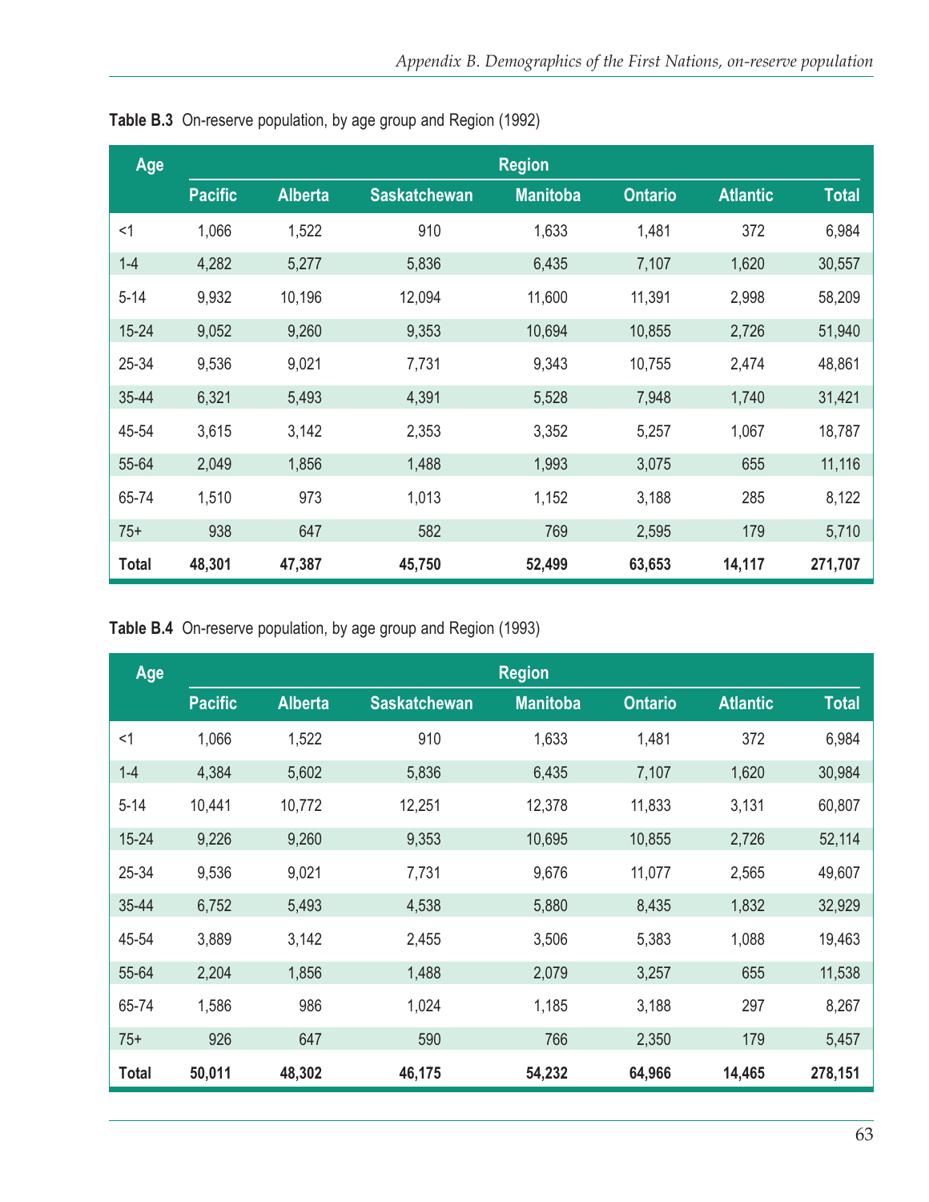**Table B.3** On-reserve population, by age group and Region (1992)

| Age | Region | | | | | | |
|---|---|---|---|---|---|---|---|
| | Pacific | Alberta | Saskatchewan | Manitoba | Ontario | Atlantic | Total |
| <1 | 1,066 | 1,522 | 910 | 1,633 | 1,481 | 372 | 6,984 |
| 1-4 | 4,282 | 5,277 | 5,836 | 6,435 | 7,107 | 1,620 | 30,557 |
| 5-14 | 9,932 | 10,196 | 12,094 | 11,600 | 11,391 | 2,998 | 58,209 |
| 15-24 | 9,052 | 9,260 | 9,353 | 10,694 | 10,855 | 2,726 | 51,940 |
| 25-34 | 9,536 | 9,021 | 7,731 | 9,343 | 10,755 | 2,474 | 48,861 |
| 35-44 | 6,321 | 5,493 | 4,391 | 5,528 | 7,948 | 1,740 | 31,421 |
| 45-54 | 3,615 | 3,142 | 2,353 | 3,352 | 5,257 | 1,067 | 18,787 |
| 55-64 | 2,049 | 1,856 | 1,488 | 1,993 | 3,075 | 655 | 11,116 |
| 65-74 | 1,510 | 973 | 1,013 | 1,152 | 3,188 | 285 | 8,122 |
| 75+ | 938 | 647 | 582 | 769 | 2,595 | 179 | 5,710 |
| **Total** | **48,301** | **47,387** | **45,750** | **52,499** | **63,653** | **14,117** | **271,707** |

**Table B.4** On-reserve population, by age group and Region (1993)

| Age | Region | | | | | | |
|---|---|---|---|---|---|---|---|
| | Pacific | Alberta | Saskatchewan | Manitoba | Ontario | Atlantic | Total |
| <1 | 1,066 | 1,522 | 910 | 1,633 | 1,481 | 372 | 6,984 |
| 1-4 | 4,384 | 5,602 | 5,836 | 6,435 | 7,107 | 1,620 | 30,984 |
| 5-14 | 10,441 | 10,772 | 12,251 | 12,378 | 11,833 | 3,131 | 60,807 |
| 15-24 | 9,226 | 9,260 | 9,353 | 10,695 | 10,855 | 2,726 | 52,114 |
| 25-34 | 9,536 | 9,021 | 7,731 | 9,676 | 11,077 | 2,565 | 49,607 |
| 35-44 | 6,752 | 5,493 | 4,538 | 5,880 | 8,435 | 1,832 | 32,929 |
| 45-54 | 3,889 | 3,142 | 2,455 | 3,506 | 5,383 | 1,088 | 19,463 |
| 55-64 | 2,204 | 1,856 | 1,488 | 2,079 | 3,257 | 655 | 11,538 |
| 65-74 | 1,586 | 986 | 1,024 | 1,185 | 3,188 | 297 | 8,267 |
| 75+ | 926 | 647 | 590 | 766 | 2,350 | 179 | 5,457 |
| **Total** | **50,011** | **48,302** | **46,175** | **54,232** | **64,966** | **14,465** | **278,151** |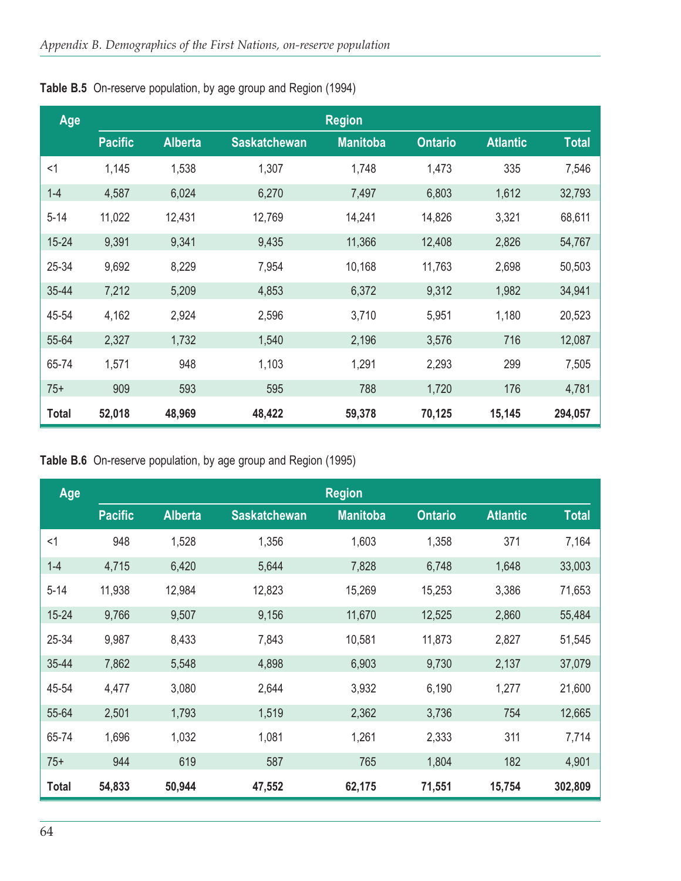**Table B.5** On-reserve population, by age group and Region (1994)

| Age | Region | | | | | | |
|---|---|---|---|---|---|---|---|
| | Pacific | Alberta | Saskatchewan | Manitoba | Ontario | Atlantic | Total |
| <1 | 1,145 | 1,538 | 1,307 | 1,748 | 1,473 | 335 | 7,546 |
| 1-4 | 4,587 | 6,024 | 6,270 | 7,497 | 6,803 | 1,612 | 32,793 |
| 5-14 | 11,022 | 12,431 | 12,769 | 14,241 | 14,826 | 3,321 | 68,611 |
| 15-24 | 9,391 | 9,341 | 9,435 | 11,366 | 12,408 | 2,826 | 54,767 |
| 25-34 | 9,692 | 8,229 | 7,954 | 10,168 | 11,763 | 2,698 | 50,503 |
| 35-44 | 7,212 | 5,209 | 4,853 | 6,372 | 9,312 | 1,982 | 34,941 |
| 45-54 | 4,162 | 2,924 | 2,596 | 3,710 | 5,951 | 1,180 | 20,523 |
| 55-64 | 2,327 | 1,732 | 1,540 | 2,196 | 3,576 | 716 | 12,087 |
| 65-74 | 1,571 | 948 | 1,103 | 1,291 | 2,293 | 299 | 7,505 |
| 75+ | 909 | 593 | 595 | 788 | 1,720 | 176 | 4,781 |
| **Total** | **52,018** | **48,969** | **48,422** | **59,378** | **70,125** | **15,145** | **294,057** |

**Table B.6** On-reserve population, by age group and Region (1995)

| Age | Region | | | | | | |
|---|---|---|---|---|---|---|---|
| | Pacific | Alberta | Saskatchewan | Manitoba | Ontario | Atlantic | Total |
| <1 | 948 | 1,528 | 1,356 | 1,603 | 1,358 | 371 | 7,164 |
| 1-4 | 4,715 | 6,420 | 5,644 | 7,828 | 6,748 | 1,648 | 33,003 |
| 5-14 | 11,938 | 12,984 | 12,823 | 15,269 | 15,253 | 3,386 | 71,653 |
| 15-24 | 9,766 | 9,507 | 9,156 | 11,670 | 12,525 | 2,860 | 55,484 |
| 25-34 | 9,987 | 8,433 | 7,843 | 10,581 | 11,873 | 2,827 | 51,545 |
| 35-44 | 7,862 | 5,548 | 4,898 | 6,903 | 9,730 | 2,137 | 37,079 |
| 45-54 | 4,477 | 3,080 | 2,644 | 3,932 | 6,190 | 1,277 | 21,600 |
| 55-64 | 2,501 | 1,793 | 1,519 | 2,362 | 3,736 | 754 | 12,665 |
| 65-74 | 1,696 | 1,032 | 1,081 | 1,261 | 2,333 | 311 | 7,714 |
| 75+ | 944 | 619 | 587 | 765 | 1,804 | 182 | 4,901 |
| **Total** | **54,833** | **50,944** | **47,552** | **62,175** | **71,551** | **15,754** | **302,809** |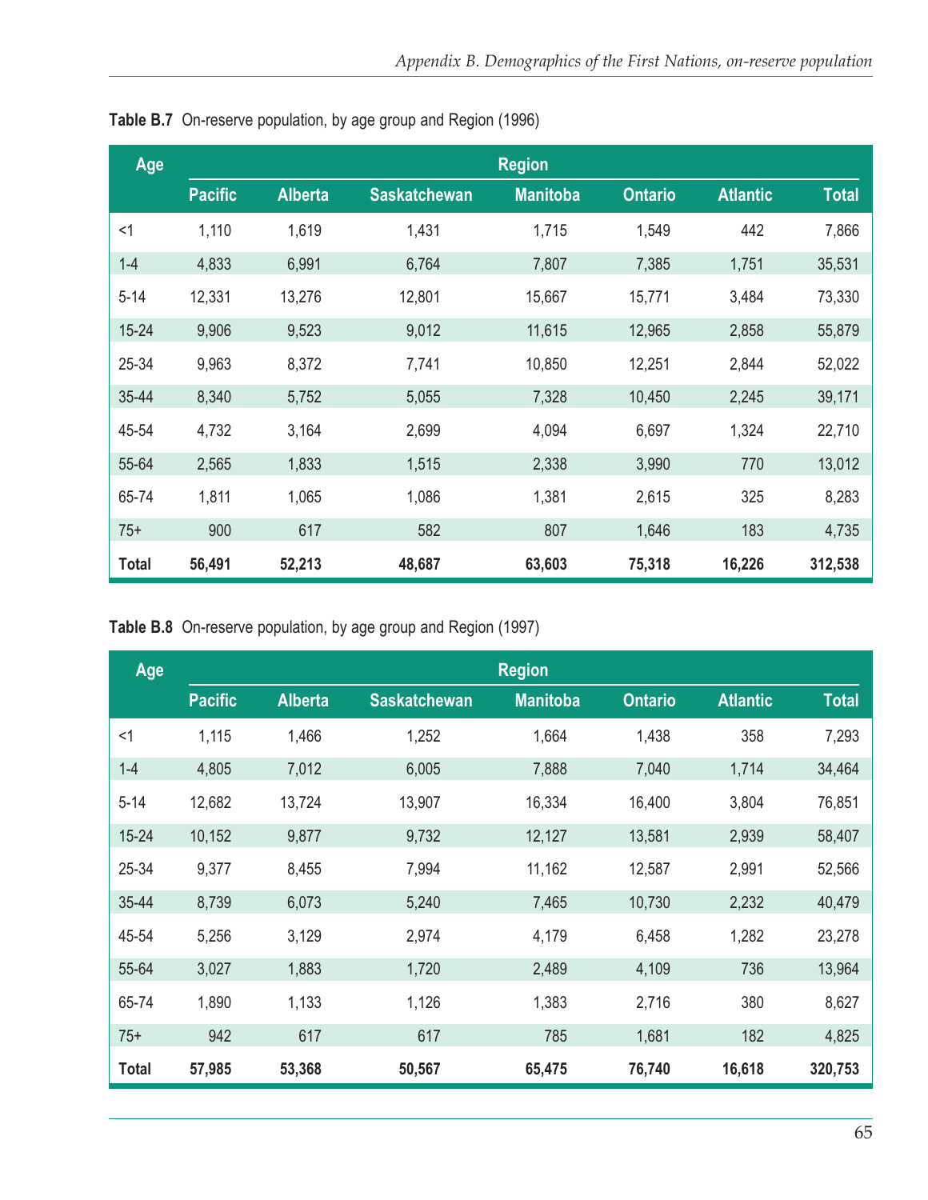**Table B.7** On-reserve population, by age group and Region (1996)

| Age | Region | | | | | | |
|---|---|---|---|---|---|---|---|
| | Pacific | Alberta | Saskatchewan | Manitoba | Ontario | Atlantic | Total |
| <1 | 1,110 | 1,619 | 1,431 | 1,715 | 1,549 | 442 | 7,866 |
| 1-4 | 4,833 | 6,991 | 6,764 | 7,807 | 7,385 | 1,751 | 35,531 |
| 5-14 | 12,331 | 13,276 | 12,801 | 15,667 | 15,771 | 3,484 | 73,330 |
| 15-24 | 9,906 | 9,523 | 9,012 | 11,615 | 12,965 | 2,858 | 55,879 |
| 25-34 | 9,963 | 8,372 | 7,741 | 10,850 | 12,251 | 2,844 | 52,022 |
| 35-44 | 8,340 | 5,752 | 5,055 | 7,328 | 10,450 | 2,245 | 39,171 |
| 45-54 | 4,732 | 3,164 | 2,699 | 4,094 | 6,697 | 1,324 | 22,710 |
| 55-64 | 2,565 | 1,833 | 1,515 | 2,338 | 3,990 | 770 | 13,012 |
| 65-74 | 1,811 | 1,065 | 1,086 | 1,381 | 2,615 | 325 | 8,283 |
| 75+ | 900 | 617 | 582 | 807 | 1,646 | 183 | 4,735 |
| **Total** | **56,491** | **52,213** | **48,687** | **63,603** | **75,318** | **16,226** | **312,538** |

**Table B.8** On-reserve population, by age group and Region (1997)

| Age | Region | | | | | | |
|---|---|---|---|---|---|---|---|
| | Pacific | Alberta | Saskatchewan | Manitoba | Ontario | Atlantic | Total |
| <1 | 1,115 | 1,466 | 1,252 | 1,664 | 1,438 | 358 | 7,293 |
| 1-4 | 4,805 | 7,012 | 6,005 | 7,888 | 7,040 | 1,714 | 34,464 |
| 5-14 | 12,682 | 13,724 | 13,907 | 16,334 | 16,400 | 3,804 | 76,851 |
| 15-24 | 10,152 | 9,877 | 9,732 | 12,127 | 13,581 | 2,939 | 58,407 |
| 25-34 | 9,377 | 8,455 | 7,994 | 11,162 | 12,587 | 2,991 | 52,566 |
| 35-44 | 8,739 | 6,073 | 5,240 | 7,465 | 10,730 | 2,232 | 40,479 |
| 45-54 | 5,256 | 3,129 | 2,974 | 4,179 | 6,458 | 1,282 | 23,278 |
| 55-64 | 3,027 | 1,883 | 1,720 | 2,489 | 4,109 | 736 | 13,964 |
| 65-74 | 1,890 | 1,133 | 1,126 | 1,383 | 2,716 | 380 | 8,627 |
| 75+ | 942 | 617 | 617 | 785 | 1,681 | 182 | 4,825 |
| **Total** | **57,985** | **53,368** | **50,567** | **65,475** | **76,740** | **16,618** | **320,753** |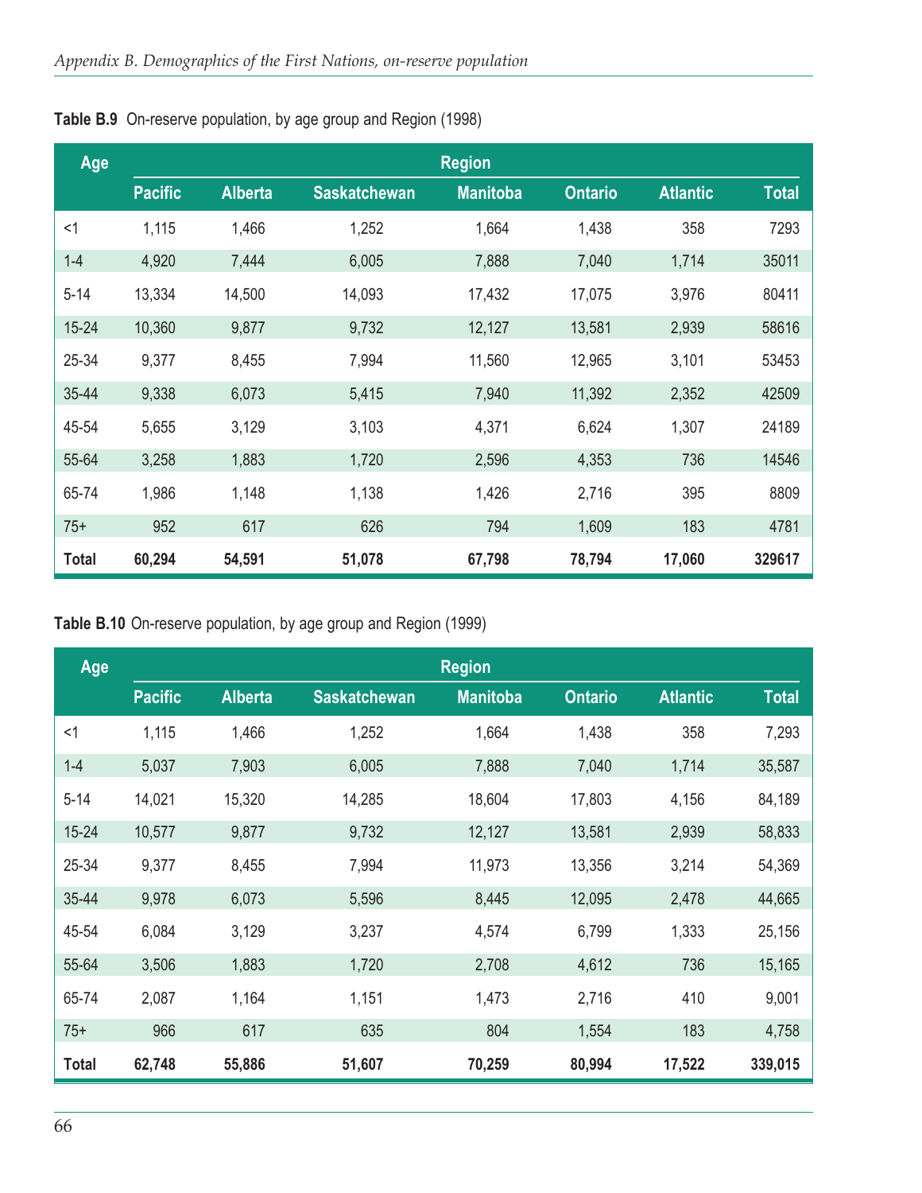**Table B.9** On-reserve population, by age group and Region (1998)

| Age | Region | | | | | | |
|---|---|---|---|---|---|---|---|
| | Pacific | Alberta | Saskatchewan | Manitoba | Ontario | Atlantic | Total |
| <1 | 1,115 | 1,466 | 1,252 | 1,664 | 1,438 | 358 | 7293 |
| 1-4 | 4,920 | 7,444 | 6,005 | 7,888 | 7,040 | 1,714 | 35011 |
| 5-14 | 13,334 | 14,500 | 14,093 | 17,432 | 17,075 | 3,976 | 80411 |
| 15-24 | 10,360 | 9,877 | 9,732 | 12,127 | 13,581 | 2,939 | 58616 |
| 25-34 | 9,377 | 8,455 | 7,994 | 11,560 | 12,965 | 3,101 | 53453 |
| 35-44 | 9,338 | 6,073 | 5,415 | 7,940 | 11,392 | 2,352 | 42509 |
| 45-54 | 5,655 | 3,129 | 3,103 | 4,371 | 6,624 | 1,307 | 24189 |
| 55-64 | 3,258 | 1,883 | 1,720 | 2,596 | 4,353 | 736 | 14546 |
| 65-74 | 1,986 | 1,148 | 1,138 | 1,426 | 2,716 | 395 | 8809 |
| 75+ | 952 | 617 | 626 | 794 | 1,609 | 183 | 4781 |
| **Total** | **60,294** | **54,591** | **51,078** | **67,798** | **78,794** | **17,060** | **329617** |

**Table B.10** On-reserve population, by age group and Region (1999)

| Age | Region | | | | | | |
|---|---|---|---|---|---|---|---|
| | Pacific | Alberta | Saskatchewan | Manitoba | Ontario | Atlantic | Total |
| <1 | 1,115 | 1,466 | 1,252 | 1,664 | 1,438 | 358 | 7,293 |
| 1-4 | 5,037 | 7,903 | 6,005 | 7,888 | 7,040 | 1,714 | 35,587 |
| 5-14 | 14,021 | 15,320 | 14,285 | 18,604 | 17,803 | 4,156 | 84,189 |
| 15-24 | 10,577 | 9,877 | 9,732 | 12,127 | 13,581 | 2,939 | 58,833 |
| 25-34 | 9,377 | 8,455 | 7,994 | 11,973 | 13,356 | 3,214 | 54,369 |
| 35-44 | 9,978 | 6,073 | 5,596 | 8,445 | 12,095 | 2,478 | 44,665 |
| 45-54 | 6,084 | 3,129 | 3,237 | 4,574 | 6,799 | 1,333 | 25,156 |
| 55-64 | 3,506 | 1,883 | 1,720 | 2,708 | 4,612 | 736 | 15,165 |
| 65-74 | 2,087 | 1,164 | 1,151 | 1,473 | 2,716 | 410 | 9,001 |
| 75+ | 966 | 617 | 635 | 804 | 1,554 | 183 | 4,758 |
| **Total** | **62,748** | **55,886** | **51,607** | **70,259** | **80,994** | **17,522** | **339,015** |